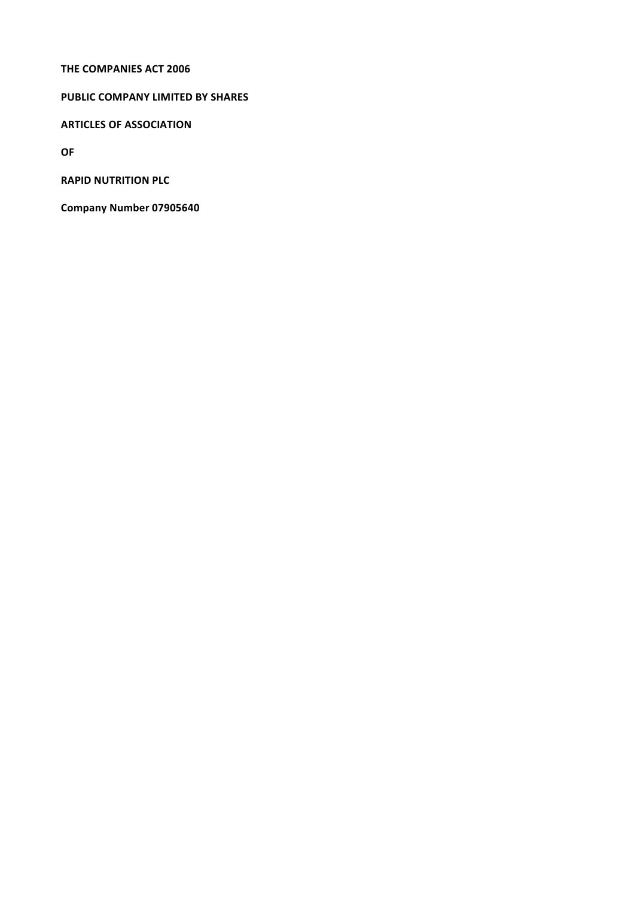**THE COMPANIES ACT 2006**

**PUBLIC COMPANY LIMITED BY SHARES**

**ARTICLES OF ASSOCIATION**

**OF**

**RAPID NUTRITION PLC**

**Company Number 07905640**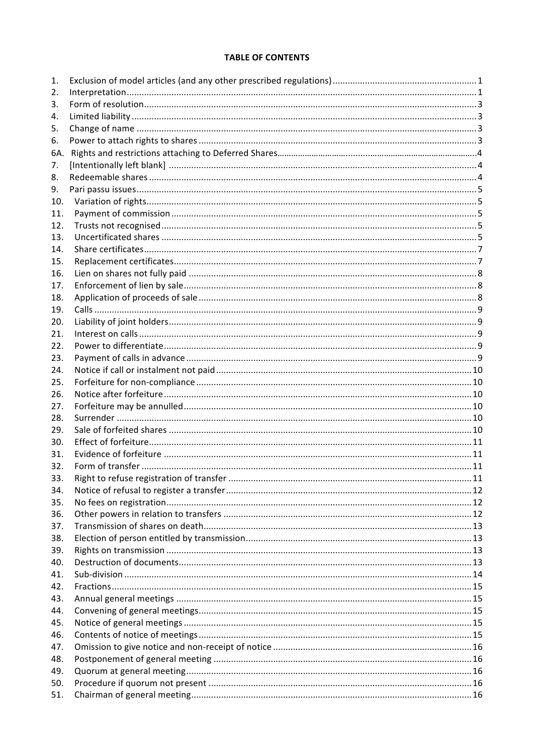**TABLE OF CONTENTS**

| | | |
|---|---|---|
| 1. | Exclusion of model articles (and any other prescribed regulations) | 1 |
| 2. | Interpretation | 1 |
| 3. | Form of resolution | 3 |
| 4. | Limited liability | 3 |
| 5. | Change of name | 3 |
| 6. | Power to attach rights to shares | 3 |
| 6A. | Rights and restrictions attaching to Deferred Shares | 4 |
| 7. | [Intentionally left blank] | 4 |
| 8. | Redeemable shares | 4 |
| 9. | Pari passu issues | 5 |
| 10. | Variation of rights | 5 |
| 11. | Payment of commission | 5 |
| 12. | Trusts not recognised | 5 |
| 13. | Uncertificated shares | 5 |
| 14. | Share certificates | 7 |
| 15. | Replacement certificates | 7 |
| 16. | Lien on shares not fully paid | 8 |
| 17. | Enforcement of lien by sale | 8 |
| 18. | Application of proceeds of sale | 8 |
| 19. | Calls | 9 |
| 20. | Liability of joint holders | 9 |
| 21. | Interest on calls | 9 |
| 22. | Power to differentiate | 9 |
| 23. | Payment of calls in advance | 9 |
| 24. | Notice if call or instalment not paid | 10 |
| 25. | Forfeiture for non-compliance | 10 |
| 26. | Notice after forfeiture | 10 |
| 27. | Forfeiture may be annulled | 10 |
| 28. | Surrender | 10 |
| 29. | Sale of forfeited shares | 10 |
| 30. | Effect of forfeiture | 11 |
| 31. | Evidence of forfeiture | 11 |
| 32. | Form of transfer | 11 |
| 33. | Right to refuse registration of transfer | 11 |
| 34. | Notice of refusal to register a transfer | 12 |
| 35. | No fees on registration | 12 |
| 36. | Other powers in relation to transfers | 12 |
| 37. | Transmission of shares on death | 13 |
| 38. | Election of person entitled by transmission | 13 |
| 39. | Rights on transmission | 13 |
| 40. | Destruction of documents | 13 |
| 41. | Sub-division | 14 |
| 42. | Fractions | 15 |
| 43. | Annual general meetings | 15 |
| 44. | Convening of general meetings | 15 |
| 45. | Notice of general meetings | 15 |
| 46. | Contents of notice of meetings | 15 |
| 47. | Omission to give notice and non-receipt of notice | 16 |
| 48. | Postponement of general meeting | 16 |
| 49. | Quorum at general meeting | 16 |
| 50. | Procedure if quorum not present | 16 |
| 51. | Chairman of general meeting | 16 |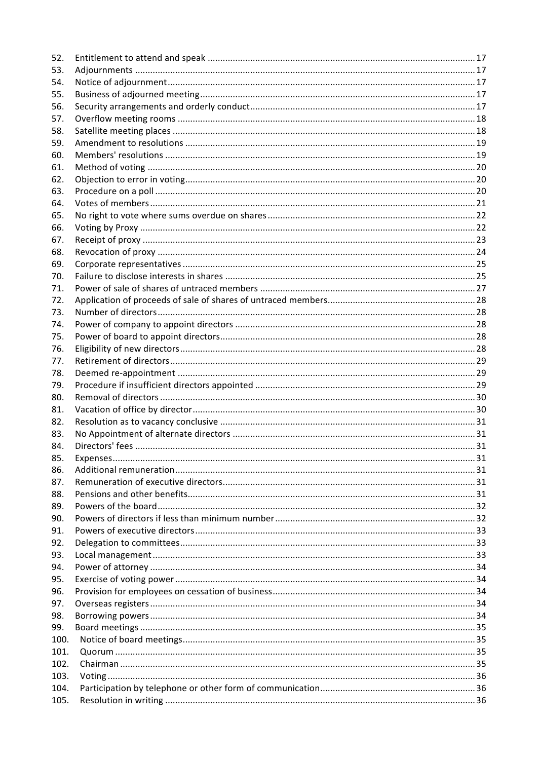| | | |
|---|---|---|
| 52. | Entitlement to attend and speak | 17 |
| 53. | Adjournments | 17 |
| 54. | Notice of adjournment | 17 |
| 55. | Business of adjourned meeting | 17 |
| 56. | Security arrangements and orderly conduct | 17 |
| 57. | Overflow meeting rooms | 18 |
| 58. | Satellite meeting places | 18 |
| 59. | Amendment to resolutions | 19 |
| 60. | Members' resolutions | 19 |
| 61. | Method of voting | 20 |
| 62. | Objection to error in voting | 20 |
| 63. | Procedure on a poll | 20 |
| 64. | Votes of members | 21 |
| 65. | No right to vote where sums overdue on shares | 22 |
| 66. | Voting by Proxy | 22 |
| 67. | Receipt of proxy | 23 |
| 68. | Revocation of proxy | 24 |
| 69. | Corporate representatives | 25 |
| 70. | Failure to disclose interests in shares | 25 |
| 71. | Power of sale of shares of untraced members | 27 |
| 72. | Application of proceeds of sale of shares of untraced members | 28 |
| 73. | Number of directors | 28 |
| 74. | Power of company to appoint directors | 28 |
| 75. | Power of board to appoint directors | 28 |
| 76. | Eligibility of new directors | 28 |
| 77. | Retirement of directors | 29 |
| 78. | Deemed re-appointment | 29 |
| 79. | Procedure if insufficient directors appointed | 29 |
| 80. | Removal of directors | 30 |
| 81. | Vacation of office by director | 30 |
| 82. | Resolution as to vacancy conclusive | 31 |
| 83. | No Appointment of alternate directors | 31 |
| 84. | Directors' fees | 31 |
| 85. | Expenses | 31 |
| 86. | Additional remuneration | 31 |
| 87. | Remuneration of executive directors | 31 |
| 88. | Pensions and other benefits | 31 |
| 89. | Powers of the board | 32 |
| 90. | Powers of directors if less than minimum number | 32 |
| 91. | Powers of executive directors | 33 |
| 92. | Delegation to committees | 33 |
| 93. | Local management | 33 |
| 94. | Power of attorney | 34 |
| 95. | Exercise of voting power | 34 |
| 96. | Provision for employees on cessation of business | 34 |
| 97. | Overseas registers | 34 |
| 98. | Borrowing powers | 34 |
| 99. | Board meetings | 35 |
| 100. | Notice of board meetings | 35 |
| 101. | Quorum | 35 |
| 102. | Chairman | 35 |
| 103. | Voting | 36 |
| 104. | Participation by telephone or other form of communication | 36 |
| 105. | Resolution in writing | 36 |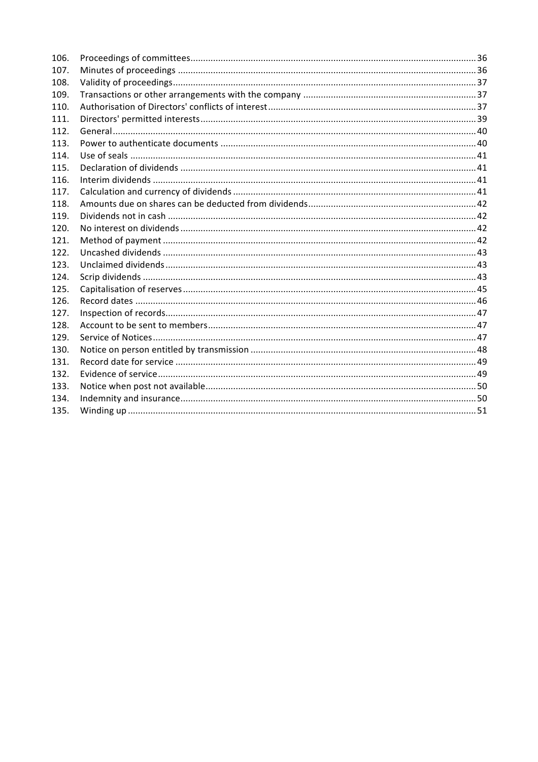| | | |
|---|---|---|
| 106. | Proceedings of committees | 36 |
| 107. | Minutes of proceedings | 36 |
| 108. | Validity of proceedings | 37 |
| 109. | Transactions or other arrangements with the company | 37 |
| 110. | Authorisation of Directors' conflicts of interest | 37 |
| 111. | Directors' permitted interests | 39 |
| 112. | General | 40 |
| 113. | Power to authenticate documents | 40 |
| 114. | Use of seals | 41 |
| 115. | Declaration of dividends | 41 |
| 116. | Interim dividends | 41 |
| 117. | Calculation and currency of dividends | 41 |
| 118. | Amounts due on shares can be deducted from dividends | 42 |
| 119. | Dividends not in cash | 42 |
| 120. | No interest on dividends | 42 |
| 121. | Method of payment | 42 |
| 122. | Uncashed dividends | 43 |
| 123. | Unclaimed dividends | 43 |
| 124. | Scrip dividends | 43 |
| 125. | Capitalisation of reserves | 45 |
| 126. | Record dates | 46 |
| 127. | Inspection of records | 47 |
| 128. | Account to be sent to members | 47 |
| 129. | Service of Notices | 47 |
| 130. | Notice on person entitled by transmission | 48 |
| 131. | Record date for service | 49 |
| 132. | Evidence of service | 49 |
| 133. | Notice when post not available | 50 |
| 134. | Indemnity and insurance | 50 |
| 135. | Winding up | 51 |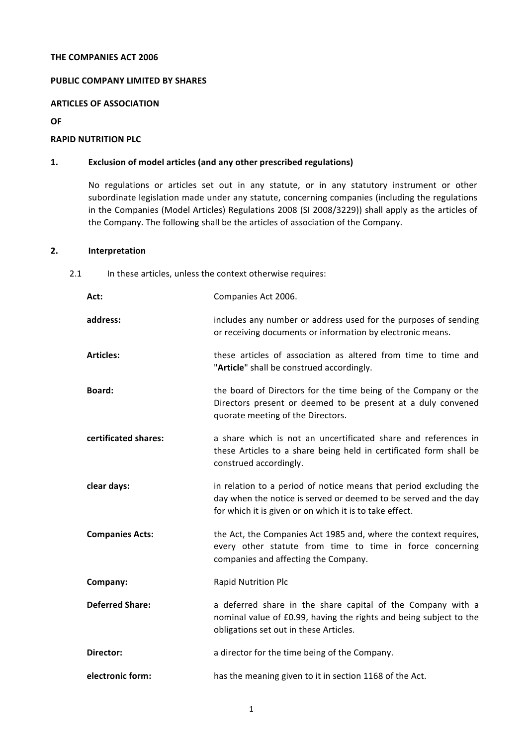**THE COMPANIES ACT 2006**

**PUBLIC COMPANY LIMITED BY SHARES**

**ARTICLES OF ASSOCIATION**

**OF**

**RAPID NUTRITION PLC**

## 1. Exclusion of model articles (and any other prescribed regulations)

No regulations or articles set out in any statute, or in any statutory instrument or other subordinate legislation made under any statute, concerning companies (including the regulations in the Companies (Model Articles) Regulations 2008 (SI 2008/3229)) shall apply as the articles of the Company. The following shall be the articles of association of the Company.

## 2. Interpretation

2.1 In these articles, unless the context otherwise requires:

| | |
|---|---|
| **Act:** | Companies Act 2006. |
| **address:** | includes any number or address used for the purposes of sending or receiving documents or information by electronic means. |
| **Articles:** | these articles of association as altered from time to time and "**Article**" shall be construed accordingly. |
| **Board:** | the board of Directors for the time being of the Company or the Directors present or deemed to be present at a duly convened quorate meeting of the Directors. |
| **certificated shares:** | a share which is not an uncertificated share and references in these Articles to a share being held in certificated form shall be construed accordingly. |
| **clear days:** | in relation to a period of notice means that period excluding the day when the notice is served or deemed to be served and the day for which it is given or on which it is to take effect. |
| **Companies Acts:** | the Act, the Companies Act 1985 and, where the context requires, every other statute from time to time in force concerning companies and affecting the Company. |
| **Company:** | Rapid Nutrition Plc |
| **Deferred Share:** | a deferred share in the share capital of the Company with a nominal value of £0.99, having the rights and being subject to the obligations set out in these Articles. |
| **Director:** | a director for the time being of the Company. |
| **electronic form:** | has the meaning given to it in section 1168 of the Act. |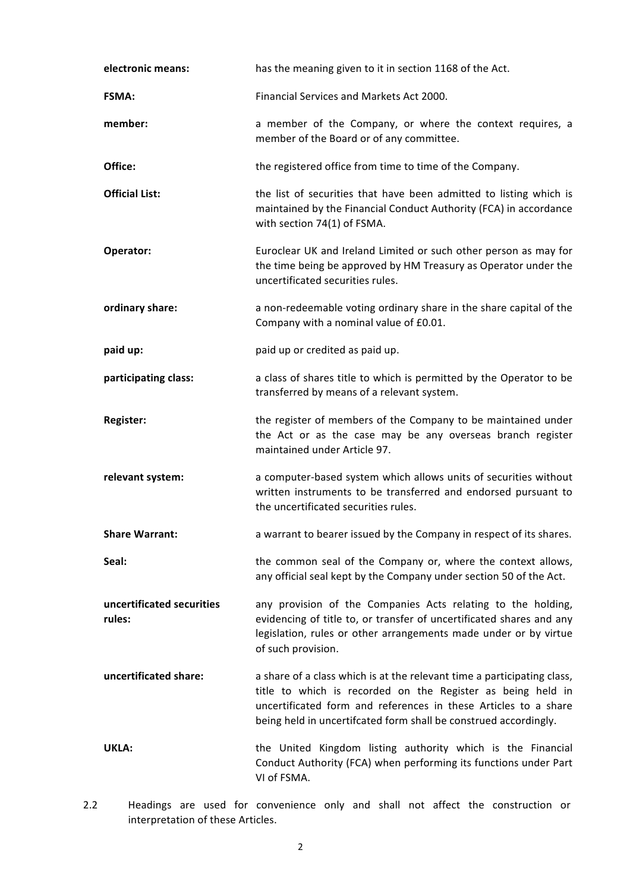**electronic means:** has the meaning given to it in section 1168 of the Act.

**FSMA:** Financial Services and Markets Act 2000.

**member:** a member of the Company, or where the context requires, a member of the Board or of any committee.

**Office:** the registered office from time to time of the Company.

**Official List:** the list of securities that have been admitted to listing which is maintained by the Financial Conduct Authority (FCA) in accordance with section 74(1) of FSMA.

**Operator:** Euroclear UK and Ireland Limited or such other person as may for the time being be approved by HM Treasury as Operator under the uncertificated securities rules.

**ordinary share:** a non-redeemable voting ordinary share in the share capital of the Company with a nominal value of £0.01.

**paid up:** paid up or credited as paid up.

**participating class:** a class of shares title to which is permitted by the Operator to be transferred by means of a relevant system.

**Register:** the register of members of the Company to be maintained under the Act or as the case may be any overseas branch register maintained under Article 97.

**relevant system:** a computer-based system which allows units of securities without written instruments to be transferred and endorsed pursuant to the uncertificated securities rules.

**Share Warrant:** a warrant to bearer issued by the Company in respect of its shares.

**Seal:** the common seal of the Company or, where the context allows, any official seal kept by the Company under section 50 of the Act.

**uncertificated securities rules:** any provision of the Companies Acts relating to the holding, evidencing of title to, or transfer of uncertificated shares and any legislation, rules or other arrangements made under or by virtue of such provision.

**uncertificated share:** a share of a class which is at the relevant time a participating class, title to which is recorded on the Register as being held in uncertificated form and references in these Articles to a share being held in uncertifcated form shall be construed accordingly.

**UKLA:** the United Kingdom listing authority which is the Financial Conduct Authority (FCA) when performing its functions under Part VI of FSMA.

2.2 Headings are used for convenience only and shall not affect the construction or interpretation of these Articles.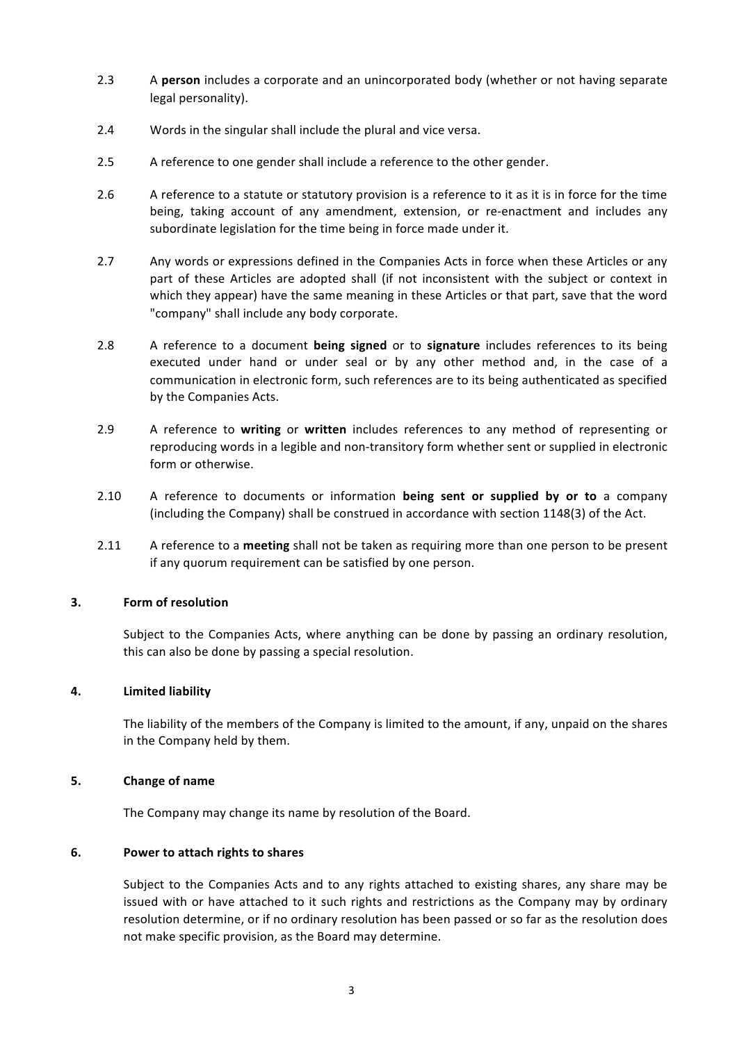2.3 A **person** includes a corporate and an unincorporated body (whether or not having separate legal personality).

2.4 Words in the singular shall include the plural and vice versa.

2.5 A reference to one gender shall include a reference to the other gender.

2.6 A reference to a statute or statutory provision is a reference to it as it is in force for the time being, taking account of any amendment, extension, or re-enactment and includes any subordinate legislation for the time being in force made under it.

2.7 Any words or expressions defined in the Companies Acts in force when these Articles or any part of these Articles are adopted shall (if not inconsistent with the subject or context in which they appear) have the same meaning in these Articles or that part, save that the word "company" shall include any body corporate.

2.8 A reference to a document **being signed** or to **signature** includes references to its being executed under hand or under seal or by any other method and, in the case of a communication in electronic form, such references are to its being authenticated as specified by the Companies Acts.

2.9 A reference to **writing** or **written** includes references to any method of representing or reproducing words in a legible and non-transitory form whether sent or supplied in electronic form or otherwise.

2.10 A reference to documents or information **being sent or supplied by or to** a company (including the Company) shall be construed in accordance with section 1148(3) of the Act.

2.11 A reference to a **meeting** shall not be taken as requiring more than one person to be present if any quorum requirement can be satisfied by one person.

## 3. Form of resolution

Subject to the Companies Acts, where anything can be done by passing an ordinary resolution, this can also be done by passing a special resolution.

## 4. Limited liability

The liability of the members of the Company is limited to the amount, if any, unpaid on the shares in the Company held by them.

## 5. Change of name

The Company may change its name by resolution of the Board.

## 6. Power to attach rights to shares

Subject to the Companies Acts and to any rights attached to existing shares, any share may be issued with or have attached to it such rights and restrictions as the Company may by ordinary resolution determine, or if no ordinary resolution has been passed or so far as the resolution does not make specific provision, as the Board may determine.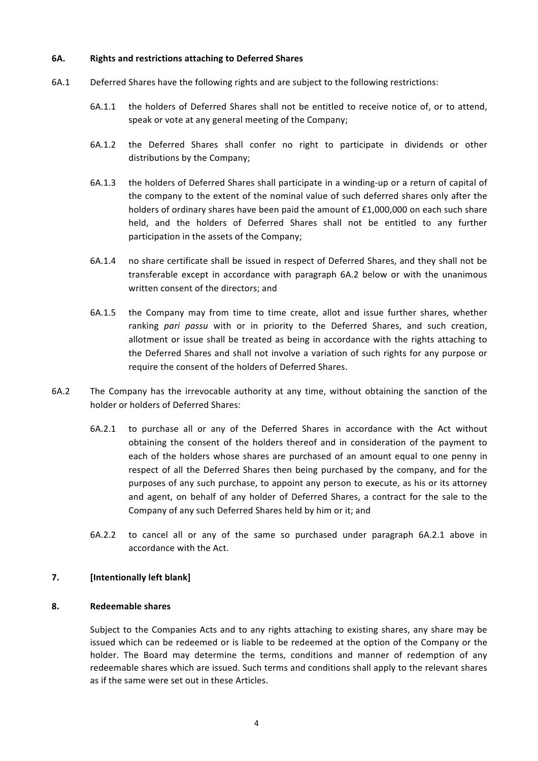**6A. Rights and restrictions attaching to Deferred Shares**

6A.1 Deferred Shares have the following rights and are subject to the following restrictions:

6A.1.1 the holders of Deferred Shares shall not be entitled to receive notice of, or to attend, speak or vote at any general meeting of the Company;

6A.1.2 the Deferred Shares shall confer no right to participate in dividends or other distributions by the Company;

6A.1.3 the holders of Deferred Shares shall participate in a winding-up or a return of capital of the company to the extent of the nominal value of such deferred shares only after the holders of ordinary shares have been paid the amount of £1,000,000 on each such share held, and the holders of Deferred Shares shall not be entitled to any further participation in the assets of the Company;

6A.1.4 no share certificate shall be issued in respect of Deferred Shares, and they shall not be transferable except in accordance with paragraph 6A.2 below or with the unanimous written consent of the directors; and

6A.1.5 the Company may from time to time create, allot and issue further shares, whether ranking *pari passu* with or in priority to the Deferred Shares, and such creation, allotment or issue shall be treated as being in accordance with the rights attaching to the Deferred Shares and shall not involve a variation of such rights for any purpose or require the consent of the holders of Deferred Shares.

6A.2 The Company has the irrevocable authority at any time, without obtaining the sanction of the holder or holders of Deferred Shares:

6A.2.1 to purchase all or any of the Deferred Shares in accordance with the Act without obtaining the consent of the holders thereof and in consideration of the payment to each of the holders whose shares are purchased of an amount equal to one penny in respect of all the Deferred Shares then being purchased by the company, and for the purposes of any such purchase, to appoint any person to execute, as his or its attorney and agent, on behalf of any holder of Deferred Shares, a contract for the sale to the Company of any such Deferred Shares held by him or it; and

6A.2.2 to cancel all or any of the same so purchased under paragraph 6A.2.1 above in accordance with the Act.

**7. [Intentionally left blank]**

**8. Redeemable shares**

Subject to the Companies Acts and to any rights attaching to existing shares, any share may be issued which can be redeemed or is liable to be redeemed at the option of the Company or the holder. The Board may determine the terms, conditions and manner of redemption of any redeemable shares which are issued. Such terms and conditions shall apply to the relevant shares as if the same were set out in these Articles.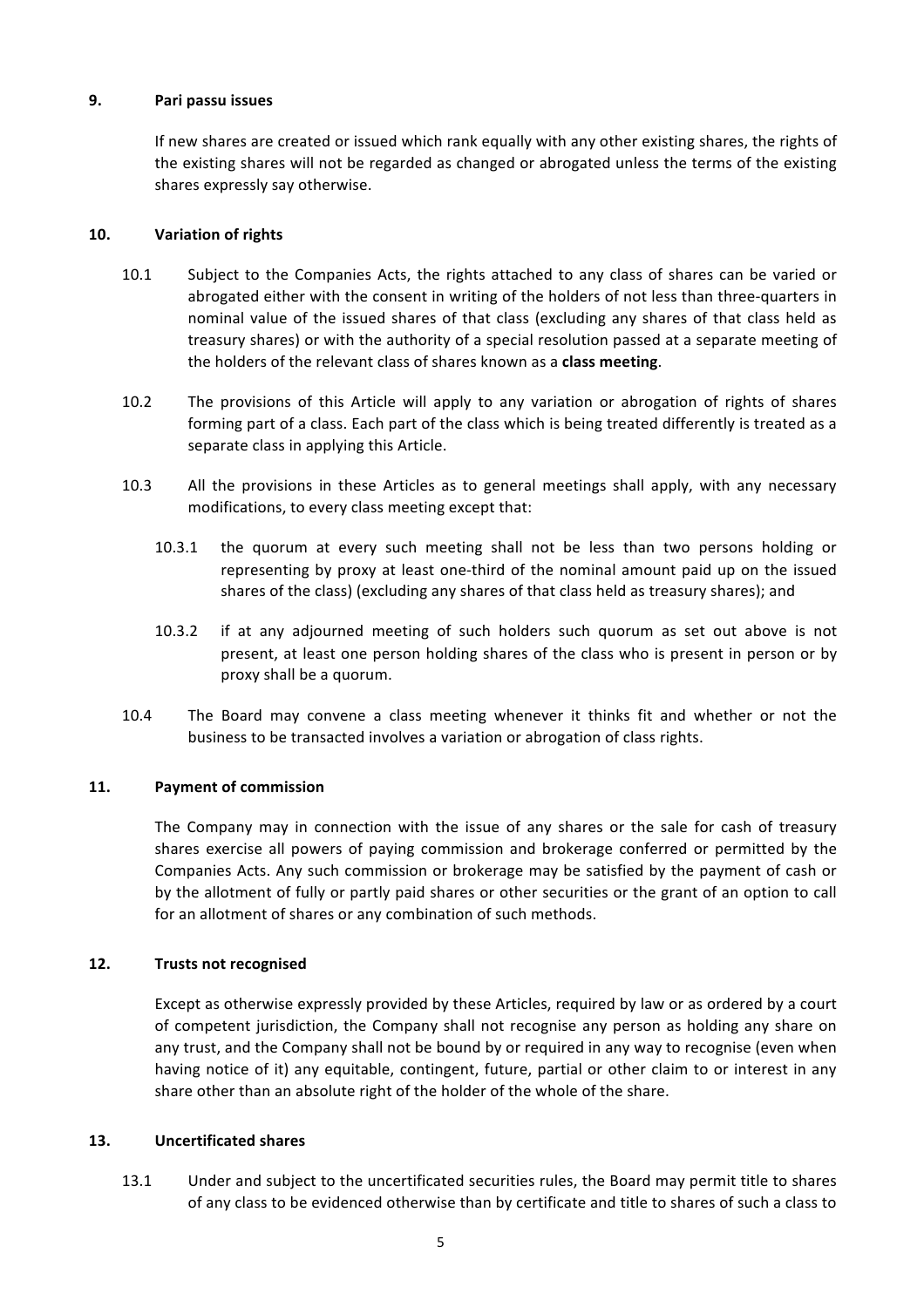## 9. Pari passu issues

If new shares are created or issued which rank equally with any other existing shares, the rights of the existing shares will not be regarded as changed or abrogated unless the terms of the existing shares expressly say otherwise.

## 10. Variation of rights

10.1 Subject to the Companies Acts, the rights attached to any class of shares can be varied or abrogated either with the consent in writing of the holders of not less than three-quarters in nominal value of the issued shares of that class (excluding any shares of that class held as treasury shares) or with the authority of a special resolution passed at a separate meeting of the holders of the relevant class of shares known as a **class meeting**.

10.2 The provisions of this Article will apply to any variation or abrogation of rights of shares forming part of a class. Each part of the class which is being treated differently is treated as a separate class in applying this Article.

10.3 All the provisions in these Articles as to general meetings shall apply, with any necessary modifications, to every class meeting except that:

10.3.1 the quorum at every such meeting shall not be less than two persons holding or representing by proxy at least one-third of the nominal amount paid up on the issued shares of the class) (excluding any shares of that class held as treasury shares); and

10.3.2 if at any adjourned meeting of such holders such quorum as set out above is not present, at least one person holding shares of the class who is present in person or by proxy shall be a quorum.

10.4 The Board may convene a class meeting whenever it thinks fit and whether or not the business to be transacted involves a variation or abrogation of class rights.

## 11. Payment of commission

The Company may in connection with the issue of any shares or the sale for cash of treasury shares exercise all powers of paying commission and brokerage conferred or permitted by the Companies Acts. Any such commission or brokerage may be satisfied by the payment of cash or by the allotment of fully or partly paid shares or other securities or the grant of an option to call for an allotment of shares or any combination of such methods.

## 12. Trusts not recognised

Except as otherwise expressly provided by these Articles, required by law or as ordered by a court of competent jurisdiction, the Company shall not recognise any person as holding any share on any trust, and the Company shall not be bound by or required in any way to recognise (even when having notice of it) any equitable, contingent, future, partial or other claim to or interest in any share other than an absolute right of the holder of the whole of the share.

## 13. Uncertificated shares

13.1 Under and subject to the uncertificated securities rules, the Board may permit title to shares of any class to be evidenced otherwise than by certificate and title to shares of such a class to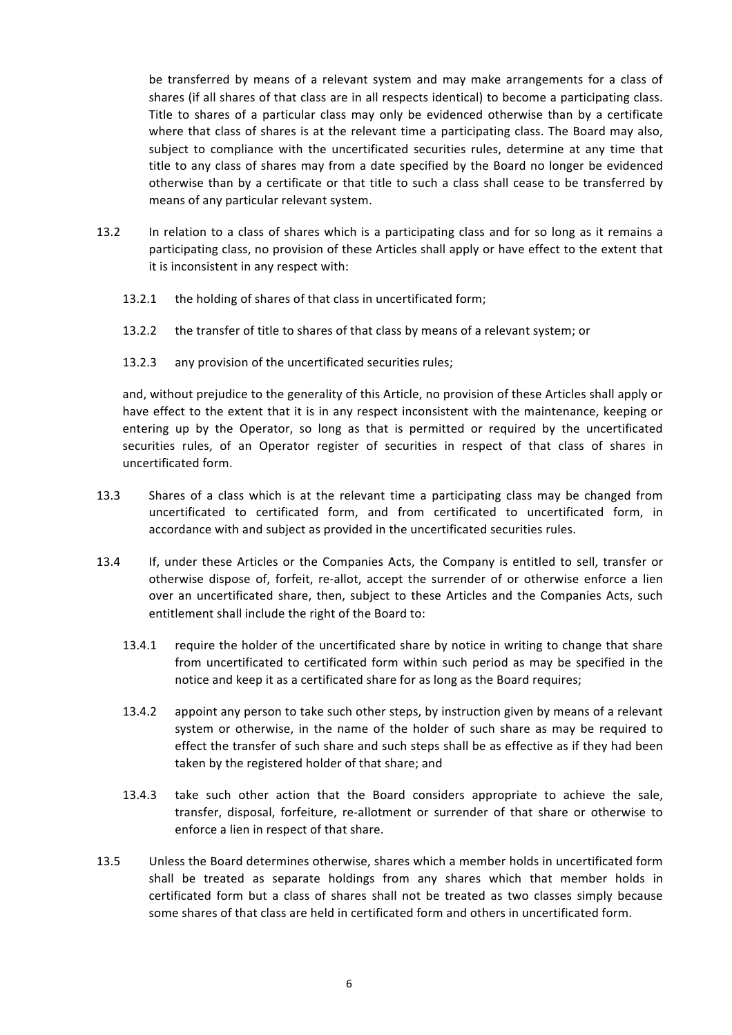be transferred by means of a relevant system and may make arrangements for a class of shares (if all shares of that class are in all respects identical) to become a participating class. Title to shares of a particular class may only be evidenced otherwise than by a certificate where that class of shares is at the relevant time a participating class. The Board may also, subject to compliance with the uncertificated securities rules, determine at any time that title to any class of shares may from a date specified by the Board no longer be evidenced otherwise than by a certificate or that title to such a class shall cease to be transferred by means of any particular relevant system.

13.2 In relation to a class of shares which is a participating class and for so long as it remains a participating class, no provision of these Articles shall apply or have effect to the extent that it is inconsistent in any respect with:

13.2.1 the holding of shares of that class in uncertificated form;

13.2.2 the transfer of title to shares of that class by means of a relevant system; or

13.2.3 any provision of the uncertificated securities rules;

and, without prejudice to the generality of this Article, no provision of these Articles shall apply or have effect to the extent that it is in any respect inconsistent with the maintenance, keeping or entering up by the Operator, so long as that is permitted or required by the uncertificated securities rules, of an Operator register of securities in respect of that class of shares in uncertificated form.

13.3 Shares of a class which is at the relevant time a participating class may be changed from uncertificated to certificated form, and from certificated to uncertificated form, in accordance with and subject as provided in the uncertificated securities rules.

13.4 If, under these Articles or the Companies Acts, the Company is entitled to sell, transfer or otherwise dispose of, forfeit, re-allot, accept the surrender of or otherwise enforce a lien over an uncertificated share, then, subject to these Articles and the Companies Acts, such entitlement shall include the right of the Board to:

13.4.1 require the holder of the uncertificated share by notice in writing to change that share from uncertificated to certificated form within such period as may be specified in the notice and keep it as a certificated share for as long as the Board requires;

13.4.2 appoint any person to take such other steps, by instruction given by means of a relevant system or otherwise, in the name of the holder of such share as may be required to effect the transfer of such share and such steps shall be as effective as if they had been taken by the registered holder of that share; and

13.4.3 take such other action that the Board considers appropriate to achieve the sale, transfer, disposal, forfeiture, re-allotment or surrender of that share or otherwise to enforce a lien in respect of that share.

13.5 Unless the Board determines otherwise, shares which a member holds in uncertificated form shall be treated as separate holdings from any shares which that member holds in certificated form but a class of shares shall not be treated as two classes simply because some shares of that class are held in certificated form and others in uncertificated form.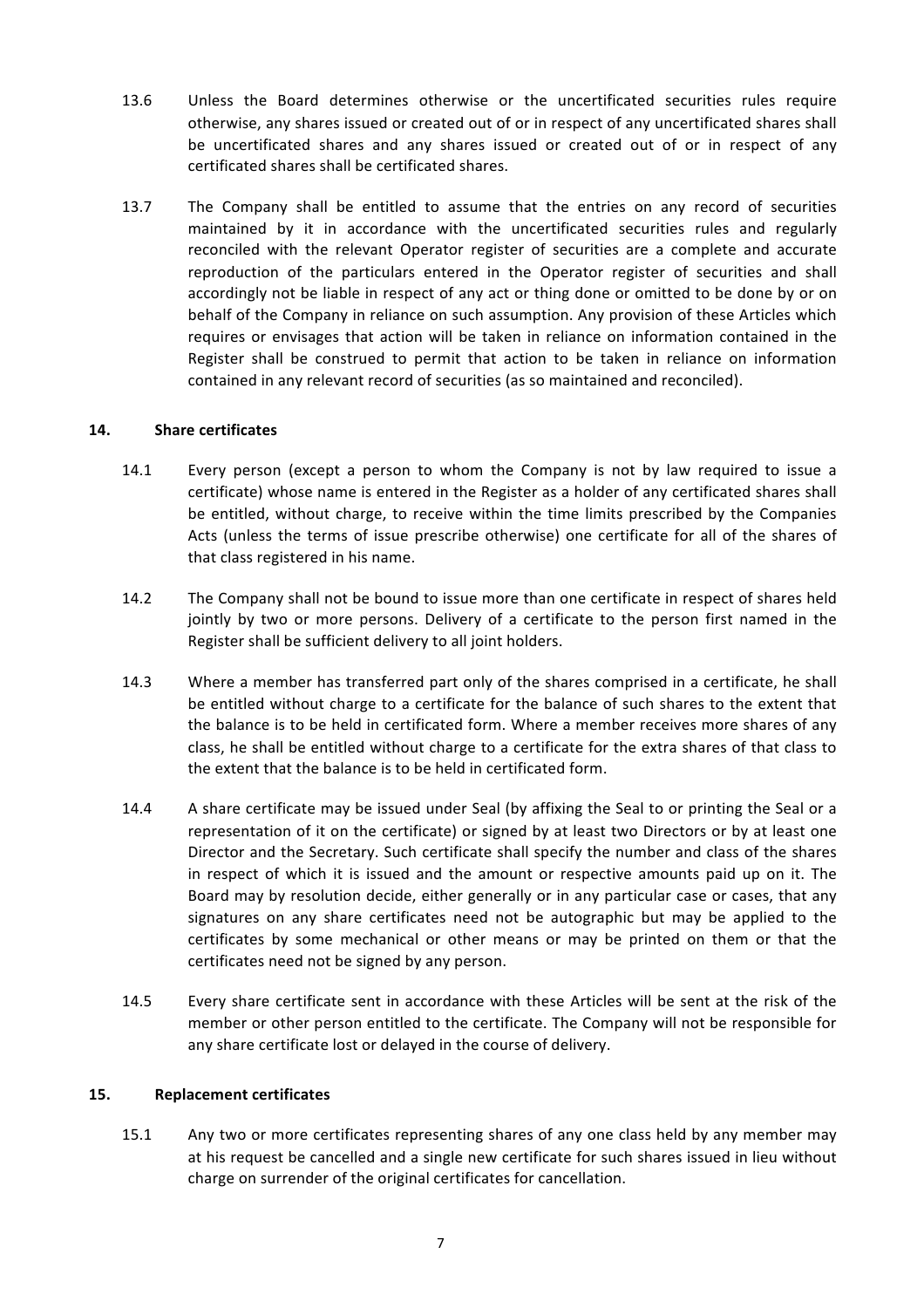13.6 Unless the Board determines otherwise or the uncertificated securities rules require otherwise, any shares issued or created out of or in respect of any uncertificated shares shall be uncertificated shares and any shares issued or created out of or in respect of any certificated shares shall be certificated shares.

13.7 The Company shall be entitled to assume that the entries on any record of securities maintained by it in accordance with the uncertificated securities rules and regularly reconciled with the relevant Operator register of securities are a complete and accurate reproduction of the particulars entered in the Operator register of securities and shall accordingly not be liable in respect of any act or thing done or omitted to be done by or on behalf of the Company in reliance on such assumption. Any provision of these Articles which requires or envisages that action will be taken in reliance on information contained in the Register shall be construed to permit that action to be taken in reliance on information contained in any relevant record of securities (as so maintained and reconciled).

## 14. Share certificates

14.1 Every person (except a person to whom the Company is not by law required to issue a certificate) whose name is entered in the Register as a holder of any certificated shares shall be entitled, without charge, to receive within the time limits prescribed by the Companies Acts (unless the terms of issue prescribe otherwise) one certificate for all of the shares of that class registered in his name.

14.2 The Company shall not be bound to issue more than one certificate in respect of shares held jointly by two or more persons. Delivery of a certificate to the person first named in the Register shall be sufficient delivery to all joint holders.

14.3 Where a member has transferred part only of the shares comprised in a certificate, he shall be entitled without charge to a certificate for the balance of such shares to the extent that the balance is to be held in certificated form. Where a member receives more shares of any class, he shall be entitled without charge to a certificate for the extra shares of that class to the extent that the balance is to be held in certificated form.

14.4 A share certificate may be issued under Seal (by affixing the Seal to or printing the Seal or a representation of it on the certificate) or signed by at least two Directors or by at least one Director and the Secretary. Such certificate shall specify the number and class of the shares in respect of which it is issued and the amount or respective amounts paid up on it. The Board may by resolution decide, either generally or in any particular case or cases, that any signatures on any share certificates need not be autographic but may be applied to the certificates by some mechanical or other means or may be printed on them or that the certificates need not be signed by any person.

14.5 Every share certificate sent in accordance with these Articles will be sent at the risk of the member or other person entitled to the certificate. The Company will not be responsible for any share certificate lost or delayed in the course of delivery.

## 15. Replacement certificates

15.1 Any two or more certificates representing shares of any one class held by any member may at his request be cancelled and a single new certificate for such shares issued in lieu without charge on surrender of the original certificates for cancellation.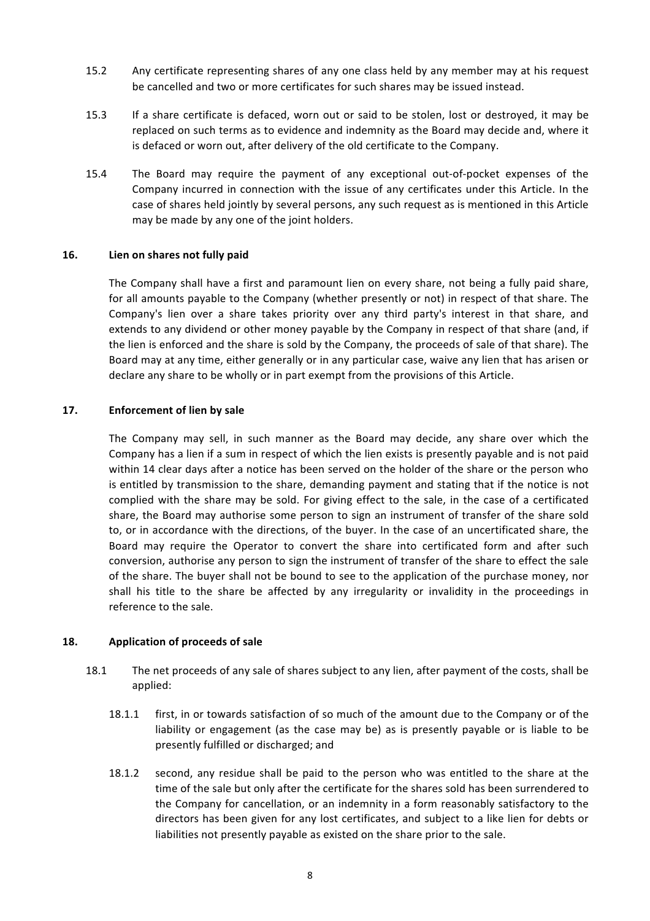15.2 Any certificate representing shares of any one class held by any member may at his request be cancelled and two or more certificates for such shares may be issued instead.

15.3 If a share certificate is defaced, worn out or said to be stolen, lost or destroyed, it may be replaced on such terms as to evidence and indemnity as the Board may decide and, where it is defaced or worn out, after delivery of the old certificate to the Company.

15.4 The Board may require the payment of any exceptional out-of-pocket expenses of the Company incurred in connection with the issue of any certificates under this Article. In the case of shares held jointly by several persons, any such request as is mentioned in this Article may be made by any one of the joint holders.

## 16. Lien on shares not fully paid

The Company shall have a first and paramount lien on every share, not being a fully paid share, for all amounts payable to the Company (whether presently or not) in respect of that share. The Company's lien over a share takes priority over any third party's interest in that share, and extends to any dividend or other money payable by the Company in respect of that share (and, if the lien is enforced and the share is sold by the Company, the proceeds of sale of that share). The Board may at any time, either generally or in any particular case, waive any lien that has arisen or declare any share to be wholly or in part exempt from the provisions of this Article.

## 17. Enforcement of lien by sale

The Company may sell, in such manner as the Board may decide, any share over which the Company has a lien if a sum in respect of which the lien exists is presently payable and is not paid within 14 clear days after a notice has been served on the holder of the share or the person who is entitled by transmission to the share, demanding payment and stating that if the notice is not complied with the share may be sold. For giving effect to the sale, in the case of a certificated share, the Board may authorise some person to sign an instrument of transfer of the share sold to, or in accordance with the directions, of the buyer. In the case of an uncertificated share, the Board may require the Operator to convert the share into certificated form and after such conversion, authorise any person to sign the instrument of transfer of the share to effect the sale of the share. The buyer shall not be bound to see to the application of the purchase money, nor shall his title to the share be affected by any irregularity or invalidity in the proceedings in reference to the sale.

## 18. Application of proceeds of sale

18.1 The net proceeds of any sale of shares subject to any lien, after payment of the costs, shall be applied:

18.1.1 first, in or towards satisfaction of so much of the amount due to the Company or of the liability or engagement (as the case may be) as is presently payable or is liable to be presently fulfilled or discharged; and

18.1.2 second, any residue shall be paid to the person who was entitled to the share at the time of the sale but only after the certificate for the shares sold has been surrendered to the Company for cancellation, or an indemnity in a form reasonably satisfactory to the directors has been given for any lost certificates, and subject to a like lien for debts or liabilities not presently payable as existed on the share prior to the sale.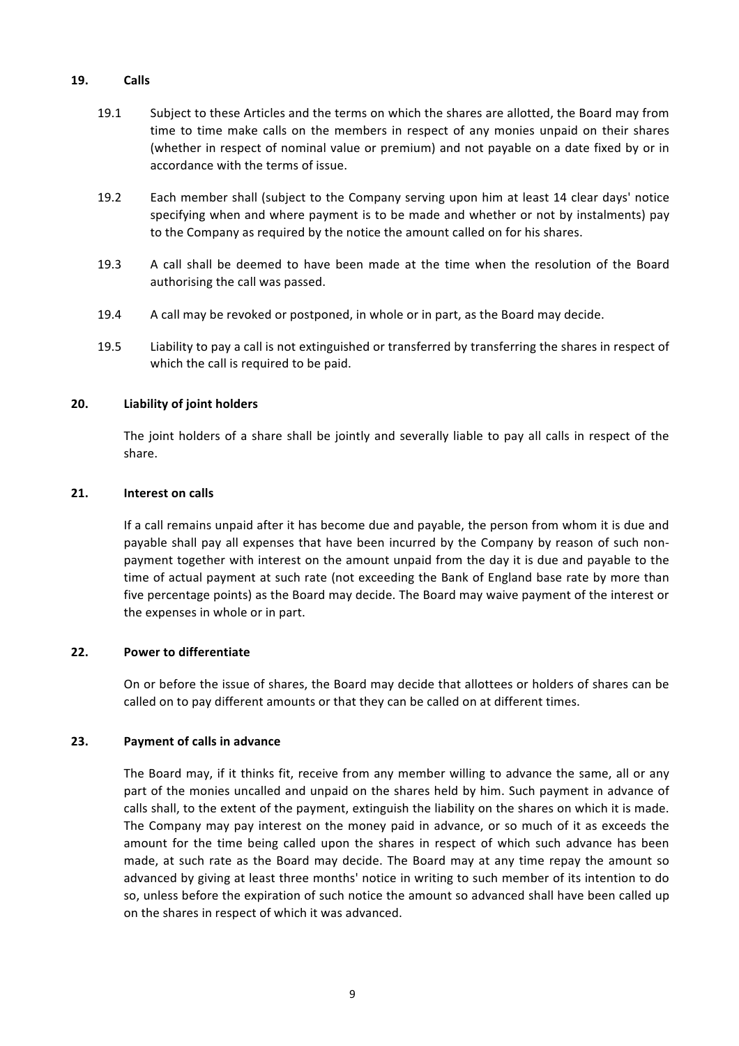## 19. Calls

19.1 Subject to these Articles and the terms on which the shares are allotted, the Board may from time to time make calls on the members in respect of any monies unpaid on their shares (whether in respect of nominal value or premium) and not payable on a date fixed by or in accordance with the terms of issue.

19.2 Each member shall (subject to the Company serving upon him at least 14 clear days' notice specifying when and where payment is to be made and whether or not by instalments) pay to the Company as required by the notice the amount called on for his shares.

19.3 A call shall be deemed to have been made at the time when the resolution of the Board authorising the call was passed.

19.4 A call may be revoked or postponed, in whole or in part, as the Board may decide.

19.5 Liability to pay a call is not extinguished or transferred by transferring the shares in respect of which the call is required to be paid.

## 20. Liability of joint holders

The joint holders of a share shall be jointly and severally liable to pay all calls in respect of the share.

## 21. Interest on calls

If a call remains unpaid after it has become due and payable, the person from whom it is due and payable shall pay all expenses that have been incurred by the Company by reason of such non-payment together with interest on the amount unpaid from the day it is due and payable to the time of actual payment at such rate (not exceeding the Bank of England base rate by more than five percentage points) as the Board may decide. The Board may waive payment of the interest or the expenses in whole or in part.

## 22. Power to differentiate

On or before the issue of shares, the Board may decide that allottees or holders of shares can be called on to pay different amounts or that they can be called on at different times.

## 23. Payment of calls in advance

The Board may, if it thinks fit, receive from any member willing to advance the same, all or any part of the monies uncalled and unpaid on the shares held by him. Such payment in advance of calls shall, to the extent of the payment, extinguish the liability on the shares on which it is made. The Company may pay interest on the money paid in advance, or so much of it as exceeds the amount for the time being called upon the shares in respect of which such advance has been made, at such rate as the Board may decide. The Board may at any time repay the amount so advanced by giving at least three months' notice in writing to such member of its intention to do so, unless before the expiration of such notice the amount so advanced shall have been called up on the shares in respect of which it was advanced.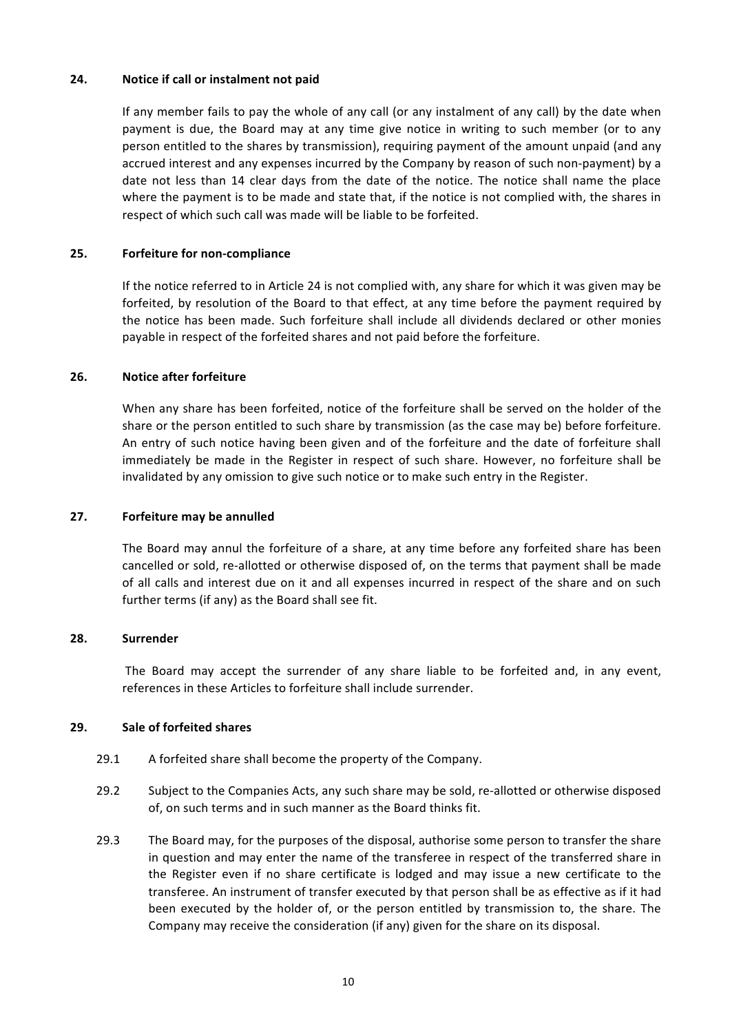### 24. Notice if call or instalment not paid

If any member fails to pay the whole of any call (or any instalment of any call) by the date when payment is due, the Board may at any time give notice in writing to such member (or to any person entitled to the shares by transmission), requiring payment of the amount unpaid (and any accrued interest and any expenses incurred by the Company by reason of such non-payment) by a date not less than 14 clear days from the date of the notice. The notice shall name the place where the payment is to be made and state that, if the notice is not complied with, the shares in respect of which such call was made will be liable to be forfeited.

### 25. Forfeiture for non-compliance

If the notice referred to in Article 24 is not complied with, any share for which it was given may be forfeited, by resolution of the Board to that effect, at any time before the payment required by the notice has been made. Such forfeiture shall include all dividends declared or other monies payable in respect of the forfeited shares and not paid before the forfeiture.

### 26. Notice after forfeiture

When any share has been forfeited, notice of the forfeiture shall be served on the holder of the share or the person entitled to such share by transmission (as the case may be) before forfeiture. An entry of such notice having been given and of the forfeiture and the date of forfeiture shall immediately be made in the Register in respect of such share. However, no forfeiture shall be invalidated by any omission to give such notice or to make such entry in the Register.

### 27. Forfeiture may be annulled

The Board may annul the forfeiture of a share, at any time before any forfeited share has been cancelled or sold, re-allotted or otherwise disposed of, on the terms that payment shall be made of all calls and interest due on it and all expenses incurred in respect of the share and on such further terms (if any) as the Board shall see fit.

### 28. Surrender

The Board may accept the surrender of any share liable to be forfeited and, in any event, references in these Articles to forfeiture shall include surrender.

### 29. Sale of forfeited shares

29.1 A forfeited share shall become the property of the Company.

29.2 Subject to the Companies Acts, any such share may be sold, re-allotted or otherwise disposed of, on such terms and in such manner as the Board thinks fit.

29.3 The Board may, for the purposes of the disposal, authorise some person to transfer the share in question and may enter the name of the transferee in respect of the transferred share in the Register even if no share certificate is lodged and may issue a new certificate to the transferee. An instrument of transfer executed by that person shall be as effective as if it had been executed by the holder of, or the person entitled by transmission to, the share. The Company may receive the consideration (if any) given for the share on its disposal.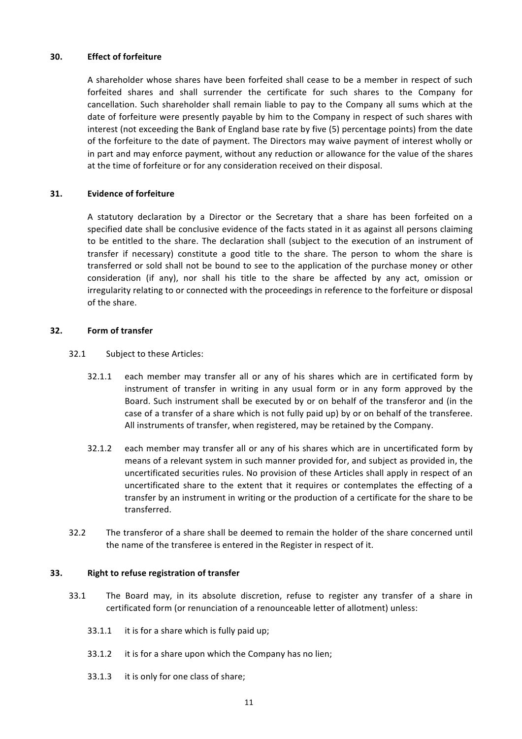## 30. Effect of forfeiture

A shareholder whose shares have been forfeited shall cease to be a member in respect of such forfeited shares and shall surrender the certificate for such shares to the Company for cancellation. Such shareholder shall remain liable to pay to the Company all sums which at the date of forfeiture were presently payable by him to the Company in respect of such shares with interest (not exceeding the Bank of England base rate by five (5) percentage points) from the date of the forfeiture to the date of payment. The Directors may waive payment of interest wholly or in part and may enforce payment, without any reduction or allowance for the value of the shares at the time of forfeiture or for any consideration received on their disposal.

## 31. Evidence of forfeiture

A statutory declaration by a Director or the Secretary that a share has been forfeited on a specified date shall be conclusive evidence of the facts stated in it as against all persons claiming to be entitled to the share. The declaration shall (subject to the execution of an instrument of transfer if necessary) constitute a good title to the share. The person to whom the share is transferred or sold shall not be bound to see to the application of the purchase money or other consideration (if any), nor shall his title to the share be affected by any act, omission or irregularity relating to or connected with the proceedings in reference to the forfeiture or disposal of the share.

## 32. Form of transfer

32.1 Subject to these Articles:

32.1.1 each member may transfer all or any of his shares which are in certificated form by instrument of transfer in writing in any usual form or in any form approved by the Board. Such instrument shall be executed by or on behalf of the transferor and (in the case of a transfer of a share which is not fully paid up) by or on behalf of the transferee. All instruments of transfer, when registered, may be retained by the Company.

32.1.2 each member may transfer all or any of his shares which are in uncertificated form by means of a relevant system in such manner provided for, and subject as provided in, the uncertificated securities rules. No provision of these Articles shall apply in respect of an uncertificated share to the extent that it requires or contemplates the effecting of a transfer by an instrument in writing or the production of a certificate for the share to be transferred.

32.2 The transferor of a share shall be deemed to remain the holder of the share concerned until the name of the transferee is entered in the Register in respect of it.

## 33. Right to refuse registration of transfer

33.1 The Board may, in its absolute discretion, refuse to register any transfer of a share in certificated form (or renunciation of a renounceable letter of allotment) unless:

33.1.1 it is for a share which is fully paid up;

33.1.2 it is for a share upon which the Company has no lien;

33.1.3 it is only for one class of share;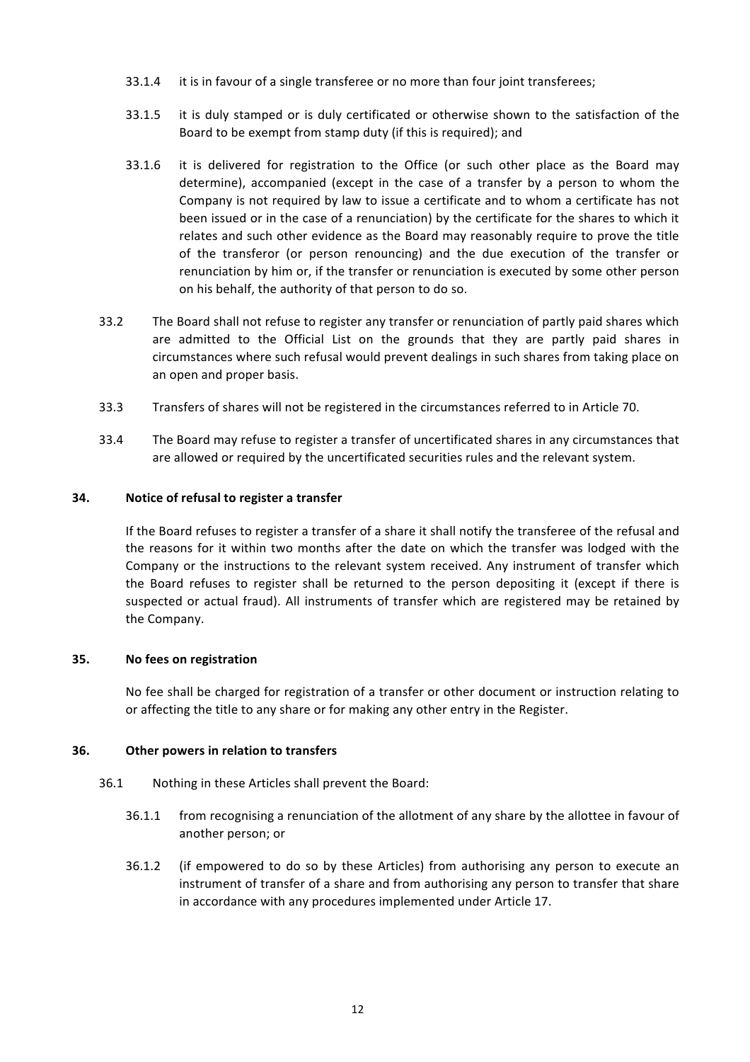33.1.4 it is in favour of a single transferee or no more than four joint transferees;

33.1.5 it is duly stamped or is duly certificated or otherwise shown to the satisfaction of the Board to be exempt from stamp duty (if this is required); and

33.1.6 it is delivered for registration to the Office (or such other place as the Board may determine), accompanied (except in the case of a transfer by a person to whom the Company is not required by law to issue a certificate and to whom a certificate has not been issued or in the case of a renunciation) by the certificate for the shares to which it relates and such other evidence as the Board may reasonably require to prove the title of the transferor (or person renouncing) and the due execution of the transfer or renunciation by him or, if the transfer or renunciation is executed by some other person on his behalf, the authority of that person to do so.

33.2 The Board shall not refuse to register any transfer or renunciation of partly paid shares which are admitted to the Official List on the grounds that they are partly paid shares in circumstances where such refusal would prevent dealings in such shares from taking place on an open and proper basis.

33.3 Transfers of shares will not be registered in the circumstances referred to in Article 70.

33.4 The Board may refuse to register a transfer of uncertificated shares in any circumstances that are allowed or required by the uncertificated securities rules and the relevant system.

**34. Notice of refusal to register a transfer**

If the Board refuses to register a transfer of a share it shall notify the transferee of the refusal and the reasons for it within two months after the date on which the transfer was lodged with the Company or the instructions to the relevant system received. Any instrument of transfer which the Board refuses to register shall be returned to the person depositing it (except if there is suspected or actual fraud). All instruments of transfer which are registered may be retained by the Company.

**35. No fees on registration**

No fee shall be charged for registration of a transfer or other document or instruction relating to or affecting the title to any share or for making any other entry in the Register.

**36. Other powers in relation to transfers**

36.1 Nothing in these Articles shall prevent the Board:

36.1.1 from recognising a renunciation of the allotment of any share by the allottee in favour of another person; or

36.1.2 (if empowered to do so by these Articles) from authorising any person to execute an instrument of transfer of a share and from authorising any person to transfer that share in accordance with any procedures implemented under Article 17.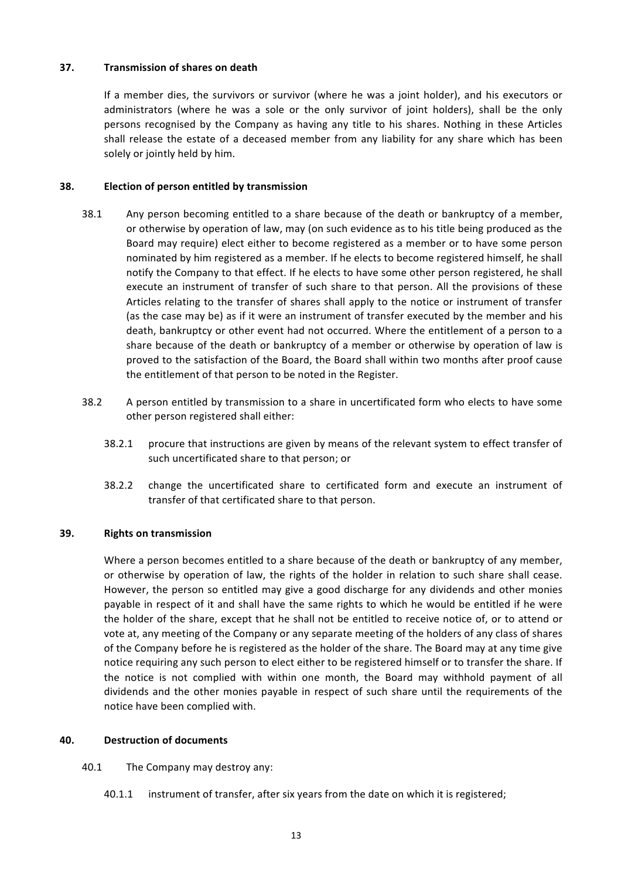## 37. Transmission of shares on death

If a member dies, the survivors or survivor (where he was a joint holder), and his executors or administrators (where he was a sole or the only survivor of joint holders), shall be the only persons recognised by the Company as having any title to his shares. Nothing in these Articles shall release the estate of a deceased member from any liability for any share which has been solely or jointly held by him.

## 38. Election of person entitled by transmission

38.1 Any person becoming entitled to a share because of the death or bankruptcy of a member, or otherwise by operation of law, may (on such evidence as to his title being produced as the Board may require) elect either to become registered as a member or to have some person nominated by him registered as a member. If he elects to become registered himself, he shall notify the Company to that effect. If he elects to have some other person registered, he shall execute an instrument of transfer of such share to that person. All the provisions of these Articles relating to the transfer of shares shall apply to the notice or instrument of transfer (as the case may be) as if it were an instrument of transfer executed by the member and his death, bankruptcy or other event had not occurred. Where the entitlement of a person to a share because of the death or bankruptcy of a member or otherwise by operation of law is proved to the satisfaction of the Board, the Board shall within two months after proof cause the entitlement of that person to be noted in the Register.

38.2 A person entitled by transmission to a share in uncertificated form who elects to have some other person registered shall either:

38.2.1 procure that instructions are given by means of the relevant system to effect transfer of such uncertificated share to that person; or

38.2.2 change the uncertificated share to certificated form and execute an instrument of transfer of that certificated share to that person.

## 39. Rights on transmission

Where a person becomes entitled to a share because of the death or bankruptcy of any member, or otherwise by operation of law, the rights of the holder in relation to such share shall cease. However, the person so entitled may give a good discharge for any dividends and other monies payable in respect of it and shall have the same rights to which he would be entitled if he were the holder of the share, except that he shall not be entitled to receive notice of, or to attend or vote at, any meeting of the Company or any separate meeting of the holders of any class of shares of the Company before he is registered as the holder of the share. The Board may at any time give notice requiring any such person to elect either to be registered himself or to transfer the share. If the notice is not complied with within one month, the Board may withhold payment of all dividends and the other monies payable in respect of such share until the requirements of the notice have been complied with.

## 40. Destruction of documents

40.1 The Company may destroy any:

40.1.1 instrument of transfer, after six years from the date on which it is registered;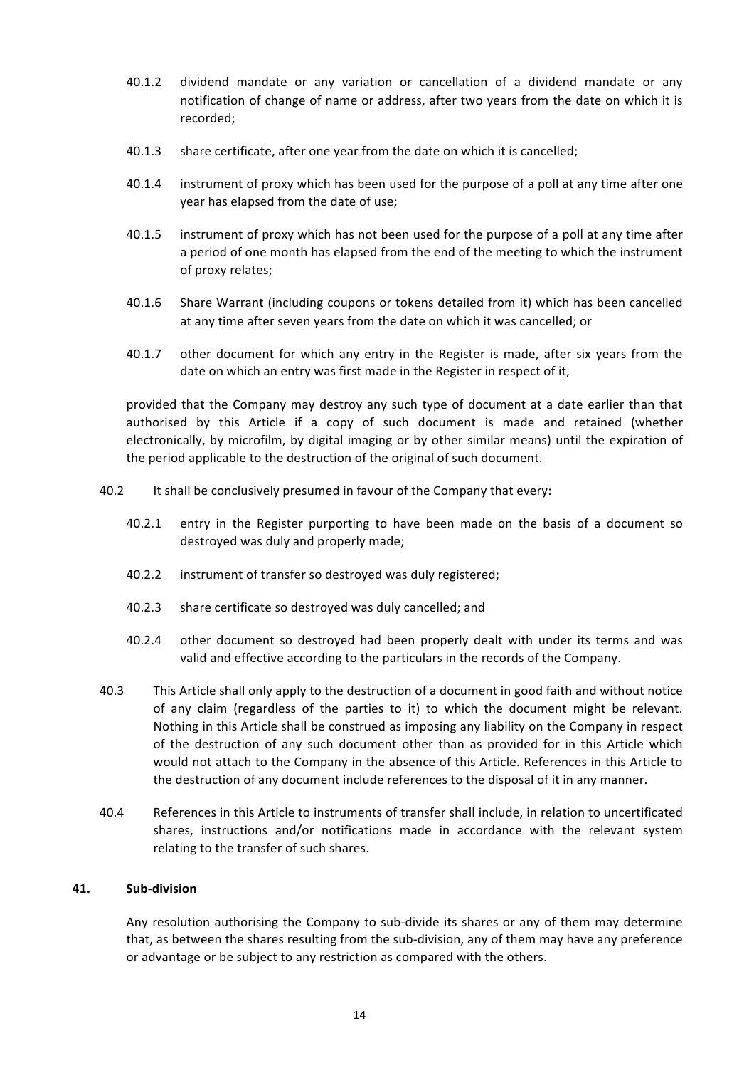40.1.2 dividend mandate or any variation or cancellation of a dividend mandate or any notification of change of name or address, after two years from the date on which it is recorded;

40.1.3 share certificate, after one year from the date on which it is cancelled;

40.1.4 instrument of proxy which has been used for the purpose of a poll at any time after one year has elapsed from the date of use;

40.1.5 instrument of proxy which has not been used for the purpose of a poll at any time after a period of one month has elapsed from the end of the meeting to which the instrument of proxy relates;

40.1.6 Share Warrant (including coupons or tokens detailed from it) which has been cancelled at any time after seven years from the date on which it was cancelled; or

40.1.7 other document for which any entry in the Register is made, after six years from the date on which an entry was first made in the Register in respect of it,

provided that the Company may destroy any such type of document at a date earlier than that authorised by this Article if a copy of such document is made and retained (whether electronically, by microfilm, by digital imaging or by other similar means) until the expiration of the period applicable to the destruction of the original of such document.

40.2 It shall be conclusively presumed in favour of the Company that every:

40.2.1 entry in the Register purporting to have been made on the basis of a document so destroyed was duly and properly made;

40.2.2 instrument of transfer so destroyed was duly registered;

40.2.3 share certificate so destroyed was duly cancelled; and

40.2.4 other document so destroyed had been properly dealt with under its terms and was valid and effective according to the particulars in the records of the Company.

40.3 This Article shall only apply to the destruction of a document in good faith and without notice of any claim (regardless of the parties to it) to which the document might be relevant. Nothing in this Article shall be construed as imposing any liability on the Company in respect of the destruction of any such document other than as provided for in this Article which would not attach to the Company in the absence of this Article. References in this Article to the destruction of any document include references to the disposal of it in any manner.

40.4 References in this Article to instruments of transfer shall include, in relation to uncertificated shares, instructions and/or notifications made in accordance with the relevant system relating to the transfer of such shares.

## 41. Sub-division

Any resolution authorising the Company to sub-divide its shares or any of them may determine that, as between the shares resulting from the sub-division, any of them may have any preference or advantage or be subject to any restriction as compared with the others.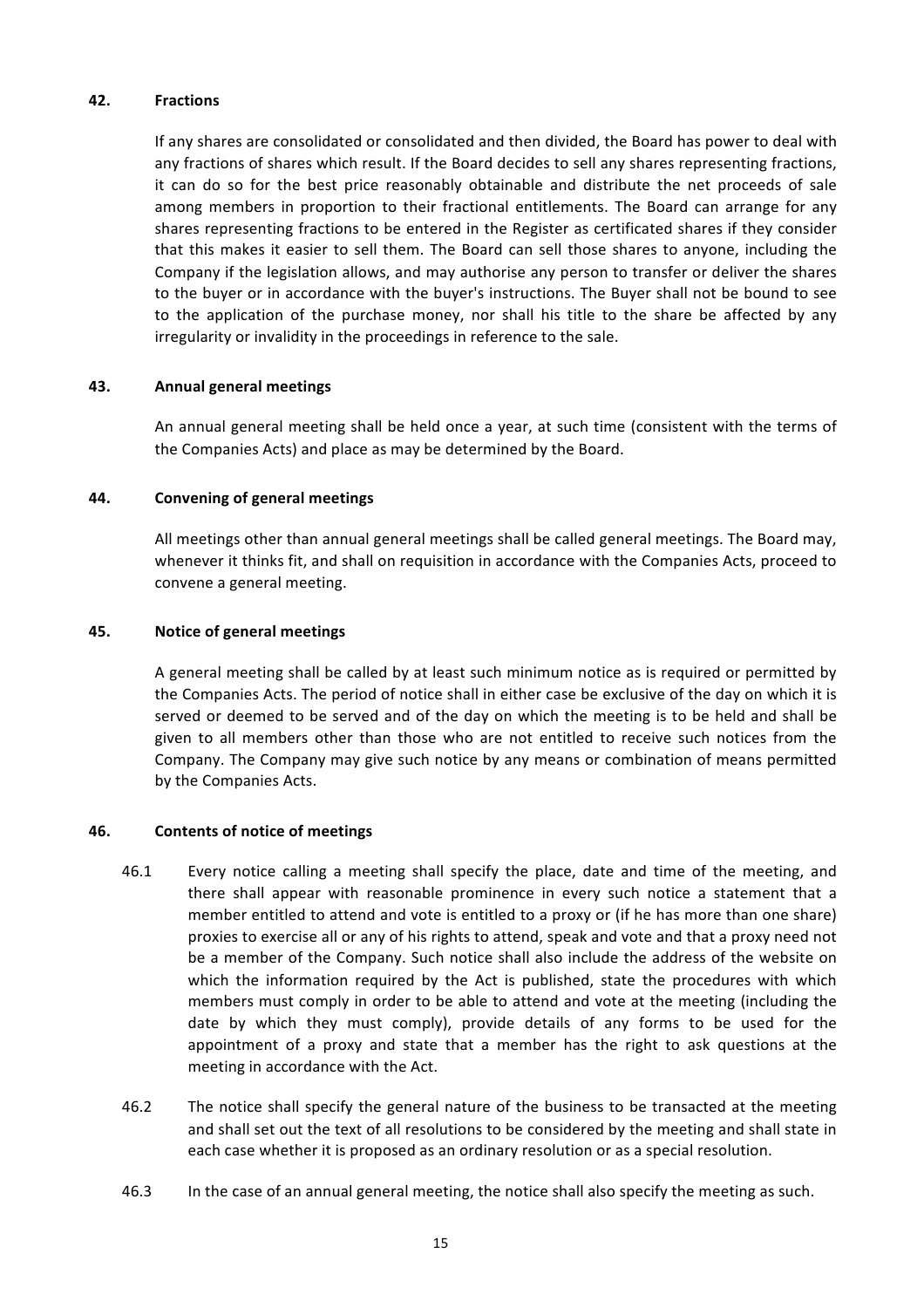## 42. Fractions

If any shares are consolidated or consolidated and then divided, the Board has power to deal with any fractions of shares which result. If the Board decides to sell any shares representing fractions, it can do so for the best price reasonably obtainable and distribute the net proceeds of sale among members in proportion to their fractional entitlements. The Board can arrange for any shares representing fractions to be entered in the Register as certificated shares if they consider that this makes it easier to sell them. The Board can sell those shares to anyone, including the Company if the legislation allows, and may authorise any person to transfer or deliver the shares to the buyer or in accordance with the buyer's instructions. The Buyer shall not be bound to see to the application of the purchase money, nor shall his title to the share be affected by any irregularity or invalidity in the proceedings in reference to the sale.

## 43. Annual general meetings

An annual general meeting shall be held once a year, at such time (consistent with the terms of the Companies Acts) and place as may be determined by the Board.

## 44. Convening of general meetings

All meetings other than annual general meetings shall be called general meetings. The Board may, whenever it thinks fit, and shall on requisition in accordance with the Companies Acts, proceed to convene a general meeting.

## 45. Notice of general meetings

A general meeting shall be called by at least such minimum notice as is required or permitted by the Companies Acts. The period of notice shall in either case be exclusive of the day on which it is served or deemed to be served and of the day on which the meeting is to be held and shall be given to all members other than those who are not entitled to receive such notices from the Company. The Company may give such notice by any means or combination of means permitted by the Companies Acts.

## 46. Contents of notice of meetings

46.1 Every notice calling a meeting shall specify the place, date and time of the meeting, and there shall appear with reasonable prominence in every such notice a statement that a member entitled to attend and vote is entitled to a proxy or (if he has more than one share) proxies to exercise all or any of his rights to attend, speak and vote and that a proxy need not be a member of the Company. Such notice shall also include the address of the website on which the information required by the Act is published, state the procedures with which members must comply in order to be able to attend and vote at the meeting (including the date by which they must comply), provide details of any forms to be used for the appointment of a proxy and state that a member has the right to ask questions at the meeting in accordance with the Act.

46.2 The notice shall specify the general nature of the business to be transacted at the meeting and shall set out the text of all resolutions to be considered by the meeting and shall state in each case whether it is proposed as an ordinary resolution or as a special resolution.

46.3 In the case of an annual general meeting, the notice shall also specify the meeting as such.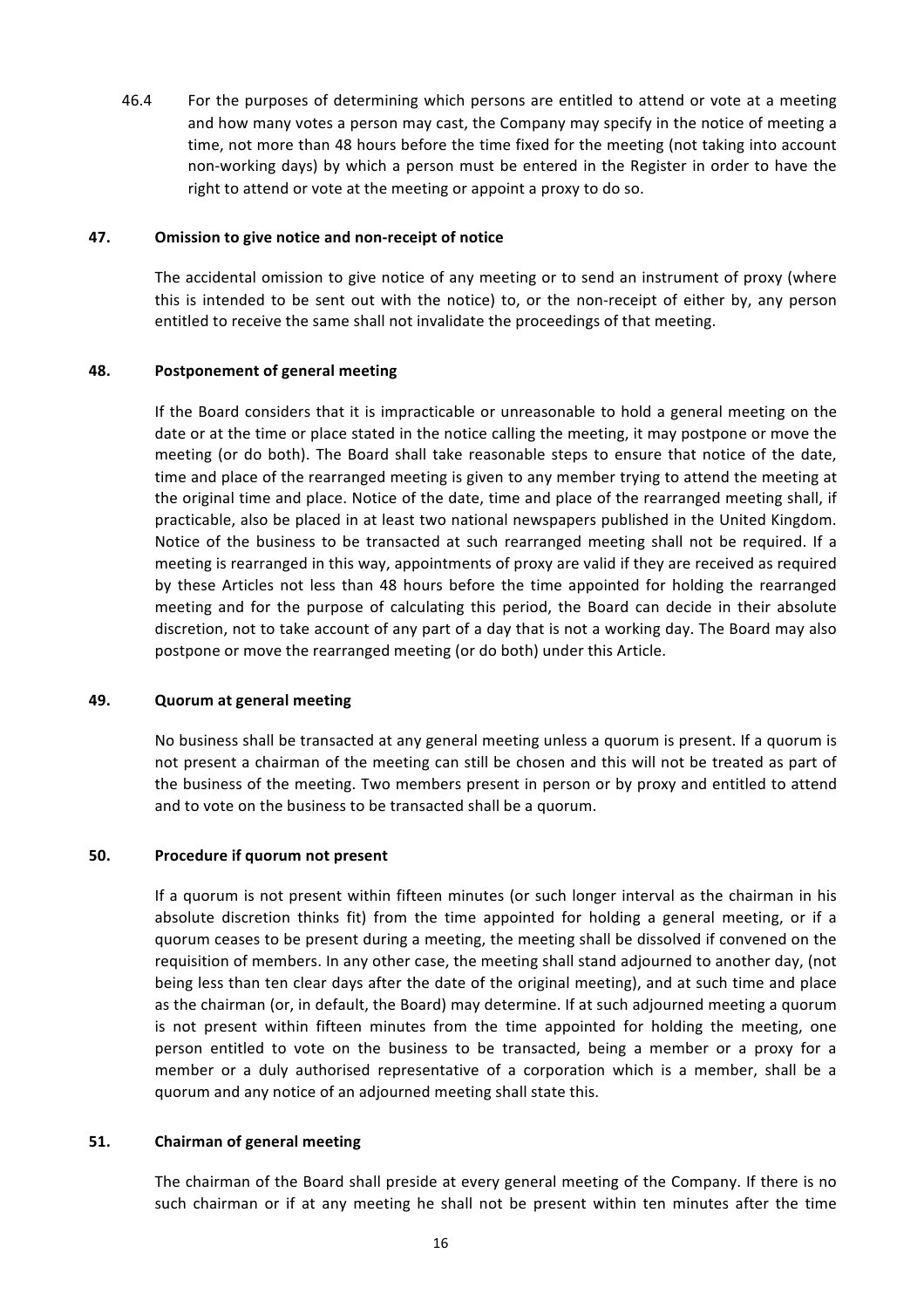46.4 For the purposes of determining which persons are entitled to attend or vote at a meeting and how many votes a person may cast, the Company may specify in the notice of meeting a time, not more than 48 hours before the time fixed for the meeting (not taking into account non-working days) by which a person must be entered in the Register in order to have the right to attend or vote at the meeting or appoint a proxy to do so.

## 47. Omission to give notice and non-receipt of notice

The accidental omission to give notice of any meeting or to send an instrument of proxy (where this is intended to be sent out with the notice) to, or the non-receipt of either by, any person entitled to receive the same shall not invalidate the proceedings of that meeting.

## 48. Postponement of general meeting

If the Board considers that it is impracticable or unreasonable to hold a general meeting on the date or at the time or place stated in the notice calling the meeting, it may postpone or move the meeting (or do both). The Board shall take reasonable steps to ensure that notice of the date, time and place of the rearranged meeting is given to any member trying to attend the meeting at the original time and place. Notice of the date, time and place of the rearranged meeting shall, if practicable, also be placed in at least two national newspapers published in the United Kingdom. Notice of the business to be transacted at such rearranged meeting shall not be required. If a meeting is rearranged in this way, appointments of proxy are valid if they are received as required by these Articles not less than 48 hours before the time appointed for holding the rearranged meeting and for the purpose of calculating this period, the Board can decide in their absolute discretion, not to take account of any part of a day that is not a working day. The Board may also postpone or move the rearranged meeting (or do both) under this Article.

## 49. Quorum at general meeting

No business shall be transacted at any general meeting unless a quorum is present. If a quorum is not present a chairman of the meeting can still be chosen and this will not be treated as part of the business of the meeting. Two members present in person or by proxy and entitled to attend and to vote on the business to be transacted shall be a quorum.

## 50. Procedure if quorum not present

If a quorum is not present within fifteen minutes (or such longer interval as the chairman in his absolute discretion thinks fit) from the time appointed for holding a general meeting, or if a quorum ceases to be present during a meeting, the meeting shall be dissolved if convened on the requisition of members. In any other case, the meeting shall stand adjourned to another day, (not being less than ten clear days after the date of the original meeting), and at such time and place as the chairman (or, in default, the Board) may determine. If at such adjourned meeting a quorum is not present within fifteen minutes from the time appointed for holding the meeting, one person entitled to vote on the business to be transacted, being a member or a proxy for a member or a duly authorised representative of a corporation which is a member, shall be a quorum and any notice of an adjourned meeting shall state this.

## 51. Chairman of general meeting

The chairman of the Board shall preside at every general meeting of the Company. If there is no such chairman or if at any meeting he shall not be present within ten minutes after the time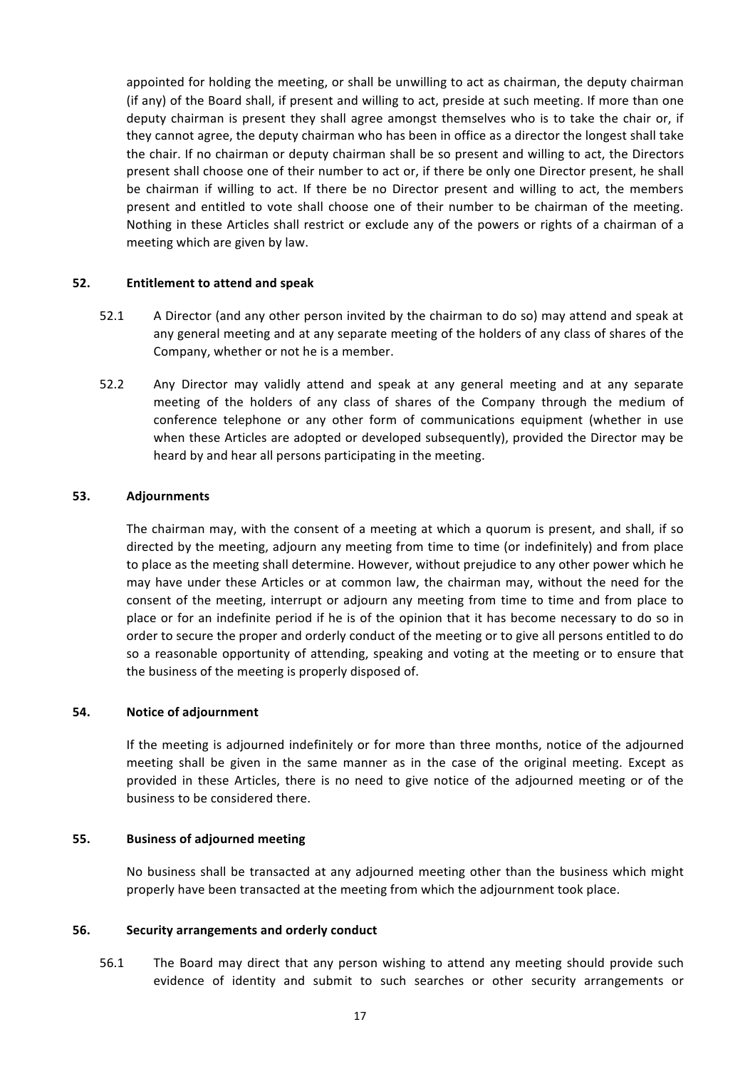appointed for holding the meeting, or shall be unwilling to act as chairman, the deputy chairman (if any) of the Board shall, if present and willing to act, preside at such meeting. If more than one deputy chairman is present they shall agree amongst themselves who is to take the chair or, if they cannot agree, the deputy chairman who has been in office as a director the longest shall take the chair. If no chairman or deputy chairman shall be so present and willing to act, the Directors present shall choose one of their number to act or, if there be only one Director present, he shall be chairman if willing to act. If there be no Director present and willing to act, the members present and entitled to vote shall choose one of their number to be chairman of the meeting. Nothing in these Articles shall restrict or exclude any of the powers or rights of a chairman of a meeting which are given by law.

**52. Entitlement to attend and speak**

52.1 A Director (and any other person invited by the chairman to do so) may attend and speak at any general meeting and at any separate meeting of the holders of any class of shares of the Company, whether or not he is a member.

52.2 Any Director may validly attend and speak at any general meeting and at any separate meeting of the holders of any class of shares of the Company through the medium of conference telephone or any other form of communications equipment (whether in use when these Articles are adopted or developed subsequently), provided the Director may be heard by and hear all persons participating in the meeting.

**53. Adjournments**

The chairman may, with the consent of a meeting at which a quorum is present, and shall, if so directed by the meeting, adjourn any meeting from time to time (or indefinitely) and from place to place as the meeting shall determine. However, without prejudice to any other power which he may have under these Articles or at common law, the chairman may, without the need for the consent of the meeting, interrupt or adjourn any meeting from time to time and from place to place or for an indefinite period if he is of the opinion that it has become necessary to do so in order to secure the proper and orderly conduct of the meeting or to give all persons entitled to do so a reasonable opportunity of attending, speaking and voting at the meeting or to ensure that the business of the meeting is properly disposed of.

**54. Notice of adjournment**

If the meeting is adjourned indefinitely or for more than three months, notice of the adjourned meeting shall be given in the same manner as in the case of the original meeting. Except as provided in these Articles, there is no need to give notice of the adjourned meeting or of the business to be considered there.

**55. Business of adjourned meeting**

No business shall be transacted at any adjourned meeting other than the business which might properly have been transacted at the meeting from which the adjournment took place.

**56. Security arrangements and orderly conduct**

56.1 The Board may direct that any person wishing to attend any meeting should provide such evidence of identity and submit to such searches or other security arrangements or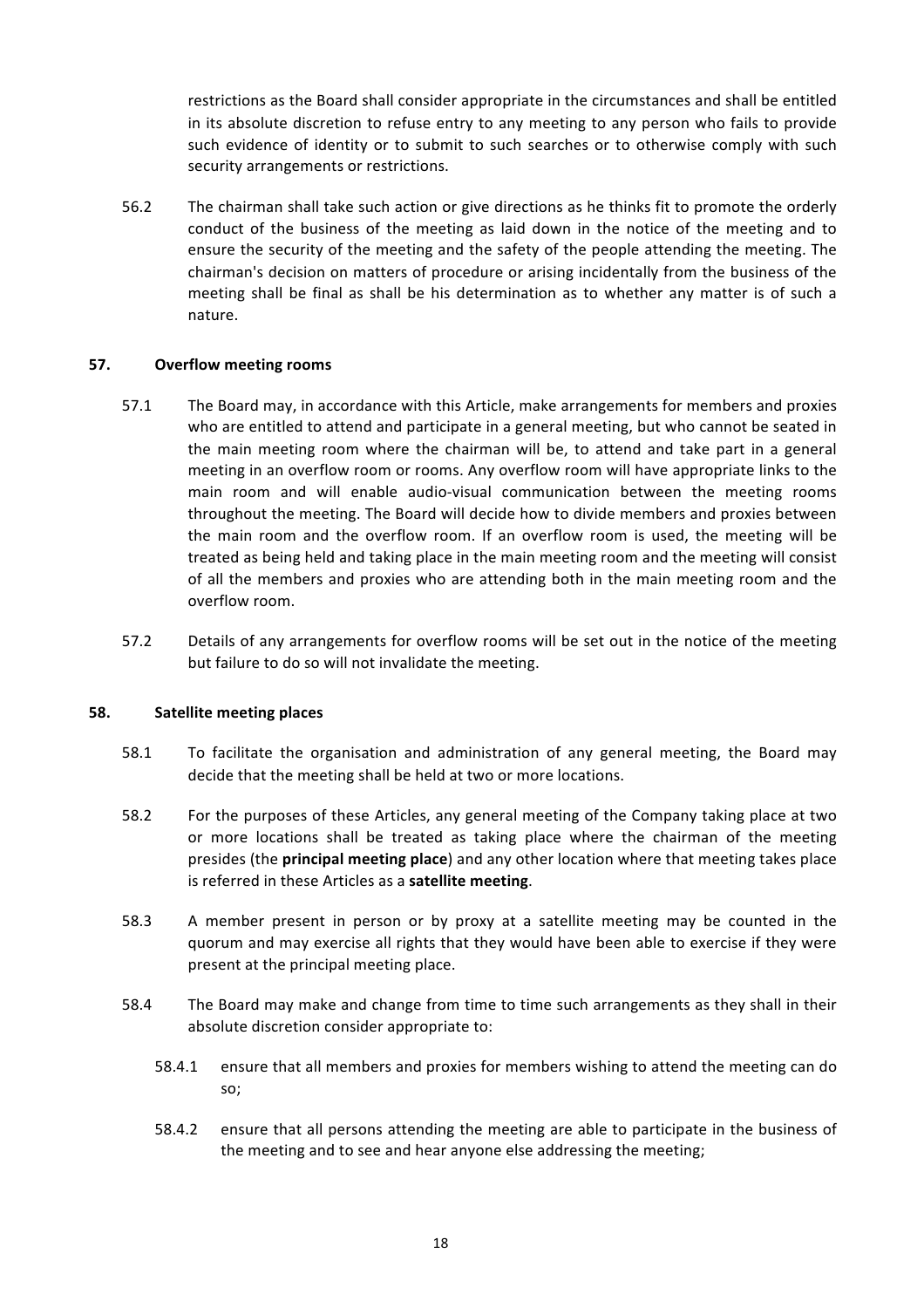restrictions as the Board shall consider appropriate in the circumstances and shall be entitled in its absolute discretion to refuse entry to any meeting to any person who fails to provide such evidence of identity or to submit to such searches or to otherwise comply with such security arrangements or restrictions.

56.2 The chairman shall take such action or give directions as he thinks fit to promote the orderly conduct of the business of the meeting as laid down in the notice of the meeting and to ensure the security of the meeting and the safety of the people attending the meeting. The chairman's decision on matters of procedure or arising incidentally from the business of the meeting shall be final as shall be his determination as to whether any matter is of such a nature.

**57. Overflow meeting rooms**

57.1 The Board may, in accordance with this Article, make arrangements for members and proxies who are entitled to attend and participate in a general meeting, but who cannot be seated in the main meeting room where the chairman will be, to attend and take part in a general meeting in an overflow room or rooms. Any overflow room will have appropriate links to the main room and will enable audio-visual communication between the meeting rooms throughout the meeting. The Board will decide how to divide members and proxies between the main room and the overflow room. If an overflow room is used, the meeting will be treated as being held and taking place in the main meeting room and the meeting will consist of all the members and proxies who are attending both in the main meeting room and the overflow room.

57.2 Details of any arrangements for overflow rooms will be set out in the notice of the meeting but failure to do so will not invalidate the meeting.

**58. Satellite meeting places**

58.1 To facilitate the organisation and administration of any general meeting, the Board may decide that the meeting shall be held at two or more locations.

58.2 For the purposes of these Articles, any general meeting of the Company taking place at two or more locations shall be treated as taking place where the chairman of the meeting presides (the **principal meeting place**) and any other location where that meeting takes place is referred in these Articles as a **satellite meeting**.

58.3 A member present in person or by proxy at a satellite meeting may be counted in the quorum and may exercise all rights that they would have been able to exercise if they were present at the principal meeting place.

58.4 The Board may make and change from time to time such arrangements as they shall in their absolute discretion consider appropriate to:

58.4.1 ensure that all members and proxies for members wishing to attend the meeting can do so;

58.4.2 ensure that all persons attending the meeting are able to participate in the business of the meeting and to see and hear anyone else addressing the meeting;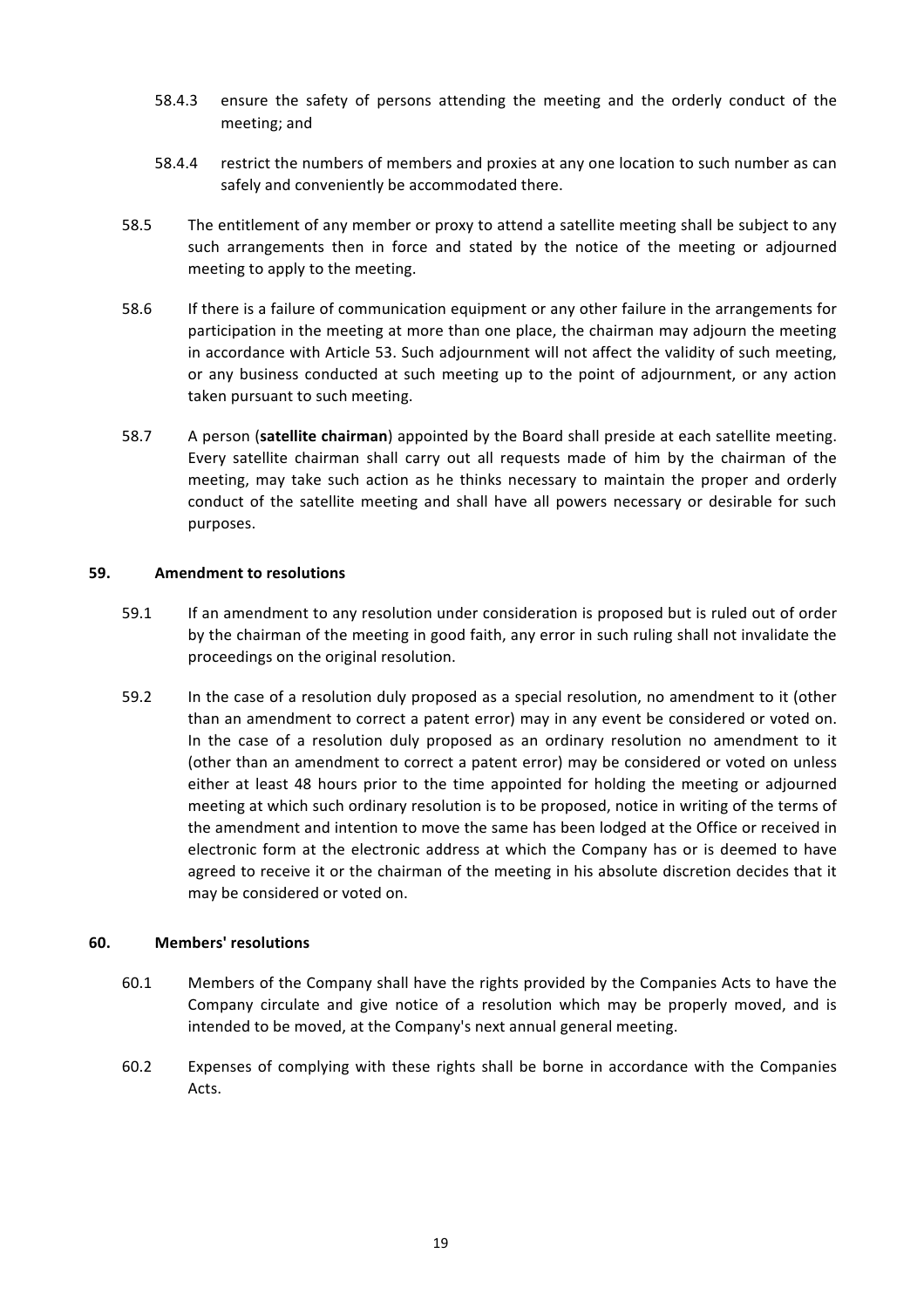58.4.3 ensure the safety of persons attending the meeting and the orderly conduct of the meeting; and

58.4.4 restrict the numbers of members and proxies at any one location to such number as can safely and conveniently be accommodated there.

58.5 The entitlement of any member or proxy to attend a satellite meeting shall be subject to any such arrangements then in force and stated by the notice of the meeting or adjourned meeting to apply to the meeting.

58.6 If there is a failure of communication equipment or any other failure in the arrangements for participation in the meeting at more than one place, the chairman may adjourn the meeting in accordance with Article 53. Such adjournment will not affect the validity of such meeting, or any business conducted at such meeting up to the point of adjournment, or any action taken pursuant to such meeting.

58.7 A person (**satellite chairman**) appointed by the Board shall preside at each satellite meeting. Every satellite chairman shall carry out all requests made of him by the chairman of the meeting, may take such action as he thinks necessary to maintain the proper and orderly conduct of the satellite meeting and shall have all powers necessary or desirable for such purposes.

## 59. Amendment to resolutions

59.1 If an amendment to any resolution under consideration is proposed but is ruled out of order by the chairman of the meeting in good faith, any error in such ruling shall not invalidate the proceedings on the original resolution.

59.2 In the case of a resolution duly proposed as a special resolution, no amendment to it (other than an amendment to correct a patent error) may in any event be considered or voted on. In the case of a resolution duly proposed as an ordinary resolution no amendment to it (other than an amendment to correct a patent error) may be considered or voted on unless either at least 48 hours prior to the time appointed for holding the meeting or adjourned meeting at which such ordinary resolution is to be proposed, notice in writing of the terms of the amendment and intention to move the same has been lodged at the Office or received in electronic form at the electronic address at which the Company has or is deemed to have agreed to receive it or the chairman of the meeting in his absolute discretion decides that it may be considered or voted on.

## 60. Members' resolutions

60.1 Members of the Company shall have the rights provided by the Companies Acts to have the Company circulate and give notice of a resolution which may be properly moved, and is intended to be moved, at the Company's next annual general meeting.

60.2 Expenses of complying with these rights shall be borne in accordance with the Companies Acts.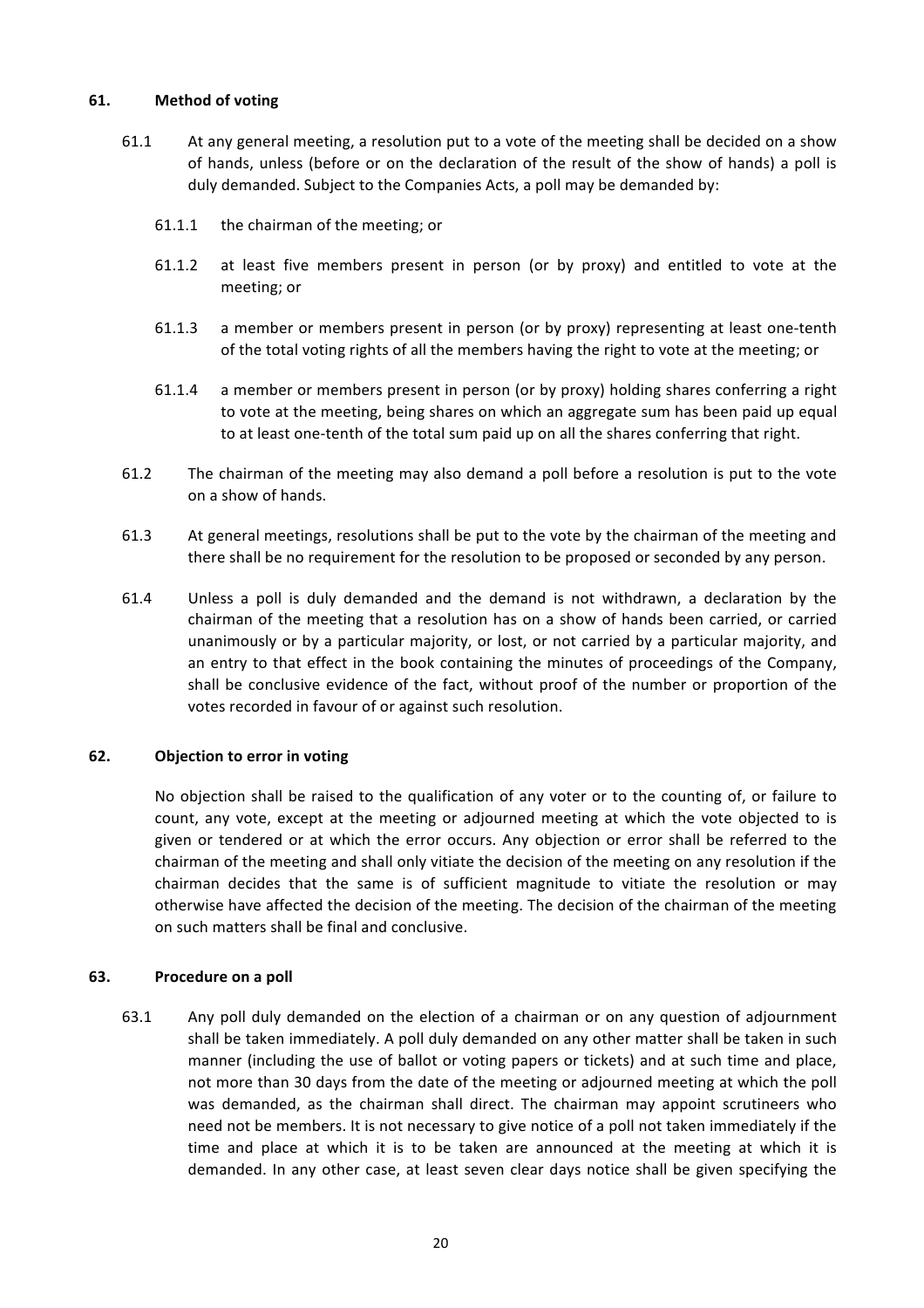## 61. Method of voting

61.1 At any general meeting, a resolution put to a vote of the meeting shall be decided on a show of hands, unless (before or on the declaration of the result of the show of hands) a poll is duly demanded. Subject to the Companies Acts, a poll may be demanded by:

61.1.1 the chairman of the meeting; or

61.1.2 at least five members present in person (or by proxy) and entitled to vote at the meeting; or

61.1.3 a member or members present in person (or by proxy) representing at least one-tenth of the total voting rights of all the members having the right to vote at the meeting; or

61.1.4 a member or members present in person (or by proxy) holding shares conferring a right to vote at the meeting, being shares on which an aggregate sum has been paid up equal to at least one-tenth of the total sum paid up on all the shares conferring that right.

61.2 The chairman of the meeting may also demand a poll before a resolution is put to the vote on a show of hands.

61.3 At general meetings, resolutions shall be put to the vote by the chairman of the meeting and there shall be no requirement for the resolution to be proposed or seconded by any person.

61.4 Unless a poll is duly demanded and the demand is not withdrawn, a declaration by the chairman of the meeting that a resolution has on a show of hands been carried, or carried unanimously or by a particular majority, or lost, or not carried by a particular majority, and an entry to that effect in the book containing the minutes of proceedings of the Company, shall be conclusive evidence of the fact, without proof of the number or proportion of the votes recorded in favour of or against such resolution.

## 62. Objection to error in voting

No objection shall be raised to the qualification of any voter or to the counting of, or failure to count, any vote, except at the meeting or adjourned meeting at which the vote objected to is given or tendered or at which the error occurs. Any objection or error shall be referred to the chairman of the meeting and shall only vitiate the decision of the meeting on any resolution if the chairman decides that the same is of sufficient magnitude to vitiate the resolution or may otherwise have affected the decision of the meeting. The decision of the chairman of the meeting on such matters shall be final and conclusive.

## 63. Procedure on a poll

63.1 Any poll duly demanded on the election of a chairman or on any question of adjournment shall be taken immediately. A poll duly demanded on any other matter shall be taken in such manner (including the use of ballot or voting papers or tickets) and at such time and place, not more than 30 days from the date of the meeting or adjourned meeting at which the poll was demanded, as the chairman shall direct. The chairman may appoint scrutineers who need not be members. It is not necessary to give notice of a poll not taken immediately if the time and place at which it is to be taken are announced at the meeting at which it is demanded. In any other case, at least seven clear days notice shall be given specifying the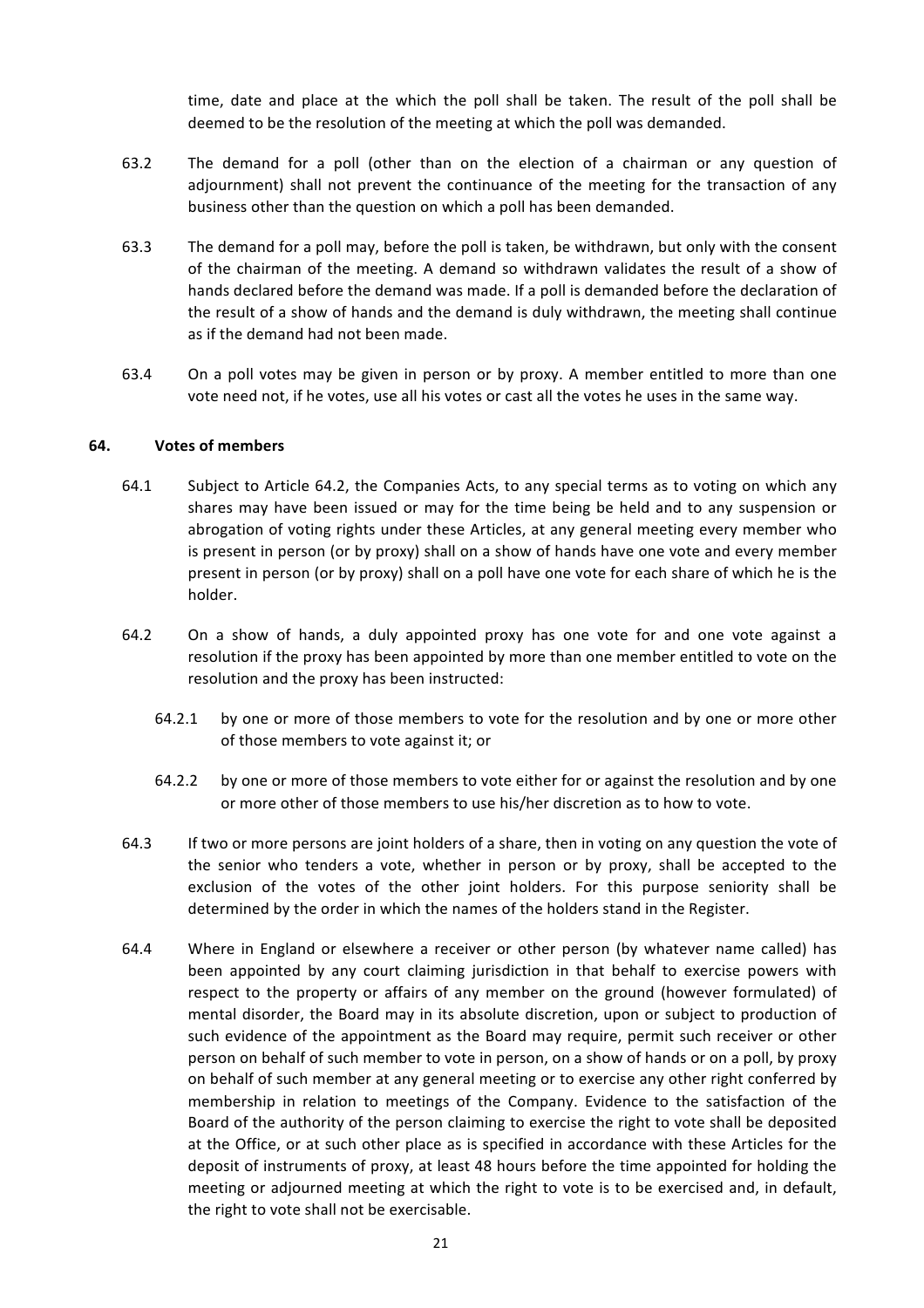time, date and place at the which the poll shall be taken. The result of the poll shall be deemed to be the resolution of the meeting at which the poll was demanded.

63.2 The demand for a poll (other than on the election of a chairman or any question of adjournment) shall not prevent the continuance of the meeting for the transaction of any business other than the question on which a poll has been demanded.

63.3 The demand for a poll may, before the poll is taken, be withdrawn, but only with the consent of the chairman of the meeting. A demand so withdrawn validates the result of a show of hands declared before the demand was made. If a poll is demanded before the declaration of the result of a show of hands and the demand is duly withdrawn, the meeting shall continue as if the demand had not been made.

63.4 On a poll votes may be given in person or by proxy. A member entitled to more than one vote need not, if he votes, use all his votes or cast all the votes he uses in the same way.

**64. Votes of members**

64.1 Subject to Article 64.2, the Companies Acts, to any special terms as to voting on which any shares may have been issued or may for the time being be held and to any suspension or abrogation of voting rights under these Articles, at any general meeting every member who is present in person (or by proxy) shall on a show of hands have one vote and every member present in person (or by proxy) shall on a poll have one vote for each share of which he is the holder.

64.2 On a show of hands, a duly appointed proxy has one vote for and one vote against a resolution if the proxy has been appointed by more than one member entitled to vote on the resolution and the proxy has been instructed:

64.2.1 by one or more of those members to vote for the resolution and by one or more other of those members to vote against it; or

64.2.2 by one or more of those members to vote either for or against the resolution and by one or more other of those members to use his/her discretion as to how to vote.

64.3 If two or more persons are joint holders of a share, then in voting on any question the vote of the senior who tenders a vote, whether in person or by proxy, shall be accepted to the exclusion of the votes of the other joint holders. For this purpose seniority shall be determined by the order in which the names of the holders stand in the Register.

64.4 Where in England or elsewhere a receiver or other person (by whatever name called) has been appointed by any court claiming jurisdiction in that behalf to exercise powers with respect to the property or affairs of any member on the ground (however formulated) of mental disorder, the Board may in its absolute discretion, upon or subject to production of such evidence of the appointment as the Board may require, permit such receiver or other person on behalf of such member to vote in person, on a show of hands or on a poll, by proxy on behalf of such member at any general meeting or to exercise any other right conferred by membership in relation to meetings of the Company. Evidence to the satisfaction of the Board of the authority of the person claiming to exercise the right to vote shall be deposited at the Office, or at such other place as is specified in accordance with these Articles for the deposit of instruments of proxy, at least 48 hours before the time appointed for holding the meeting or adjourned meeting at which the right to vote is to be exercised and, in default, the right to vote shall not be exercisable.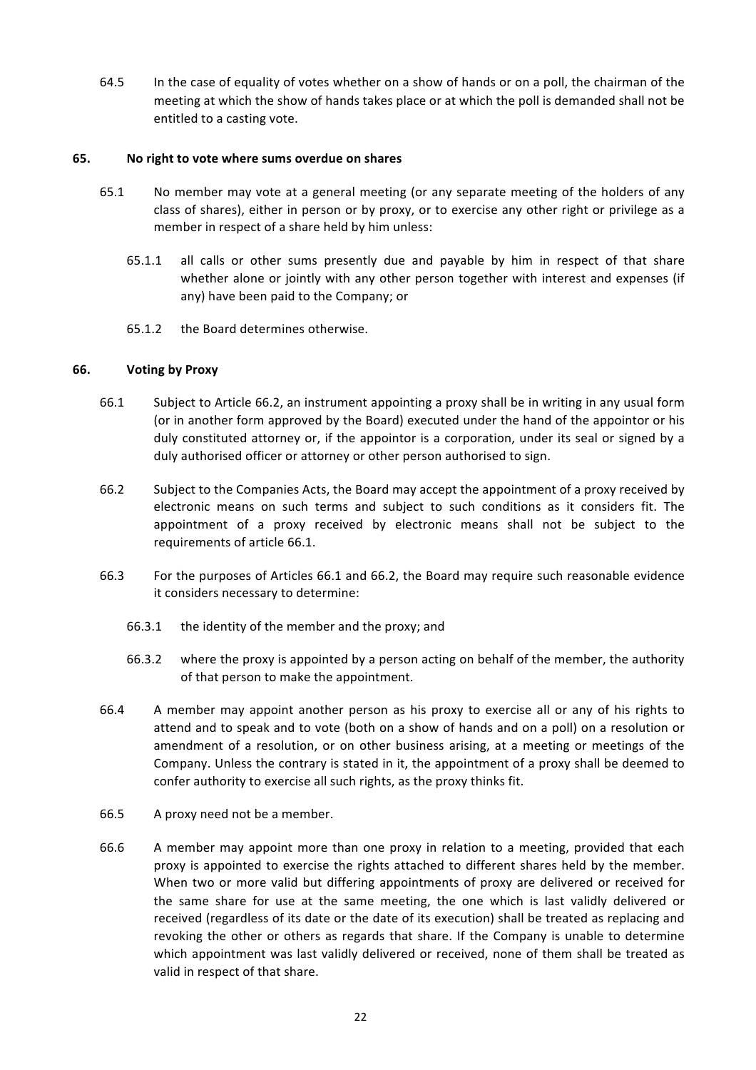64.5 In the case of equality of votes whether on a show of hands or on a poll, the chairman of the meeting at which the show of hands takes place or at which the poll is demanded shall not be entitled to a casting vote.

## 65. No right to vote where sums overdue on shares

65.1 No member may vote at a general meeting (or any separate meeting of the holders of any class of shares), either in person or by proxy, or to exercise any other right or privilege as a member in respect of a share held by him unless:

65.1.1 all calls or other sums presently due and payable by him in respect of that share whether alone or jointly with any other person together with interest and expenses (if any) have been paid to the Company; or

65.1.2 the Board determines otherwise.

## 66. Voting by Proxy

66.1 Subject to Article 66.2, an instrument appointing a proxy shall be in writing in any usual form (or in another form approved by the Board) executed under the hand of the appointor or his duly constituted attorney or, if the appointor is a corporation, under its seal or signed by a duly authorised officer or attorney or other person authorised to sign.

66.2 Subject to the Companies Acts, the Board may accept the appointment of a proxy received by electronic means on such terms and subject to such conditions as it considers fit. The appointment of a proxy received by electronic means shall not be subject to the requirements of article 66.1.

66.3 For the purposes of Articles 66.1 and 66.2, the Board may require such reasonable evidence it considers necessary to determine:

66.3.1 the identity of the member and the proxy; and

66.3.2 where the proxy is appointed by a person acting on behalf of the member, the authority of that person to make the appointment.

66.4 A member may appoint another person as his proxy to exercise all or any of his rights to attend and to speak and to vote (both on a show of hands and on a poll) on a resolution or amendment of a resolution, or on other business arising, at a meeting or meetings of the Company. Unless the contrary is stated in it, the appointment of a proxy shall be deemed to confer authority to exercise all such rights, as the proxy thinks fit.

66.5 A proxy need not be a member.

66.6 A member may appoint more than one proxy in relation to a meeting, provided that each proxy is appointed to exercise the rights attached to different shares held by the member. When two or more valid but differing appointments of proxy are delivered or received for the same share for use at the same meeting, the one which is last validly delivered or received (regardless of its date or the date of its execution) shall be treated as replacing and revoking the other or others as regards that share. If the Company is unable to determine which appointment was last validly delivered or received, none of them shall be treated as valid in respect of that share.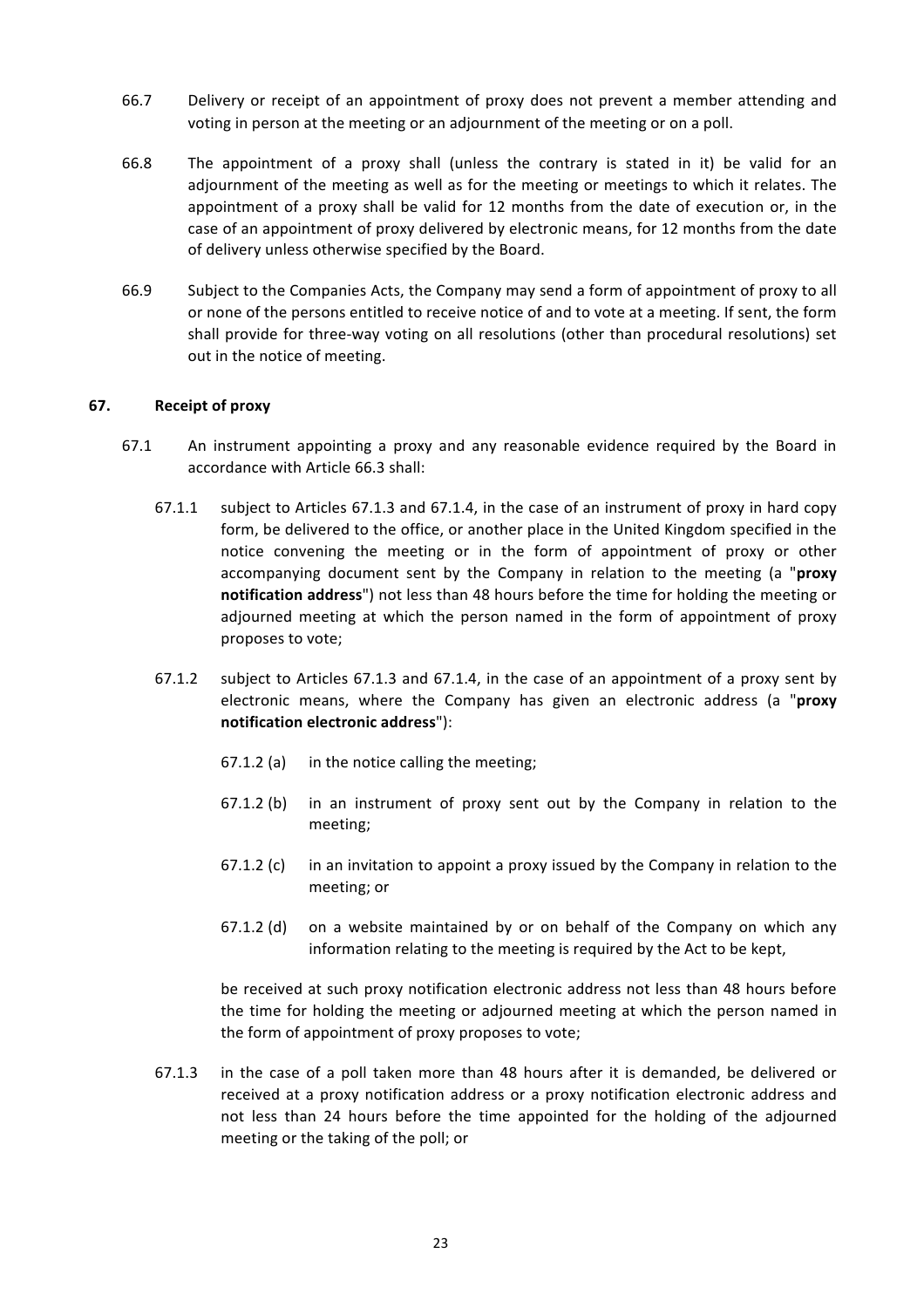66.7 Delivery or receipt of an appointment of proxy does not prevent a member attending and voting in person at the meeting or an adjournment of the meeting or on a poll.

66.8 The appointment of a proxy shall (unless the contrary is stated in it) be valid for an adjournment of the meeting as well as for the meeting or meetings to which it relates. The appointment of a proxy shall be valid for 12 months from the date of execution or, in the case of an appointment of proxy delivered by electronic means, for 12 months from the date of delivery unless otherwise specified by the Board.

66.9 Subject to the Companies Acts, the Company may send a form of appointment of proxy to all or none of the persons entitled to receive notice of and to vote at a meeting. If sent, the form shall provide for three-way voting on all resolutions (other than procedural resolutions) set out in the notice of meeting.

## 67. Receipt of proxy

67.1 An instrument appointing a proxy and any reasonable evidence required by the Board in accordance with Article 66.3 shall:

67.1.1 subject to Articles 67.1.3 and 67.1.4, in the case of an instrument of proxy in hard copy form, be delivered to the office, or another place in the United Kingdom specified in the notice convening the meeting or in the form of appointment of proxy or other accompanying document sent by the Company in relation to the meeting (a "**proxy notification address**") not less than 48 hours before the time for holding the meeting or adjourned meeting at which the person named in the form of appointment of proxy proposes to vote;

67.1.2 subject to Articles 67.1.3 and 67.1.4, in the case of an appointment of a proxy sent by electronic means, where the Company has given an electronic address (a "**proxy notification electronic address**"):

67.1.2 (a) in the notice calling the meeting;

67.1.2 (b) in an instrument of proxy sent out by the Company in relation to the meeting;

67.1.2 (c) in an invitation to appoint a proxy issued by the Company in relation to the meeting; or

67.1.2 (d) on a website maintained by or on behalf of the Company on which any information relating to the meeting is required by the Act to be kept,

be received at such proxy notification electronic address not less than 48 hours before the time for holding the meeting or adjourned meeting at which the person named in the form of appointment of proxy proposes to vote;

67.1.3 in the case of a poll taken more than 48 hours after it is demanded, be delivered or received at a proxy notification address or a proxy notification electronic address and not less than 24 hours before the time appointed for the holding of the adjourned meeting or the taking of the poll; or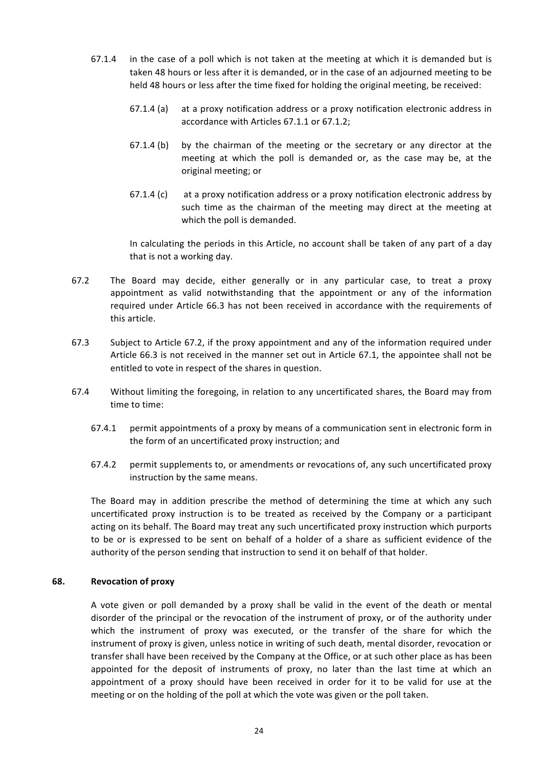67.1.4 in the case of a poll which is not taken at the meeting at which it is demanded but is taken 48 hours or less after it is demanded, or in the case of an adjourned meeting to be held 48 hours or less after the time fixed for holding the original meeting, be received:

67.1.4 (a) at a proxy notification address or a proxy notification electronic address in accordance with Articles 67.1.1 or 67.1.2;

67.1.4 (b) by the chairman of the meeting or the secretary or any director at the meeting at which the poll is demanded or, as the case may be, at the original meeting; or

67.1.4 (c) at a proxy notification address or a proxy notification electronic address by such time as the chairman of the meeting may direct at the meeting at which the poll is demanded.

In calculating the periods in this Article, no account shall be taken of any part of a day that is not a working day.

67.2 The Board may decide, either generally or in any particular case, to treat a proxy appointment as valid notwithstanding that the appointment or any of the information required under Article 66.3 has not been received in accordance with the requirements of this article.

67.3 Subject to Article 67.2, if the proxy appointment and any of the information required under Article 66.3 is not received in the manner set out in Article 67.1, the appointee shall not be entitled to vote in respect of the shares in question.

67.4 Without limiting the foregoing, in relation to any uncertificated shares, the Board may from time to time:

67.4.1 permit appointments of a proxy by means of a communication sent in electronic form in the form of an uncertificated proxy instruction; and

67.4.2 permit supplements to, or amendments or revocations of, any such uncertificated proxy instruction by the same means.

The Board may in addition prescribe the method of determining the time at which any such uncertificated proxy instruction is to be treated as received by the Company or a participant acting on its behalf. The Board may treat any such uncertificated proxy instruction which purports to be or is expressed to be sent on behalf of a holder of a share as sufficient evidence of the authority of the person sending that instruction to send it on behalf of that holder.

## 68. Revocation of proxy

A vote given or poll demanded by a proxy shall be valid in the event of the death or mental disorder of the principal or the revocation of the instrument of proxy, or of the authority under which the instrument of proxy was executed, or the transfer of the share for which the instrument of proxy is given, unless notice in writing of such death, mental disorder, revocation or transfer shall have been received by the Company at the Office, or at such other place as has been appointed for the deposit of instruments of proxy, no later than the last time at which an appointment of a proxy should have been received in order for it to be valid for use at the meeting or on the holding of the poll at which the vote was given or the poll taken.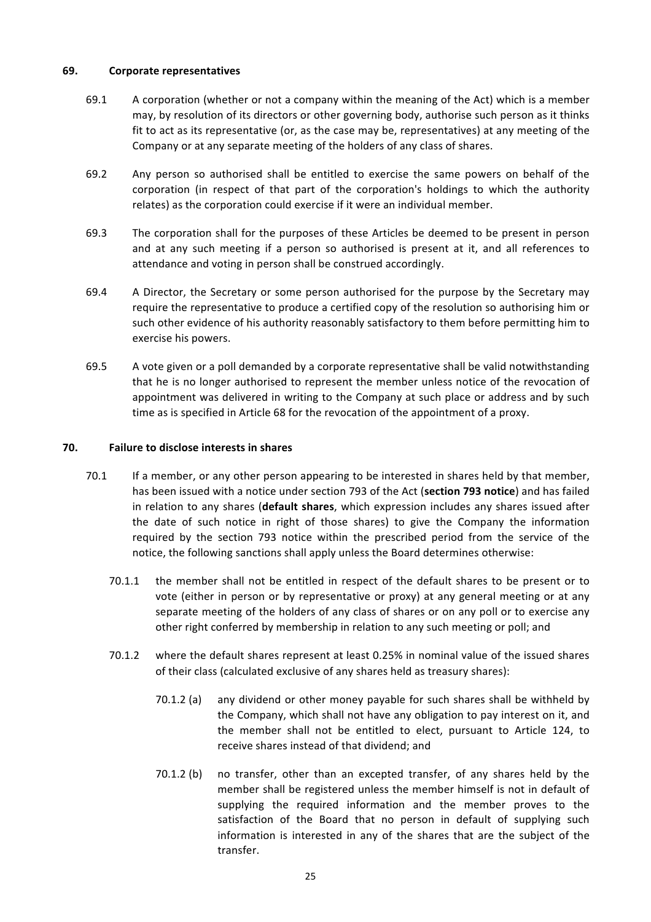## 69. Corporate representatives

69.1 A corporation (whether or not a company within the meaning of the Act) which is a member may, by resolution of its directors or other governing body, authorise such person as it thinks fit to act as its representative (or, as the case may be, representatives) at any meeting of the Company or at any separate meeting of the holders of any class of shares.

69.2 Any person so authorised shall be entitled to exercise the same powers on behalf of the corporation (in respect of that part of the corporation's holdings to which the authority relates) as the corporation could exercise if it were an individual member.

69.3 The corporation shall for the purposes of these Articles be deemed to be present in person and at any such meeting if a person so authorised is present at it, and all references to attendance and voting in person shall be construed accordingly.

69.4 A Director, the Secretary or some person authorised for the purpose by the Secretary may require the representative to produce a certified copy of the resolution so authorising him or such other evidence of his authority reasonably satisfactory to them before permitting him to exercise his powers.

69.5 A vote given or a poll demanded by a corporate representative shall be valid notwithstanding that he is no longer authorised to represent the member unless notice of the revocation of appointment was delivered in writing to the Company at such place or address and by such time as is specified in Article 68 for the revocation of the appointment of a proxy.

## 70. Failure to disclose interests in shares

70.1 If a member, or any other person appearing to be interested in shares held by that member, has been issued with a notice under section 793 of the Act (**section 793 notice**) and has failed in relation to any shares (**default shares**, which expression includes any shares issued after the date of such notice in right of those shares) to give the Company the information required by the section 793 notice within the prescribed period from the service of the notice, the following sanctions shall apply unless the Board determines otherwise:

70.1.1 the member shall not be entitled in respect of the default shares to be present or to vote (either in person or by representative or proxy) at any general meeting or at any separate meeting of the holders of any class of shares or on any poll or to exercise any other right conferred by membership in relation to any such meeting or poll; and

70.1.2 where the default shares represent at least 0.25% in nominal value of the issued shares of their class (calculated exclusive of any shares held as treasury shares):

70.1.2 (a) any dividend or other money payable for such shares shall be withheld by the Company, which shall not have any obligation to pay interest on it, and the member shall not be entitled to elect, pursuant to Article 124, to receive shares instead of that dividend; and

70.1.2 (b) no transfer, other than an excepted transfer, of any shares held by the member shall be registered unless the member himself is not in default of supplying the required information and the member proves to the satisfaction of the Board that no person in default of supplying such information is interested in any of the shares that are the subject of the transfer.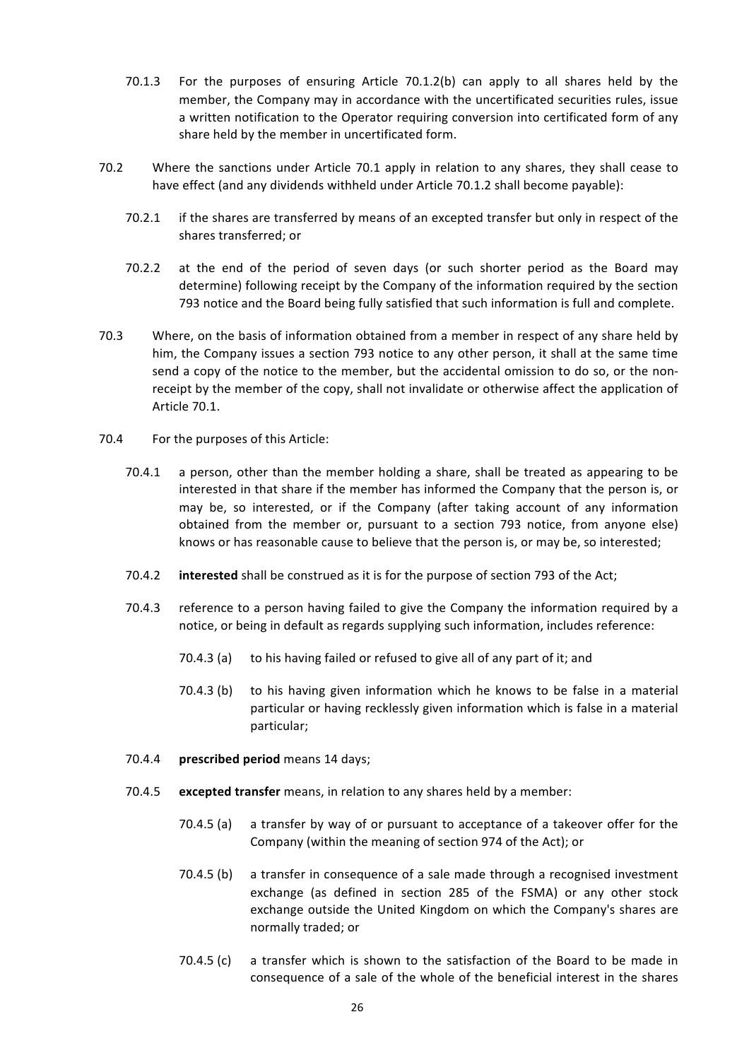70.1.3 For the purposes of ensuring Article 70.1.2(b) can apply to all shares held by the member, the Company may in accordance with the uncertificated securities rules, issue a written notification to the Operator requiring conversion into certificated form of any share held by the member in uncertificated form.

70.2 Where the sanctions under Article 70.1 apply in relation to any shares, they shall cease to have effect (and any dividends withheld under Article 70.1.2 shall become payable):

70.2.1 if the shares are transferred by means of an excepted transfer but only in respect of the shares transferred; or

70.2.2 at the end of the period of seven days (or such shorter period as the Board may determine) following receipt by the Company of the information required by the section 793 notice and the Board being fully satisfied that such information is full and complete.

70.3 Where, on the basis of information obtained from a member in respect of any share held by him, the Company issues a section 793 notice to any other person, it shall at the same time send a copy of the notice to the member, but the accidental omission to do so, or the non-receipt by the member of the copy, shall not invalidate or otherwise affect the application of Article 70.1.

70.4 For the purposes of this Article:

70.4.1 a person, other than the member holding a share, shall be treated as appearing to be interested in that share if the member has informed the Company that the person is, or may be, so interested, or if the Company (after taking account of any information obtained from the member or, pursuant to a section 793 notice, from anyone else) knows or has reasonable cause to believe that the person is, or may be, so interested;

70.4.2 **interested** shall be construed as it is for the purpose of section 793 of the Act;

70.4.3 reference to a person having failed to give the Company the information required by a notice, or being in default as regards supplying such information, includes reference:

70.4.3 (a) to his having failed or refused to give all of any part of it; and

70.4.3 (b) to his having given information which he knows to be false in a material particular or having recklessly given information which is false in a material particular;

70.4.4 **prescribed period** means 14 days;

70.4.5 **excepted transfer** means, in relation to any shares held by a member:

70.4.5 (a) a transfer by way of or pursuant to acceptance of a takeover offer for the Company (within the meaning of section 974 of the Act); or

70.4.5 (b) a transfer in consequence of a sale made through a recognised investment exchange (as defined in section 285 of the FSMA) or any other stock exchange outside the United Kingdom on which the Company's shares are normally traded; or

70.4.5 (c) a transfer which is shown to the satisfaction of the Board to be made in consequence of a sale of the whole of the beneficial interest in the shares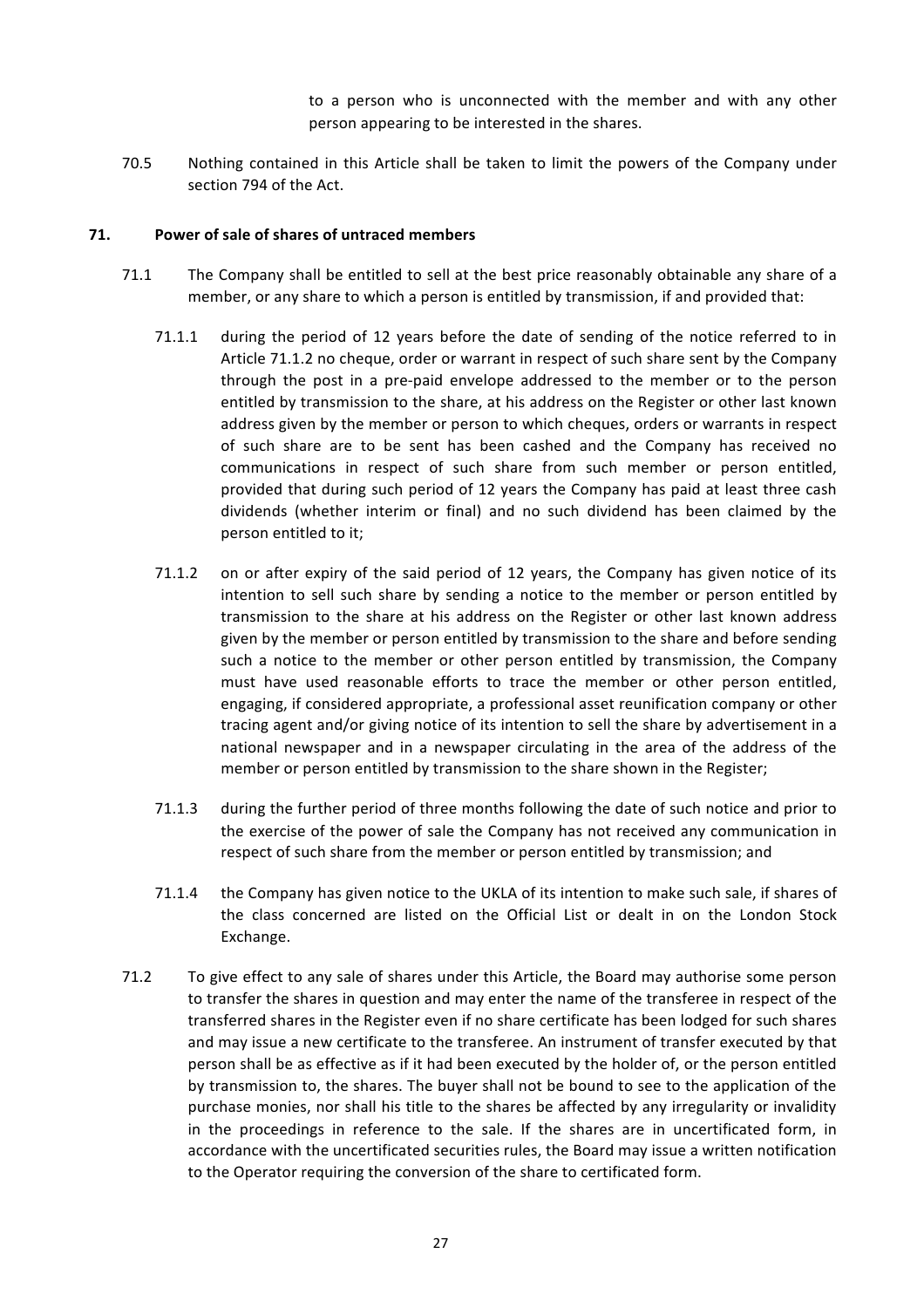to a person who is unconnected with the member and with any other person appearing to be interested in the shares.

70.5 Nothing contained in this Article shall be taken to limit the powers of the Company under section 794 of the Act.

**71. Power of sale of shares of untraced members**

71.1 The Company shall be entitled to sell at the best price reasonably obtainable any share of a member, or any share to which a person is entitled by transmission, if and provided that:

71.1.1 during the period of 12 years before the date of sending of the notice referred to in Article 71.1.2 no cheque, order or warrant in respect of such share sent by the Company through the post in a pre-paid envelope addressed to the member or to the person entitled by transmission to the share, at his address on the Register or other last known address given by the member or person to which cheques, orders or warrants in respect of such share are to be sent has been cashed and the Company has received no communications in respect of such share from such member or person entitled, provided that during such period of 12 years the Company has paid at least three cash dividends (whether interim or final) and no such dividend has been claimed by the person entitled to it;

71.1.2 on or after expiry of the said period of 12 years, the Company has given notice of its intention to sell such share by sending a notice to the member or person entitled by transmission to the share at his address on the Register or other last known address given by the member or person entitled by transmission to the share and before sending such a notice to the member or other person entitled by transmission, the Company must have used reasonable efforts to trace the member or other person entitled, engaging, if considered appropriate, a professional asset reunification company or other tracing agent and/or giving notice of its intention to sell the share by advertisement in a national newspaper and in a newspaper circulating in the area of the address of the member or person entitled by transmission to the share shown in the Register;

71.1.3 during the further period of three months following the date of such notice and prior to the exercise of the power of sale the Company has not received any communication in respect of such share from the member or person entitled by transmission; and

71.1.4 the Company has given notice to the UKLA of its intention to make such sale, if shares of the class concerned are listed on the Official List or dealt in on the London Stock Exchange.

71.2 To give effect to any sale of shares under this Article, the Board may authorise some person to transfer the shares in question and may enter the name of the transferee in respect of the transferred shares in the Register even if no share certificate has been lodged for such shares and may issue a new certificate to the transferee. An instrument of transfer executed by that person shall be as effective as if it had been executed by the holder of, or the person entitled by transmission to, the shares. The buyer shall not be bound to see to the application of the purchase monies, nor shall his title to the shares be affected by any irregularity or invalidity in the proceedings in reference to the sale. If the shares are in uncertificated form, in accordance with the uncertificated securities rules, the Board may issue a written notification to the Operator requiring the conversion of the share to certificated form.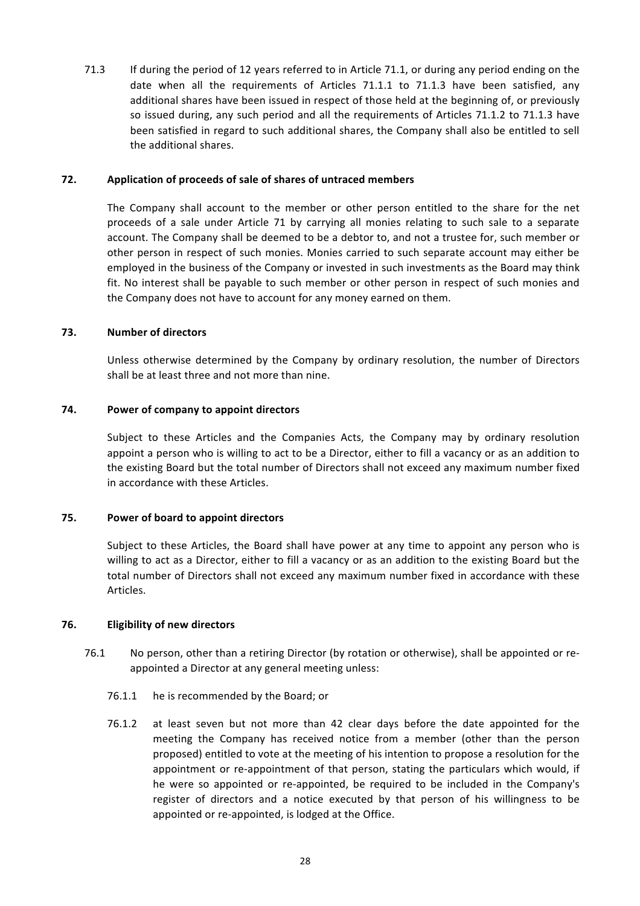71.3 If during the period of 12 years referred to in Article 71.1, or during any period ending on the date when all the requirements of Articles 71.1.1 to 71.1.3 have been satisfied, any additional shares have been issued in respect of those held at the beginning of, or previously so issued during, any such period and all the requirements of Articles 71.1.2 to 71.1.3 have been satisfied in regard to such additional shares, the Company shall also be entitled to sell the additional shares.

### 72. Application of proceeds of sale of shares of untraced members

The Company shall account to the member or other person entitled to the share for the net proceeds of a sale under Article 71 by carrying all monies relating to such sale to a separate account. The Company shall be deemed to be a debtor to, and not a trustee for, such member or other person in respect of such monies. Monies carried to such separate account may either be employed in the business of the Company or invested in such investments as the Board may think fit. No interest shall be payable to such member or other person in respect of such monies and the Company does not have to account for any money earned on them.

### 73. Number of directors

Unless otherwise determined by the Company by ordinary resolution, the number of Directors shall be at least three and not more than nine.

### 74. Power of company to appoint directors

Subject to these Articles and the Companies Acts, the Company may by ordinary resolution appoint a person who is willing to act to be a Director, either to fill a vacancy or as an addition to the existing Board but the total number of Directors shall not exceed any maximum number fixed in accordance with these Articles.

### 75. Power of board to appoint directors

Subject to these Articles, the Board shall have power at any time to appoint any person who is willing to act as a Director, either to fill a vacancy or as an addition to the existing Board but the total number of Directors shall not exceed any maximum number fixed in accordance with these Articles.

### 76. Eligibility of new directors

76.1 No person, other than a retiring Director (by rotation or otherwise), shall be appointed or re-appointed a Director at any general meeting unless:

76.1.1 he is recommended by the Board; or

76.1.2 at least seven but not more than 42 clear days before the date appointed for the meeting the Company has received notice from a member (other than the person proposed) entitled to vote at the meeting of his intention to propose a resolution for the appointment or re-appointment of that person, stating the particulars which would, if he were so appointed or re-appointed, be required to be included in the Company's register of directors and a notice executed by that person of his willingness to be appointed or re-appointed, is lodged at the Office.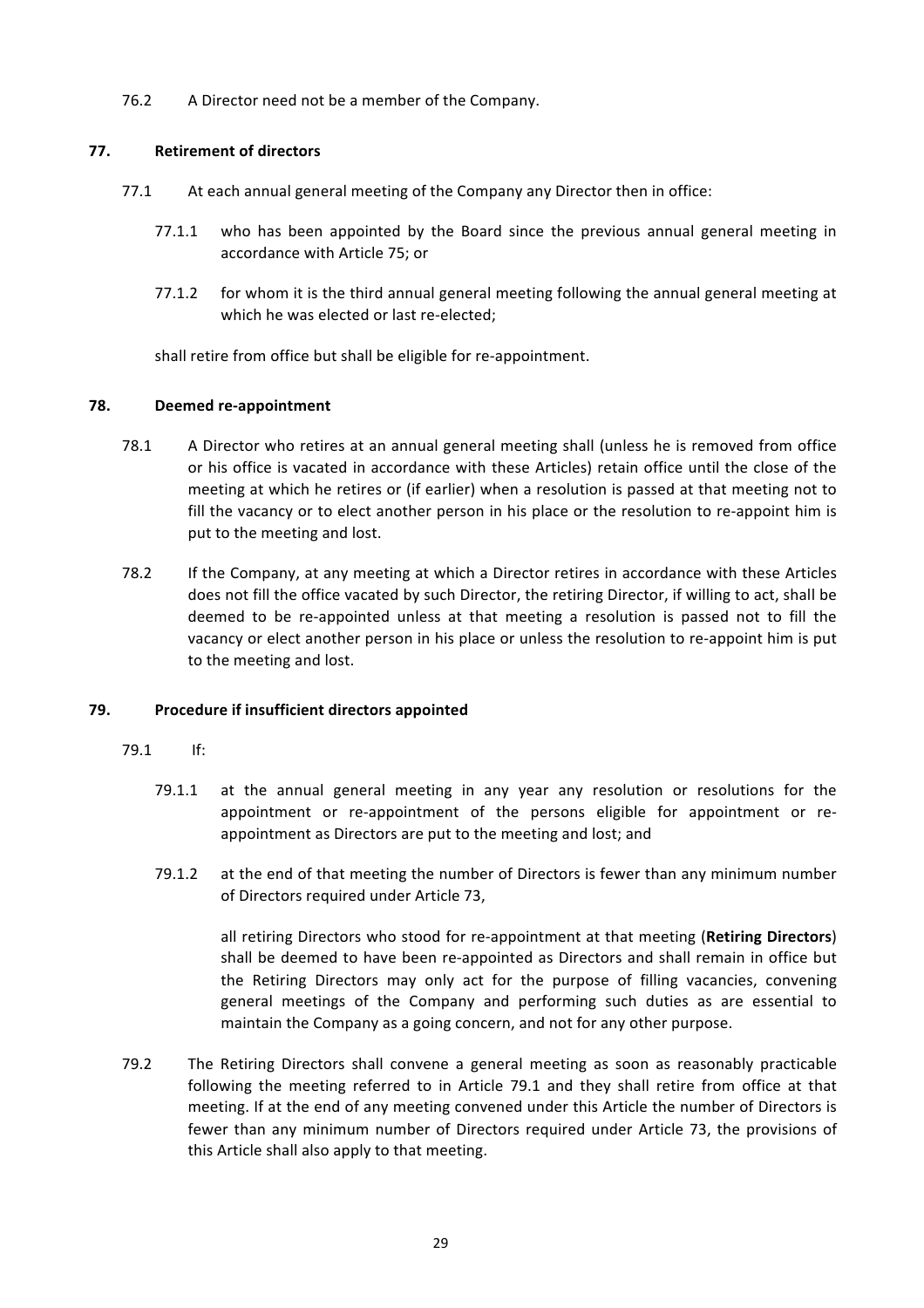76.2 A Director need not be a member of the Company.

## 77. Retirement of directors

77.1 At each annual general meeting of the Company any Director then in office:

77.1.1 who has been appointed by the Board since the previous annual general meeting in accordance with Article 75; or

77.1.2 for whom it is the third annual general meeting following the annual general meeting at which he was elected or last re-elected;

shall retire from office but shall be eligible for re-appointment.

## 78. Deemed re-appointment

78.1 A Director who retires at an annual general meeting shall (unless he is removed from office or his office is vacated in accordance with these Articles) retain office until the close of the meeting at which he retires or (if earlier) when a resolution is passed at that meeting not to fill the vacancy or to elect another person in his place or the resolution to re-appoint him is put to the meeting and lost.

78.2 If the Company, at any meeting at which a Director retires in accordance with these Articles does not fill the office vacated by such Director, the retiring Director, if willing to act, shall be deemed to be re-appointed unless at that meeting a resolution is passed not to fill the vacancy or elect another person in his place or unless the resolution to re-appoint him is put to the meeting and lost.

## 79. Procedure if insufficient directors appointed

79.1 If:

79.1.1 at the annual general meeting in any year any resolution or resolutions for the appointment or re-appointment of the persons eligible for appointment or re-appointment as Directors are put to the meeting and lost; and

79.1.2 at the end of that meeting the number of Directors is fewer than any minimum number of Directors required under Article 73,

all retiring Directors who stood for re-appointment at that meeting (**Retiring Directors**) shall be deemed to have been re-appointed as Directors and shall remain in office but the Retiring Directors may only act for the purpose of filling vacancies, convening general meetings of the Company and performing such duties as are essential to maintain the Company as a going concern, and not for any other purpose.

79.2 The Retiring Directors shall convene a general meeting as soon as reasonably practicable following the meeting referred to in Article 79.1 and they shall retire from office at that meeting. If at the end of any meeting convened under this Article the number of Directors is fewer than any minimum number of Directors required under Article 73, the provisions of this Article shall also apply to that meeting.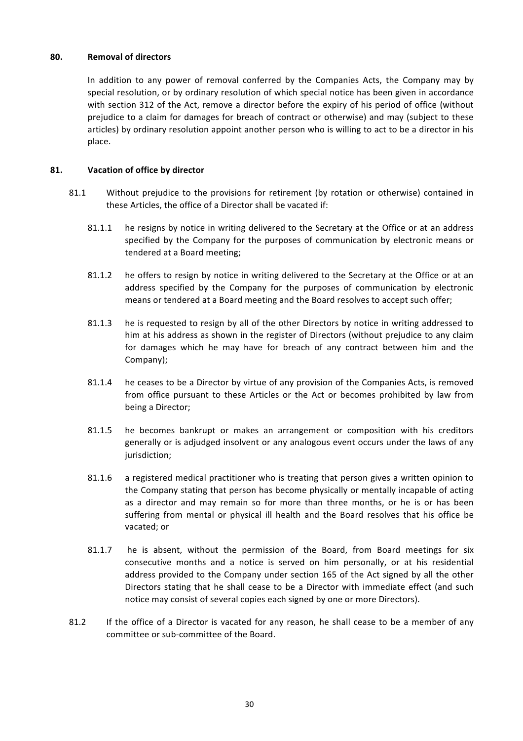## 80. Removal of directors

In addition to any power of removal conferred by the Companies Acts, the Company may by special resolution, or by ordinary resolution of which special notice has been given in accordance with section 312 of the Act, remove a director before the expiry of his period of office (without prejudice to a claim for damages for breach of contract or otherwise) and may (subject to these articles) by ordinary resolution appoint another person who is willing to act to be a director in his place.

## 81. Vacation of office by director

81.1 Without prejudice to the provisions for retirement (by rotation or otherwise) contained in these Articles, the office of a Director shall be vacated if:

81.1.1 he resigns by notice in writing delivered to the Secretary at the Office or at an address specified by the Company for the purposes of communication by electronic means or tendered at a Board meeting;

81.1.2 he offers to resign by notice in writing delivered to the Secretary at the Office or at an address specified by the Company for the purposes of communication by electronic means or tendered at a Board meeting and the Board resolves to accept such offer;

81.1.3 he is requested to resign by all of the other Directors by notice in writing addressed to him at his address as shown in the register of Directors (without prejudice to any claim for damages which he may have for breach of any contract between him and the Company);

81.1.4 he ceases to be a Director by virtue of any provision of the Companies Acts, is removed from office pursuant to these Articles or the Act or becomes prohibited by law from being a Director;

81.1.5 he becomes bankrupt or makes an arrangement or composition with his creditors generally or is adjudged insolvent or any analogous event occurs under the laws of any jurisdiction;

81.1.6 a registered medical practitioner who is treating that person gives a written opinion to the Company stating that person has become physically or mentally incapable of acting as a director and may remain so for more than three months, or he is or has been suffering from mental or physical ill health and the Board resolves that his office be vacated; or

81.1.7 he is absent, without the permission of the Board, from Board meetings for six consecutive months and a notice is served on him personally, or at his residential address provided to the Company under section 165 of the Act signed by all the other Directors stating that he shall cease to be a Director with immediate effect (and such notice may consist of several copies each signed by one or more Directors).

81.2 If the office of a Director is vacated for any reason, he shall cease to be a member of any committee or sub-committee of the Board.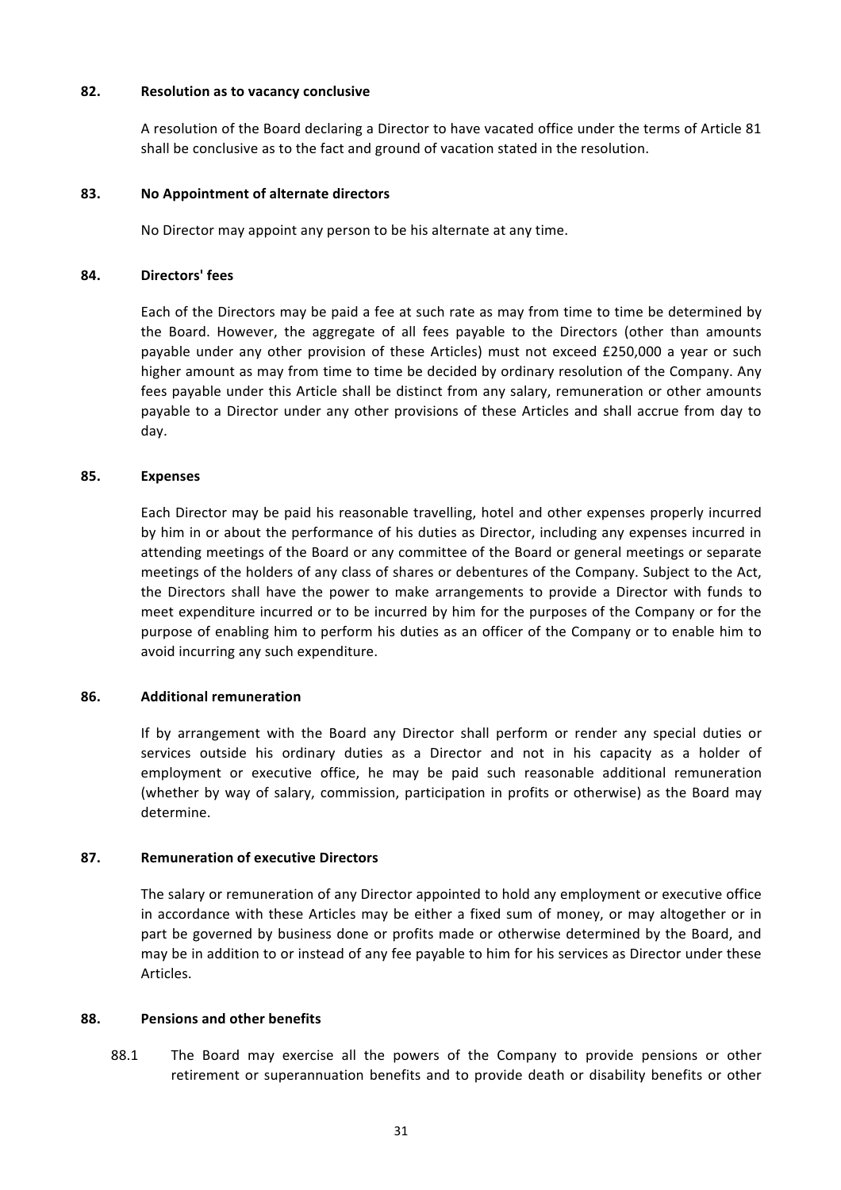**82. Resolution as to vacancy conclusive**

A resolution of the Board declaring a Director to have vacated office under the terms of Article 81 shall be conclusive as to the fact and ground of vacation stated in the resolution.

**83. No Appointment of alternate directors**

No Director may appoint any person to be his alternate at any time.

**84. Directors' fees**

Each of the Directors may be paid a fee at such rate as may from time to time be determined by the Board. However, the aggregate of all fees payable to the Directors (other than amounts payable under any other provision of these Articles) must not exceed £250,000 a year or such higher amount as may from time to time be decided by ordinary resolution of the Company. Any fees payable under this Article shall be distinct from any salary, remuneration or other amounts payable to a Director under any other provisions of these Articles and shall accrue from day to day.

**85. Expenses**

Each Director may be paid his reasonable travelling, hotel and other expenses properly incurred by him in or about the performance of his duties as Director, including any expenses incurred in attending meetings of the Board or any committee of the Board or general meetings or separate meetings of the holders of any class of shares or debentures of the Company. Subject to the Act, the Directors shall have the power to make arrangements to provide a Director with funds to meet expenditure incurred or to be incurred by him for the purposes of the Company or for the purpose of enabling him to perform his duties as an officer of the Company or to enable him to avoid incurring any such expenditure.

**86. Additional remuneration**

If by arrangement with the Board any Director shall perform or render any special duties or services outside his ordinary duties as a Director and not in his capacity as a holder of employment or executive office, he may be paid such reasonable additional remuneration (whether by way of salary, commission, participation in profits or otherwise) as the Board may determine.

**87. Remuneration of executive Directors**

The salary or remuneration of any Director appointed to hold any employment or executive office in accordance with these Articles may be either a fixed sum of money, or may altogether or in part be governed by business done or profits made or otherwise determined by the Board, and may be in addition to or instead of any fee payable to him for his services as Director under these Articles.

**88. Pensions and other benefits**

88.1 The Board may exercise all the powers of the Company to provide pensions or other retirement or superannuation benefits and to provide death or disability benefits or other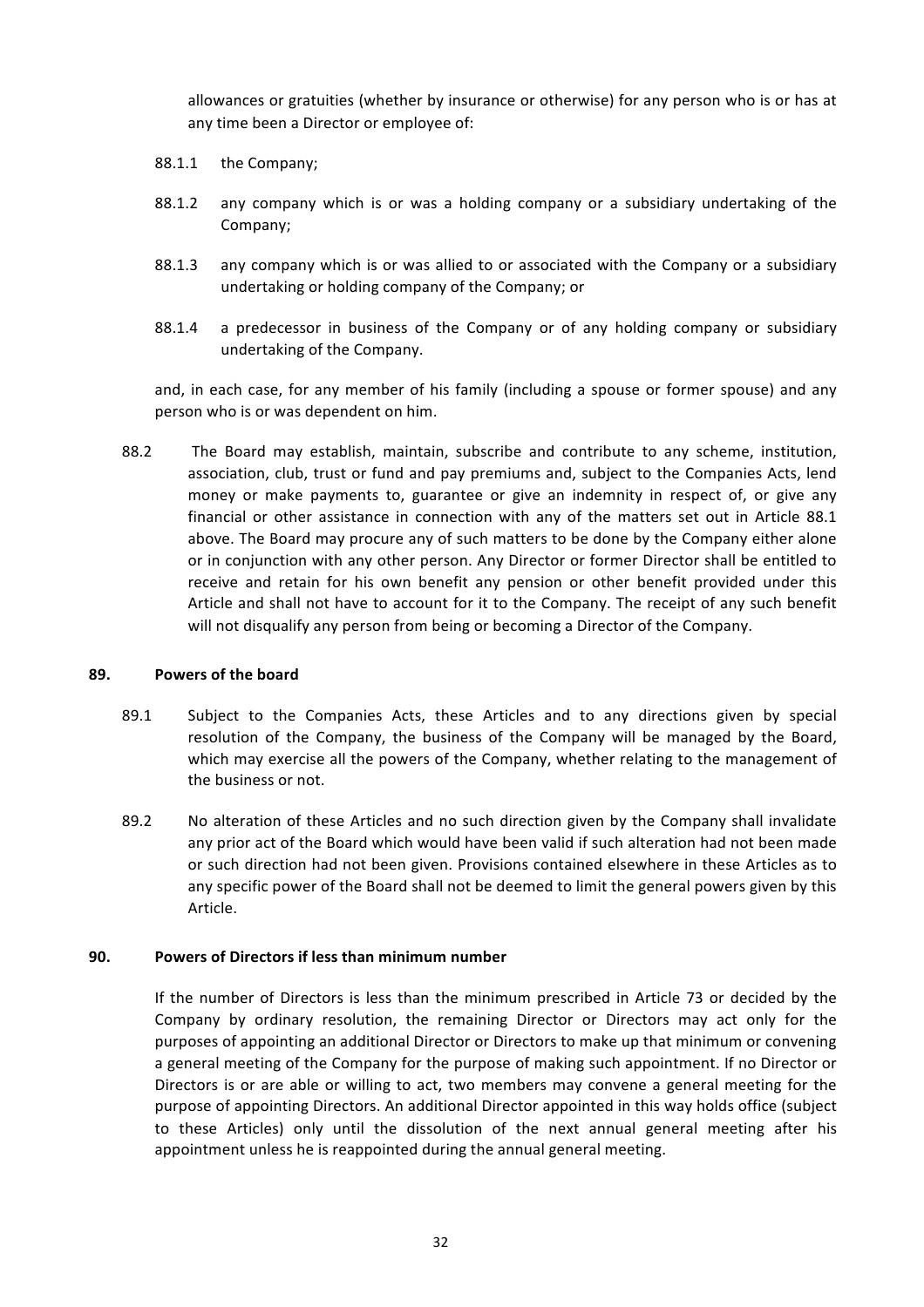allowances or gratuities (whether by insurance or otherwise) for any person who is or has at any time been a Director or employee of:

88.1.1 the Company;

88.1.2 any company which is or was a holding company or a subsidiary undertaking of the Company;

88.1.3 any company which is or was allied to or associated with the Company or a subsidiary undertaking or holding company of the Company; or

88.1.4 a predecessor in business of the Company or of any holding company or subsidiary undertaking of the Company.

and, in each case, for any member of his family (including a spouse or former spouse) and any person who is or was dependent on him.

88.2 The Board may establish, maintain, subscribe and contribute to any scheme, institution, association, club, trust or fund and pay premiums and, subject to the Companies Acts, lend money or make payments to, guarantee or give an indemnity in respect of, or give any financial or other assistance in connection with any of the matters set out in Article 88.1 above. The Board may procure any of such matters to be done by the Company either alone or in conjunction with any other person. Any Director or former Director shall be entitled to receive and retain for his own benefit any pension or other benefit provided under this Article and shall not have to account for it to the Company. The receipt of any such benefit will not disqualify any person from being or becoming a Director of the Company.

## 89. Powers of the board

89.1 Subject to the Companies Acts, these Articles and to any directions given by special resolution of the Company, the business of the Company will be managed by the Board, which may exercise all the powers of the Company, whether relating to the management of the business or not.

89.2 No alteration of these Articles and no such direction given by the Company shall invalidate any prior act of the Board which would have been valid if such alteration had not been made or such direction had not been given. Provisions contained elsewhere in these Articles as to any specific power of the Board shall not be deemed to limit the general powers given by this Article.

## 90. Powers of Directors if less than minimum number

If the number of Directors is less than the minimum prescribed in Article 73 or decided by the Company by ordinary resolution, the remaining Director or Directors may act only for the purposes of appointing an additional Director or Directors to make up that minimum or convening a general meeting of the Company for the purpose of making such appointment. If no Director or Directors is or are able or willing to act, two members may convene a general meeting for the purpose of appointing Directors. An additional Director appointed in this way holds office (subject to these Articles) only until the dissolution of the next annual general meeting after his appointment unless he is reappointed during the annual general meeting.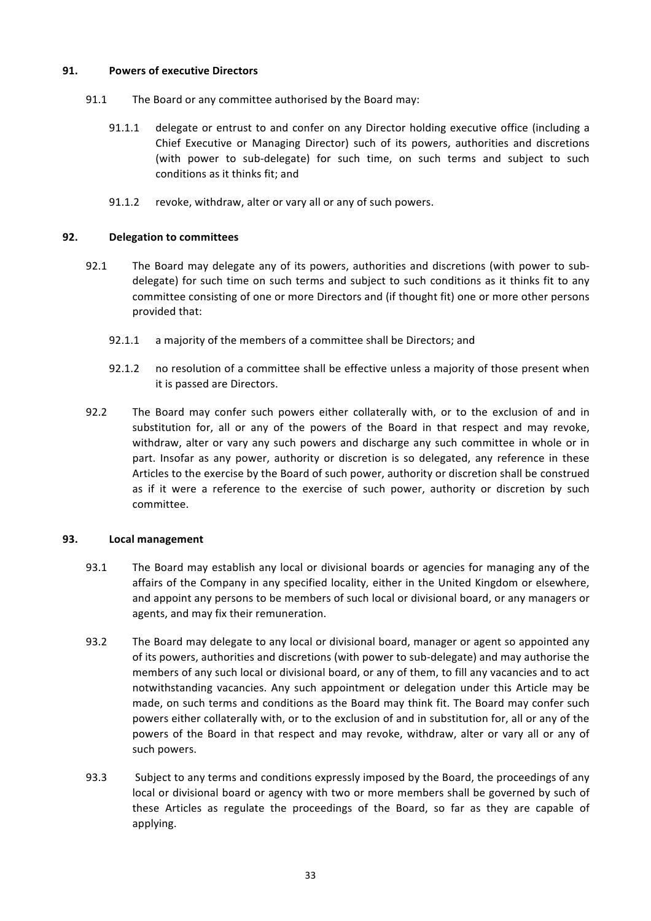## 91. Powers of executive Directors

91.1 The Board or any committee authorised by the Board may:

91.1.1 delegate or entrust to and confer on any Director holding executive office (including a Chief Executive or Managing Director) such of its powers, authorities and discretions (with power to sub-delegate) for such time, on such terms and subject to such conditions as it thinks fit; and

91.1.2 revoke, withdraw, alter or vary all or any of such powers.

## 92. Delegation to committees

92.1 The Board may delegate any of its powers, authorities and discretions (with power to sub-delegate) for such time on such terms and subject to such conditions as it thinks fit to any committee consisting of one or more Directors and (if thought fit) one or more other persons provided that:

92.1.1 a majority of the members of a committee shall be Directors; and

92.1.2 no resolution of a committee shall be effective unless a majority of those present when it is passed are Directors.

92.2 The Board may confer such powers either collaterally with, or to the exclusion of and in substitution for, all or any of the powers of the Board in that respect and may revoke, withdraw, alter or vary any such powers and discharge any such committee in whole or in part. Insofar as any power, authority or discretion is so delegated, any reference in these Articles to the exercise by the Board of such power, authority or discretion shall be construed as if it were a reference to the exercise of such power, authority or discretion by such committee.

## 93. Local management

93.1 The Board may establish any local or divisional boards or agencies for managing any of the affairs of the Company in any specified locality, either in the United Kingdom or elsewhere, and appoint any persons to be members of such local or divisional board, or any managers or agents, and may fix their remuneration.

93.2 The Board may delegate to any local or divisional board, manager or agent so appointed any of its powers, authorities and discretions (with power to sub-delegate) and may authorise the members of any such local or divisional board, or any of them, to fill any vacancies and to act notwithstanding vacancies. Any such appointment or delegation under this Article may be made, on such terms and conditions as the Board may think fit. The Board may confer such powers either collaterally with, or to the exclusion of and in substitution for, all or any of the powers of the Board in that respect and may revoke, withdraw, alter or vary all or any of such powers.

93.3 Subject to any terms and conditions expressly imposed by the Board, the proceedings of any local or divisional board or agency with two or more members shall be governed by such of these Articles as regulate the proceedings of the Board, so far as they are capable of applying.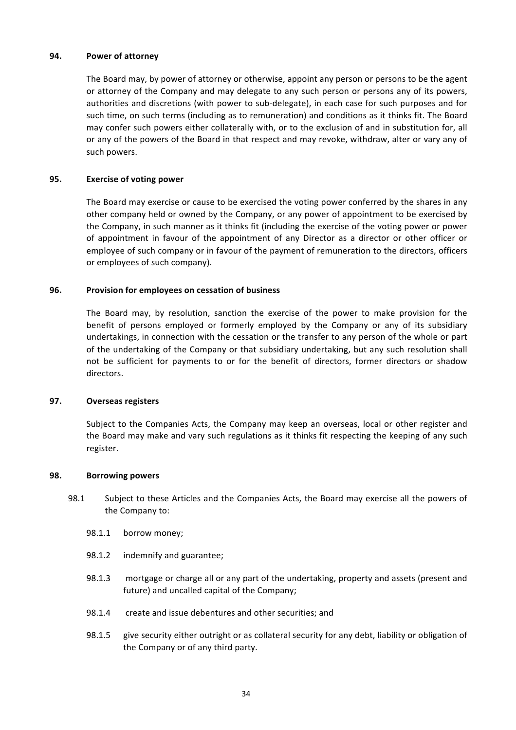## 94. Power of attorney

The Board may, by power of attorney or otherwise, appoint any person or persons to be the agent or attorney of the Company and may delegate to any such person or persons any of its powers, authorities and discretions (with power to sub-delegate), in each case for such purposes and for such time, on such terms (including as to remuneration) and conditions as it thinks fit. The Board may confer such powers either collaterally with, or to the exclusion of and in substitution for, all or any of the powers of the Board in that respect and may revoke, withdraw, alter or vary any of such powers.

## 95. Exercise of voting power

The Board may exercise or cause to be exercised the voting power conferred by the shares in any other company held or owned by the Company, or any power of appointment to be exercised by the Company, in such manner as it thinks fit (including the exercise of the voting power or power of appointment in favour of the appointment of any Director as a director or other officer or employee of such company or in favour of the payment of remuneration to the directors, officers or employees of such company).

## 96. Provision for employees on cessation of business

The Board may, by resolution, sanction the exercise of the power to make provision for the benefit of persons employed or formerly employed by the Company or any of its subsidiary undertakings, in connection with the cessation or the transfer to any person of the whole or part of the undertaking of the Company or that subsidiary undertaking, but any such resolution shall not be sufficient for payments to or for the benefit of directors, former directors or shadow directors.

## 97. Overseas registers

Subject to the Companies Acts, the Company may keep an overseas, local or other register and the Board may make and vary such regulations as it thinks fit respecting the keeping of any such register.

## 98. Borrowing powers

98.1 Subject to these Articles and the Companies Acts, the Board may exercise all the powers of the Company to:

- 98.1.1 borrow money;
- 98.1.2 indemnify and guarantee;
- 98.1.3 mortgage or charge all or any part of the undertaking, property and assets (present and future) and uncalled capital of the Company;
- 98.1.4 create and issue debentures and other securities; and
- 98.1.5 give security either outright or as collateral security for any debt, liability or obligation of the Company or of any third party.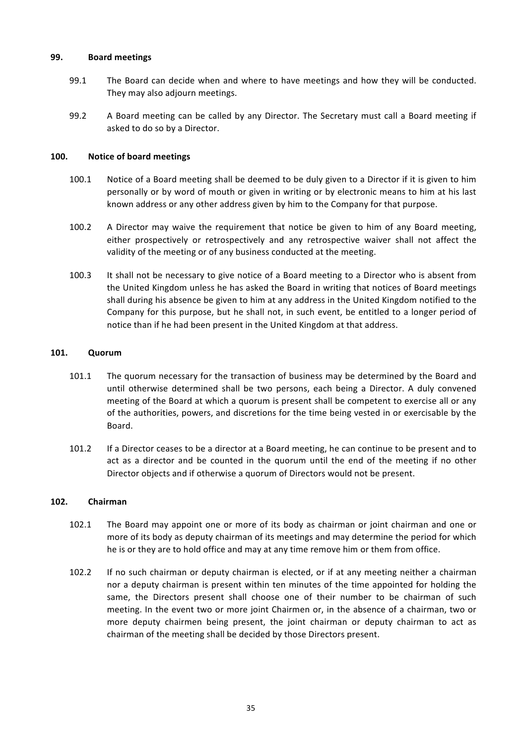## 99. Board meetings

99.1 The Board can decide when and where to have meetings and how they will be conducted. They may also adjourn meetings.

99.2 A Board meeting can be called by any Director. The Secretary must call a Board meeting if asked to do so by a Director.

## 100. Notice of board meetings

100.1 Notice of a Board meeting shall be deemed to be duly given to a Director if it is given to him personally or by word of mouth or given in writing or by electronic means to him at his last known address or any other address given by him to the Company for that purpose.

100.2 A Director may waive the requirement that notice be given to him of any Board meeting, either prospectively or retrospectively and any retrospective waiver shall not affect the validity of the meeting or of any business conducted at the meeting.

100.3 It shall not be necessary to give notice of a Board meeting to a Director who is absent from the United Kingdom unless he has asked the Board in writing that notices of Board meetings shall during his absence be given to him at any address in the United Kingdom notified to the Company for this purpose, but he shall not, in such event, be entitled to a longer period of notice than if he had been present in the United Kingdom at that address.

## 101. Quorum

101.1 The quorum necessary for the transaction of business may be determined by the Board and until otherwise determined shall be two persons, each being a Director. A duly convened meeting of the Board at which a quorum is present shall be competent to exercise all or any of the authorities, powers, and discretions for the time being vested in or exercisable by the Board.

101.2 If a Director ceases to be a director at a Board meeting, he can continue to be present and to act as a director and be counted in the quorum until the end of the meeting if no other Director objects and if otherwise a quorum of Directors would not be present.

## 102. Chairman

102.1 The Board may appoint one or more of its body as chairman or joint chairman and one or more of its body as deputy chairman of its meetings and may determine the period for which he is or they are to hold office and may at any time remove him or them from office.

102.2 If no such chairman or deputy chairman is elected, or if at any meeting neither a chairman nor a deputy chairman is present within ten minutes of the time appointed for holding the same, the Directors present shall choose one of their number to be chairman of such meeting. In the event two or more joint Chairmen or, in the absence of a chairman, two or more deputy chairmen being present, the joint chairman or deputy chairman to act as chairman of the meeting shall be decided by those Directors present.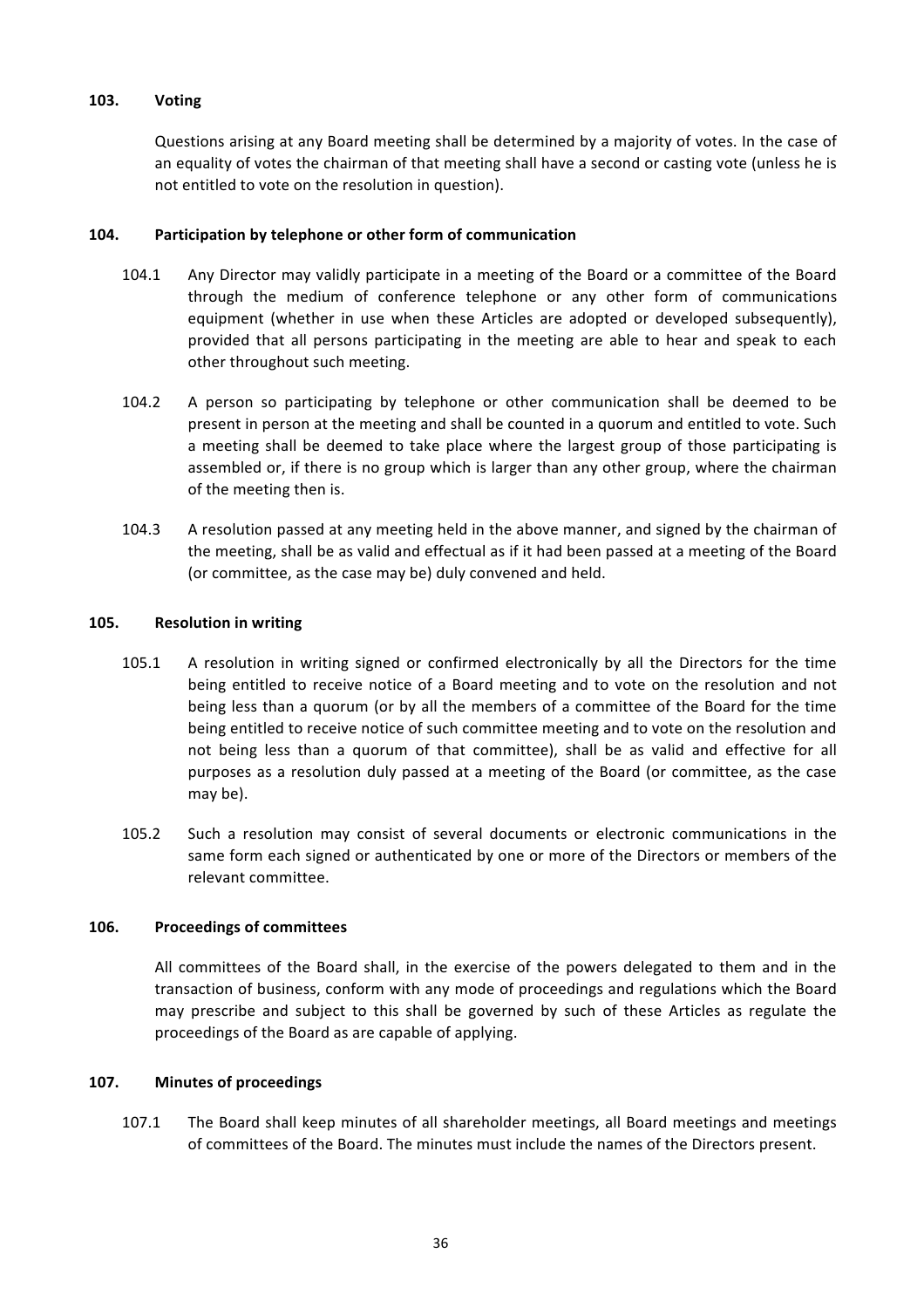### 103. Voting

Questions arising at any Board meeting shall be determined by a majority of votes. In the case of an equality of votes the chairman of that meeting shall have a second or casting vote (unless he is not entitled to vote on the resolution in question).

### 104. Participation by telephone or other form of communication

104.1 Any Director may validly participate in a meeting of the Board or a committee of the Board through the medium of conference telephone or any other form of communications equipment (whether in use when these Articles are adopted or developed subsequently), provided that all persons participating in the meeting are able to hear and speak to each other throughout such meeting.

104.2 A person so participating by telephone or other communication shall be deemed to be present in person at the meeting and shall be counted in a quorum and entitled to vote. Such a meeting shall be deemed to take place where the largest group of those participating is assembled or, if there is no group which is larger than any other group, where the chairman of the meeting then is.

104.3 A resolution passed at any meeting held in the above manner, and signed by the chairman of the meeting, shall be as valid and effectual as if it had been passed at a meeting of the Board (or committee, as the case may be) duly convened and held.

### 105. Resolution in writing

105.1 A resolution in writing signed or confirmed electronically by all the Directors for the time being entitled to receive notice of a Board meeting and to vote on the resolution and not being less than a quorum (or by all the members of a committee of the Board for the time being entitled to receive notice of such committee meeting and to vote on the resolution and not being less than a quorum of that committee), shall be as valid and effective for all purposes as a resolution duly passed at a meeting of the Board (or committee, as the case may be).

105.2 Such a resolution may consist of several documents or electronic communications in the same form each signed or authenticated by one or more of the Directors or members of the relevant committee.

### 106. Proceedings of committees

All committees of the Board shall, in the exercise of the powers delegated to them and in the transaction of business, conform with any mode of proceedings and regulations which the Board may prescribe and subject to this shall be governed by such of these Articles as regulate the proceedings of the Board as are capable of applying.

### 107. Minutes of proceedings

107.1 The Board shall keep minutes of all shareholder meetings, all Board meetings and meetings of committees of the Board. The minutes must include the names of the Directors present.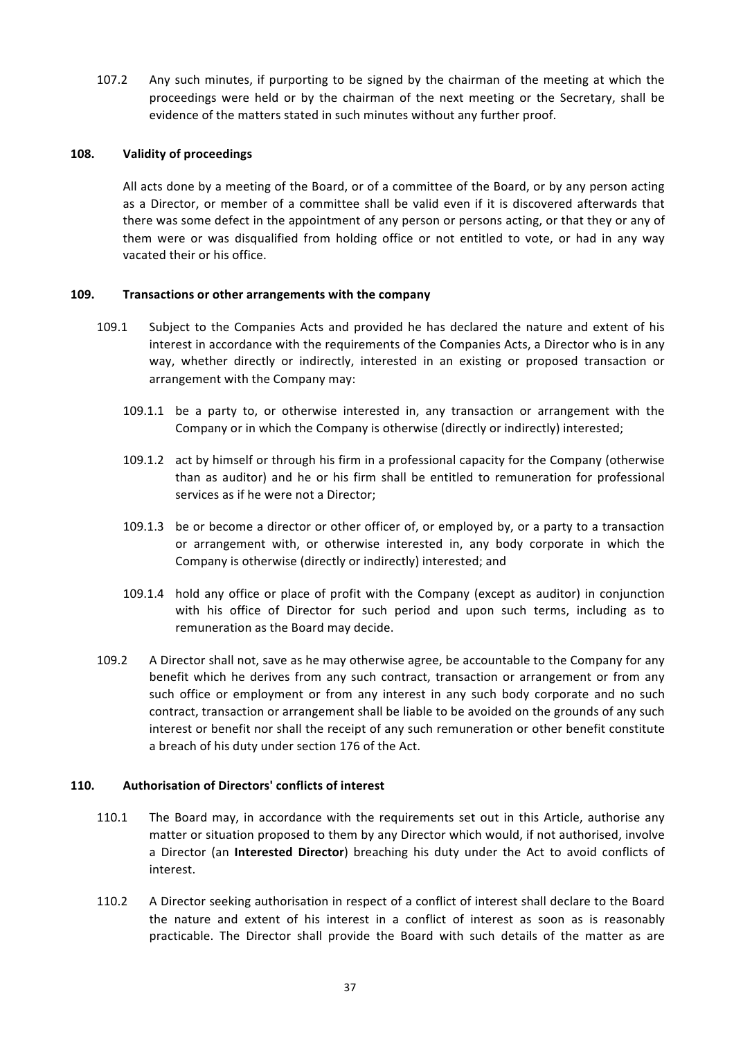107.2 Any such minutes, if purporting to be signed by the chairman of the meeting at which the proceedings were held or by the chairman of the next meeting or the Secretary, shall be evidence of the matters stated in such minutes without any further proof.

**108. Validity of proceedings**

All acts done by a meeting of the Board, or of a committee of the Board, or by any person acting as a Director, or member of a committee shall be valid even if it is discovered afterwards that there was some defect in the appointment of any person or persons acting, or that they or any of them were or was disqualified from holding office or not entitled to vote, or had in any way vacated their or his office.

**109. Transactions or other arrangements with the company**

109.1 Subject to the Companies Acts and provided he has declared the nature and extent of his interest in accordance with the requirements of the Companies Acts, a Director who is in any way, whether directly or indirectly, interested in an existing or proposed transaction or arrangement with the Company may:

109.1.1 be a party to, or otherwise interested in, any transaction or arrangement with the Company or in which the Company is otherwise (directly or indirectly) interested;

109.1.2 act by himself or through his firm in a professional capacity for the Company (otherwise than as auditor) and he or his firm shall be entitled to remuneration for professional services as if he were not a Director;

109.1.3 be or become a director or other officer of, or employed by, or a party to a transaction or arrangement with, or otherwise interested in, any body corporate in which the Company is otherwise (directly or indirectly) interested; and

109.1.4 hold any office or place of profit with the Company (except as auditor) in conjunction with his office of Director for such period and upon such terms, including as to remuneration as the Board may decide.

109.2 A Director shall not, save as he may otherwise agree, be accountable to the Company for any benefit which he derives from any such contract, transaction or arrangement or from any such office or employment or from any interest in any such body corporate and no such contract, transaction or arrangement shall be liable to be avoided on the grounds of any such interest or benefit nor shall the receipt of any such remuneration or other benefit constitute a breach of his duty under section 176 of the Act.

**110. Authorisation of Directors' conflicts of interest**

110.1 The Board may, in accordance with the requirements set out in this Article, authorise any matter or situation proposed to them by any Director which would, if not authorised, involve a Director (an **Interested Director**) breaching his duty under the Act to avoid conflicts of interest.

110.2 A Director seeking authorisation in respect of a conflict of interest shall declare to the Board the nature and extent of his interest in a conflict of interest as soon as is reasonably practicable. The Director shall provide the Board with such details of the matter as are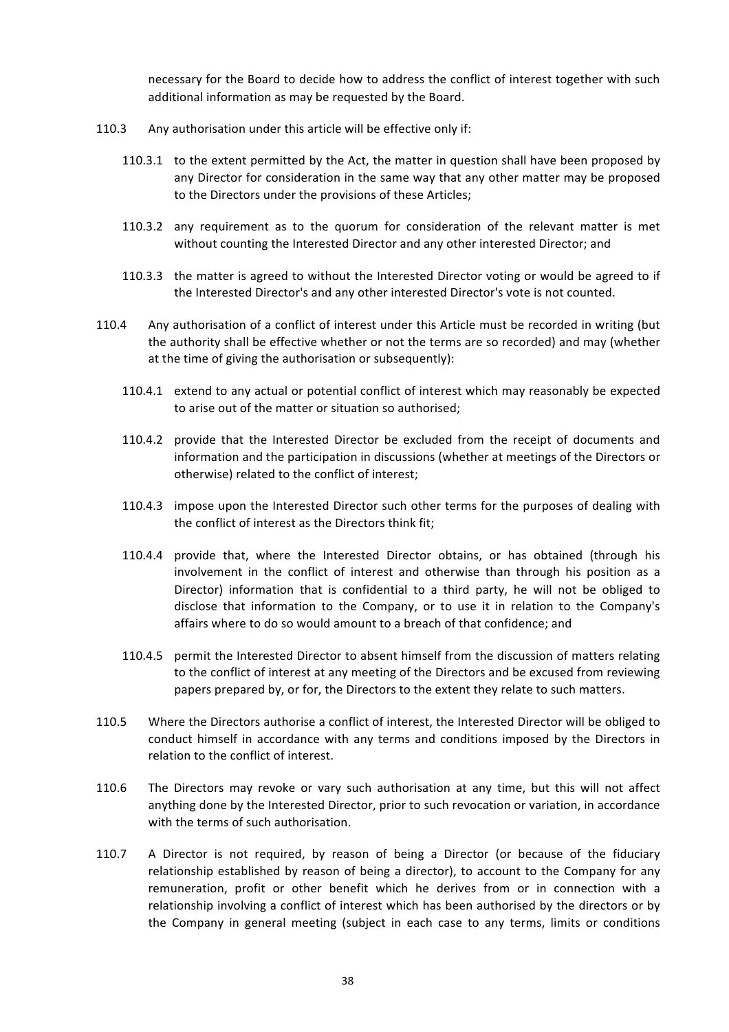necessary for the Board to decide how to address the conflict of interest together with such additional information as may be requested by the Board.

110.3 Any authorisation under this article will be effective only if:

110.3.1 to the extent permitted by the Act, the matter in question shall have been proposed by any Director for consideration in the same way that any other matter may be proposed to the Directors under the provisions of these Articles;

110.3.2 any requirement as to the quorum for consideration of the relevant matter is met without counting the Interested Director and any other interested Director; and

110.3.3 the matter is agreed to without the Interested Director voting or would be agreed to if the Interested Director's and any other interested Director's vote is not counted.

110.4 Any authorisation of a conflict of interest under this Article must be recorded in writing (but the authority shall be effective whether or not the terms are so recorded) and may (whether at the time of giving the authorisation or subsequently):

110.4.1 extend to any actual or potential conflict of interest which may reasonably be expected to arise out of the matter or situation so authorised;

110.4.2 provide that the Interested Director be excluded from the receipt of documents and information and the participation in discussions (whether at meetings of the Directors or otherwise) related to the conflict of interest;

110.4.3 impose upon the Interested Director such other terms for the purposes of dealing with the conflict of interest as the Directors think fit;

110.4.4 provide that, where the Interested Director obtains, or has obtained (through his involvement in the conflict of interest and otherwise than through his position as a Director) information that is confidential to a third party, he will not be obliged to disclose that information to the Company, or to use it in relation to the Company's affairs where to do so would amount to a breach of that confidence; and

110.4.5 permit the Interested Director to absent himself from the discussion of matters relating to the conflict of interest at any meeting of the Directors and be excused from reviewing papers prepared by, or for, the Directors to the extent they relate to such matters.

110.5 Where the Directors authorise a conflict of interest, the Interested Director will be obliged to conduct himself in accordance with any terms and conditions imposed by the Directors in relation to the conflict of interest.

110.6 The Directors may revoke or vary such authorisation at any time, but this will not affect anything done by the Interested Director, prior to such revocation or variation, in accordance with the terms of such authorisation.

110.7 A Director is not required, by reason of being a Director (or because of the fiduciary relationship established by reason of being a director), to account to the Company for any remuneration, profit or other benefit which he derives from or in connection with a relationship involving a conflict of interest which has been authorised by the directors or by the Company in general meeting (subject in each case to any terms, limits or conditions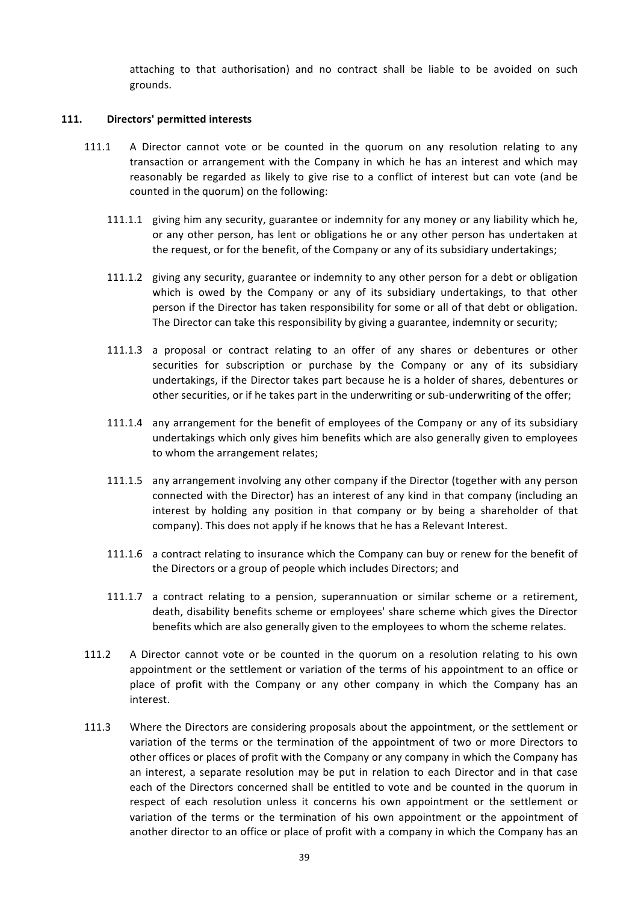attaching to that authorisation) and no contract shall be liable to be avoided on such grounds.

## 111. Directors' permitted interests

111.1 A Director cannot vote or be counted in the quorum on any resolution relating to any transaction or arrangement with the Company in which he has an interest and which may reasonably be regarded as likely to give rise to a conflict of interest but can vote (and be counted in the quorum) on the following:

111.1.1 giving him any security, guarantee or indemnity for any money or any liability which he, or any other person, has lent or obligations he or any other person has undertaken at the request, or for the benefit, of the Company or any of its subsidiary undertakings;

111.1.2 giving any security, guarantee or indemnity to any other person for a debt or obligation which is owed by the Company or any of its subsidiary undertakings, to that other person if the Director has taken responsibility for some or all of that debt or obligation. The Director can take this responsibility by giving a guarantee, indemnity or security;

111.1.3 a proposal or contract relating to an offer of any shares or debentures or other securities for subscription or purchase by the Company or any of its subsidiary undertakings, if the Director takes part because he is a holder of shares, debentures or other securities, or if he takes part in the underwriting or sub-underwriting of the offer;

111.1.4 any arrangement for the benefit of employees of the Company or any of its subsidiary undertakings which only gives him benefits which are also generally given to employees to whom the arrangement relates;

111.1.5 any arrangement involving any other company if the Director (together with any person connected with the Director) has an interest of any kind in that company (including an interest by holding any position in that company or by being a shareholder of that company). This does not apply if he knows that he has a Relevant Interest.

111.1.6 a contract relating to insurance which the Company can buy or renew for the benefit of the Directors or a group of people which includes Directors; and

111.1.7 a contract relating to a pension, superannuation or similar scheme or a retirement, death, disability benefits scheme or employees' share scheme which gives the Director benefits which are also generally given to the employees to whom the scheme relates.

111.2 A Director cannot vote or be counted in the quorum on a resolution relating to his own appointment or the settlement or variation of the terms of his appointment to an office or place of profit with the Company or any other company in which the Company has an interest.

111.3 Where the Directors are considering proposals about the appointment, or the settlement or variation of the terms or the termination of the appointment of two or more Directors to other offices or places of profit with the Company or any company in which the Company has an interest, a separate resolution may be put in relation to each Director and in that case each of the Directors concerned shall be entitled to vote and be counted in the quorum in respect of each resolution unless it concerns his own appointment or the settlement or variation of the terms or the termination of his own appointment or the appointment of another director to an office or place of profit with a company in which the Company has an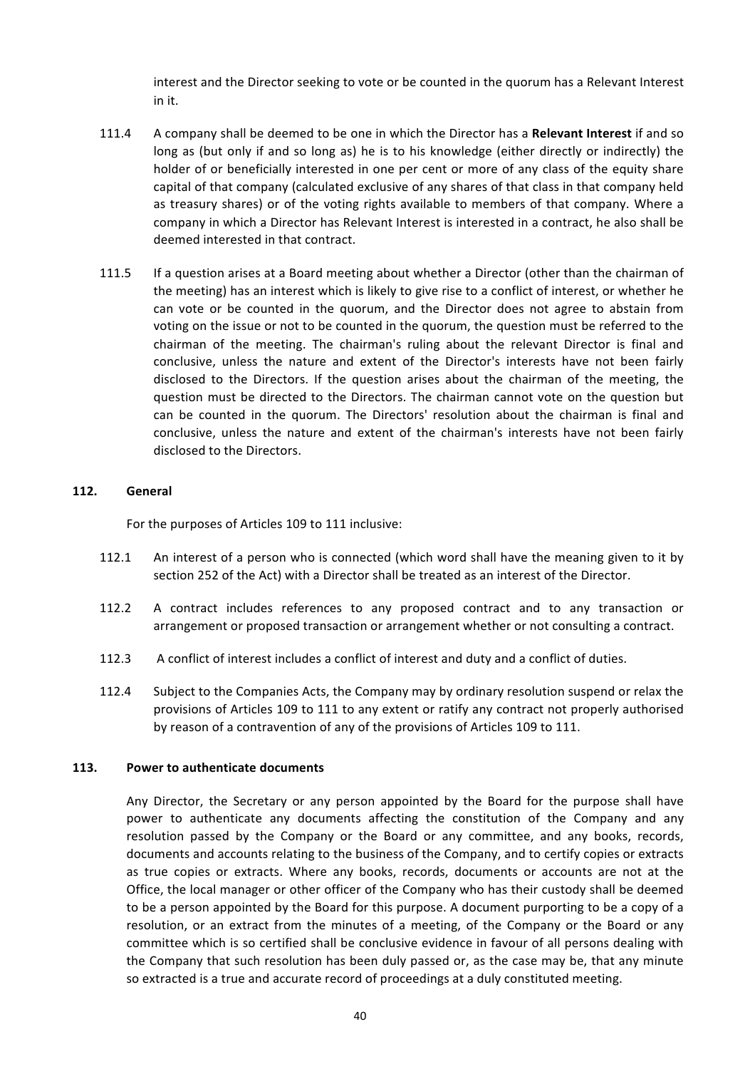interest and the Director seeking to vote or be counted in the quorum has a Relevant Interest in it.

111.4 A company shall be deemed to be one in which the Director has a **Relevant Interest** if and so long as (but only if and so long as) he is to his knowledge (either directly or indirectly) the holder of or beneficially interested in one per cent or more of any class of the equity share capital of that company (calculated exclusive of any shares of that class in that company held as treasury shares) or of the voting rights available to members of that company. Where a company in which a Director has Relevant Interest is interested in a contract, he also shall be deemed interested in that contract.

111.5 If a question arises at a Board meeting about whether a Director (other than the chairman of the meeting) has an interest which is likely to give rise to a conflict of interest, or whether he can vote or be counted in the quorum, and the Director does not agree to abstain from voting on the issue or not to be counted in the quorum, the question must be referred to the chairman of the meeting. The chairman's ruling about the relevant Director is final and conclusive, unless the nature and extent of the Director's interests have not been fairly disclosed to the Directors. If the question arises about the chairman of the meeting, the question must be directed to the Directors. The chairman cannot vote on the question but can be counted in the quorum. The Directors' resolution about the chairman is final and conclusive, unless the nature and extent of the chairman's interests have not been fairly disclosed to the Directors.

## 112. General

For the purposes of Articles 109 to 111 inclusive:

112.1 An interest of a person who is connected (which word shall have the meaning given to it by section 252 of the Act) with a Director shall be treated as an interest of the Director.

112.2 A contract includes references to any proposed contract and to any transaction or arrangement or proposed transaction or arrangement whether or not consulting a contract.

112.3 A conflict of interest includes a conflict of interest and duty and a conflict of duties.

112.4 Subject to the Companies Acts, the Company may by ordinary resolution suspend or relax the provisions of Articles 109 to 111 to any extent or ratify any contract not properly authorised by reason of a contravention of any of the provisions of Articles 109 to 111.

## 113. Power to authenticate documents

Any Director, the Secretary or any person appointed by the Board for the purpose shall have power to authenticate any documents affecting the constitution of the Company and any resolution passed by the Company or the Board or any committee, and any books, records, documents and accounts relating to the business of the Company, and to certify copies or extracts as true copies or extracts. Where any books, records, documents or accounts are not at the Office, the local manager or other officer of the Company who has their custody shall be deemed to be a person appointed by the Board for this purpose. A document purporting to be a copy of a resolution, or an extract from the minutes of a meeting, of the Company or the Board or any committee which is so certified shall be conclusive evidence in favour of all persons dealing with the Company that such resolution has been duly passed or, as the case may be, that any minute so extracted is a true and accurate record of proceedings at a duly constituted meeting.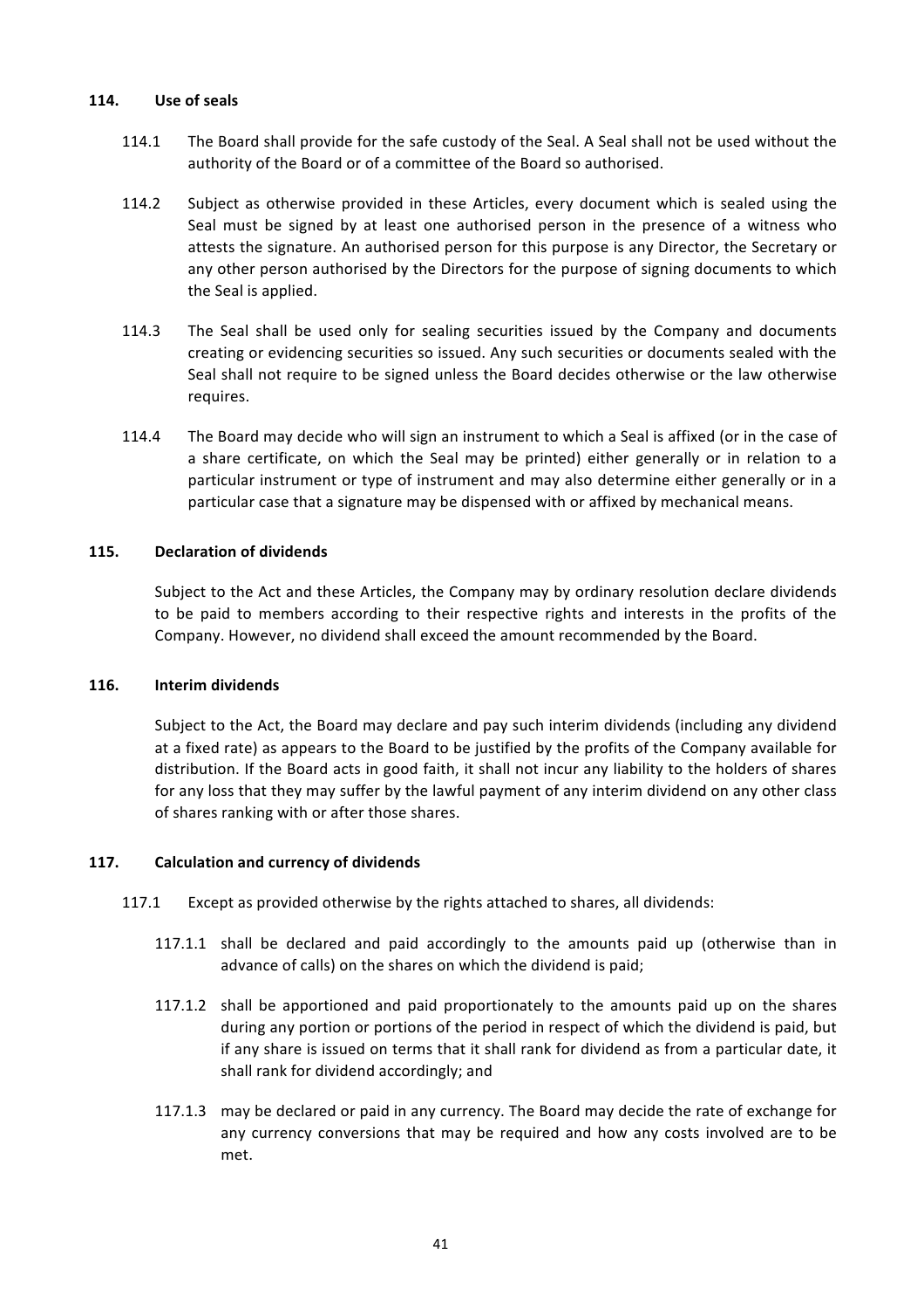## 114. Use of seals

114.1 The Board shall provide for the safe custody of the Seal. A Seal shall not be used without the authority of the Board or of a committee of the Board so authorised.

114.2 Subject as otherwise provided in these Articles, every document which is sealed using the Seal must be signed by at least one authorised person in the presence of a witness who attests the signature. An authorised person for this purpose is any Director, the Secretary or any other person authorised by the Directors for the purpose of signing documents to which the Seal is applied.

114.3 The Seal shall be used only for sealing securities issued by the Company and documents creating or evidencing securities so issued. Any such securities or documents sealed with the Seal shall not require to be signed unless the Board decides otherwise or the law otherwise requires.

114.4 The Board may decide who will sign an instrument to which a Seal is affixed (or in the case of a share certificate, on which the Seal may be printed) either generally or in relation to a particular instrument or type of instrument and may also determine either generally or in a particular case that a signature may be dispensed with or affixed by mechanical means.

## 115. Declaration of dividends

Subject to the Act and these Articles, the Company may by ordinary resolution declare dividends to be paid to members according to their respective rights and interests in the profits of the Company. However, no dividend shall exceed the amount recommended by the Board.

## 116. Interim dividends

Subject to the Act, the Board may declare and pay such interim dividends (including any dividend at a fixed rate) as appears to the Board to be justified by the profits of the Company available for distribution. If the Board acts in good faith, it shall not incur any liability to the holders of shares for any loss that they may suffer by the lawful payment of any interim dividend on any other class of shares ranking with or after those shares.

## 117. Calculation and currency of dividends

117.1 Except as provided otherwise by the rights attached to shares, all dividends:

117.1.1 shall be declared and paid accordingly to the amounts paid up (otherwise than in advance of calls) on the shares on which the dividend is paid;

117.1.2 shall be apportioned and paid proportionately to the amounts paid up on the shares during any portion or portions of the period in respect of which the dividend is paid, but if any share is issued on terms that it shall rank for dividend as from a particular date, it shall rank for dividend accordingly; and

117.1.3 may be declared or paid in any currency. The Board may decide the rate of exchange for any currency conversions that may be required and how any costs involved are to be met.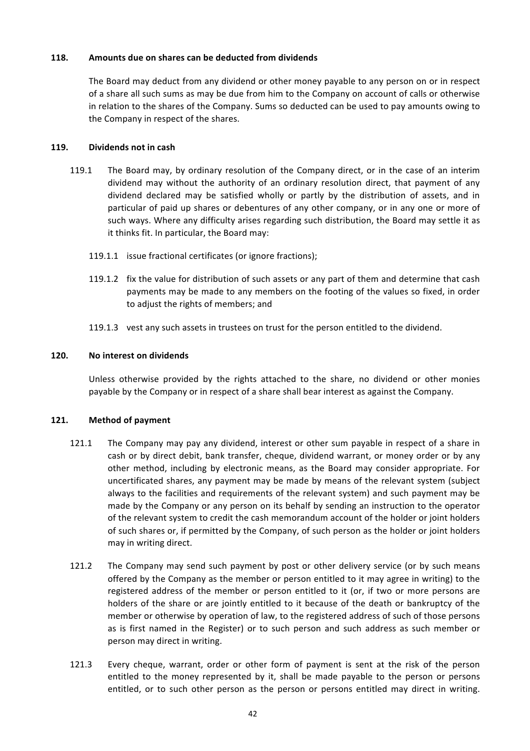### 118. Amounts due on shares can be deducted from dividends

The Board may deduct from any dividend or other money payable to any person on or in respect of a share all such sums as may be due from him to the Company on account of calls or otherwise in relation to the shares of the Company. Sums so deducted can be used to pay amounts owing to the Company in respect of the shares.

### 119. Dividends not in cash

119.1 The Board may, by ordinary resolution of the Company direct, or in the case of an interim dividend may without the authority of an ordinary resolution direct, that payment of any dividend declared may be satisfied wholly or partly by the distribution of assets, and in particular of paid up shares or debentures of any other company, or in any one or more of such ways. Where any difficulty arises regarding such distribution, the Board may settle it as it thinks fit. In particular, the Board may:

119.1.1 issue fractional certificates (or ignore fractions);

119.1.2 fix the value for distribution of such assets or any part of them and determine that cash payments may be made to any members on the footing of the values so fixed, in order to adjust the rights of members; and

119.1.3 vest any such assets in trustees on trust for the person entitled to the dividend.

### 120. No interest on dividends

Unless otherwise provided by the rights attached to the share, no dividend or other monies payable by the Company or in respect of a share shall bear interest as against the Company.

### 121. Method of payment

121.1 The Company may pay any dividend, interest or other sum payable in respect of a share in cash or by direct debit, bank transfer, cheque, dividend warrant, or money order or by any other method, including by electronic means, as the Board may consider appropriate. For uncertificated shares, any payment may be made by means of the relevant system (subject always to the facilities and requirements of the relevant system) and such payment may be made by the Company or any person on its behalf by sending an instruction to the operator of the relevant system to credit the cash memorandum account of the holder or joint holders of such shares or, if permitted by the Company, of such person as the holder or joint holders may in writing direct.

121.2 The Company may send such payment by post or other delivery service (or by such means offered by the Company as the member or person entitled to it may agree in writing) to the registered address of the member or person entitled to it (or, if two or more persons are holders of the share or are jointly entitled to it because of the death or bankruptcy of the member or otherwise by operation of law, to the registered address of such of those persons as is first named in the Register) or to such person and such address as such member or person may direct in writing.

121.3 Every cheque, warrant, order or other form of payment is sent at the risk of the person entitled to the money represented by it, shall be made payable to the person or persons entitled, or to such other person as the person or persons entitled may direct in writing.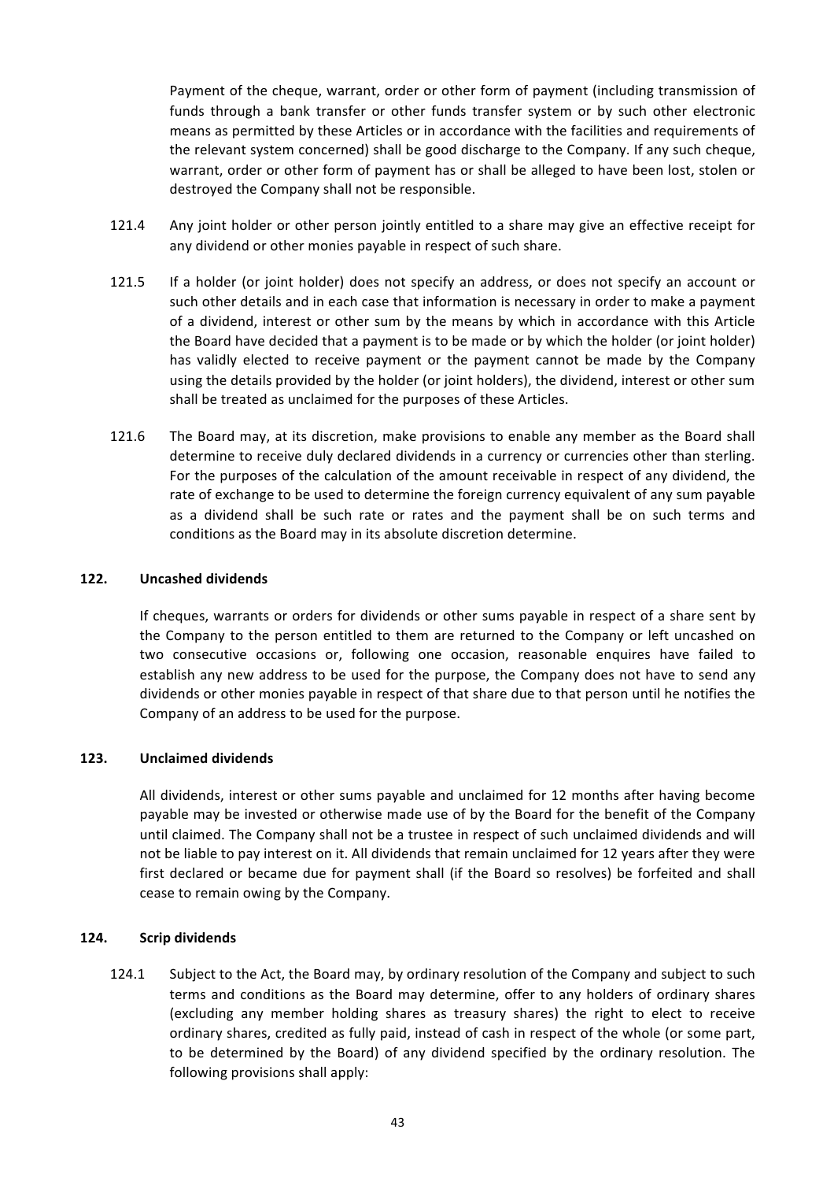Payment of the cheque, warrant, order or other form of payment (including transmission of funds through a bank transfer or other funds transfer system or by such other electronic means as permitted by these Articles or in accordance with the facilities and requirements of the relevant system concerned) shall be good discharge to the Company. If any such cheque, warrant, order or other form of payment has or shall be alleged to have been lost, stolen or destroyed the Company shall not be responsible.

121.4 Any joint holder or other person jointly entitled to a share may give an effective receipt for any dividend or other monies payable in respect of such share.

121.5 If a holder (or joint holder) does not specify an address, or does not specify an account or such other details and in each case that information is necessary in order to make a payment of a dividend, interest or other sum by the means by which in accordance with this Article the Board have decided that a payment is to be made or by which the holder (or joint holder) has validly elected to receive payment or the payment cannot be made by the Company using the details provided by the holder (or joint holders), the dividend, interest or other sum shall be treated as unclaimed for the purposes of these Articles.

121.6 The Board may, at its discretion, make provisions to enable any member as the Board shall determine to receive duly declared dividends in a currency or currencies other than sterling. For the purposes of the calculation of the amount receivable in respect of any dividend, the rate of exchange to be used to determine the foreign currency equivalent of any sum payable as a dividend shall be such rate or rates and the payment shall be on such terms and conditions as the Board may in its absolute discretion determine.

## 122. Uncashed dividends

If cheques, warrants or orders for dividends or other sums payable in respect of a share sent by the Company to the person entitled to them are returned to the Company or left uncashed on two consecutive occasions or, following one occasion, reasonable enquires have failed to establish any new address to be used for the purpose, the Company does not have to send any dividends or other monies payable in respect of that share due to that person until he notifies the Company of an address to be used for the purpose.

## 123. Unclaimed dividends

All dividends, interest or other sums payable and unclaimed for 12 months after having become payable may be invested or otherwise made use of by the Board for the benefit of the Company until claimed. The Company shall not be a trustee in respect of such unclaimed dividends and will not be liable to pay interest on it. All dividends that remain unclaimed for 12 years after they were first declared or became due for payment shall (if the Board so resolves) be forfeited and shall cease to remain owing by the Company.

## 124. Scrip dividends

124.1 Subject to the Act, the Board may, by ordinary resolution of the Company and subject to such terms and conditions as the Board may determine, offer to any holders of ordinary shares (excluding any member holding shares as treasury shares) the right to elect to receive ordinary shares, credited as fully paid, instead of cash in respect of the whole (or some part, to be determined by the Board) of any dividend specified by the ordinary resolution. The following provisions shall apply: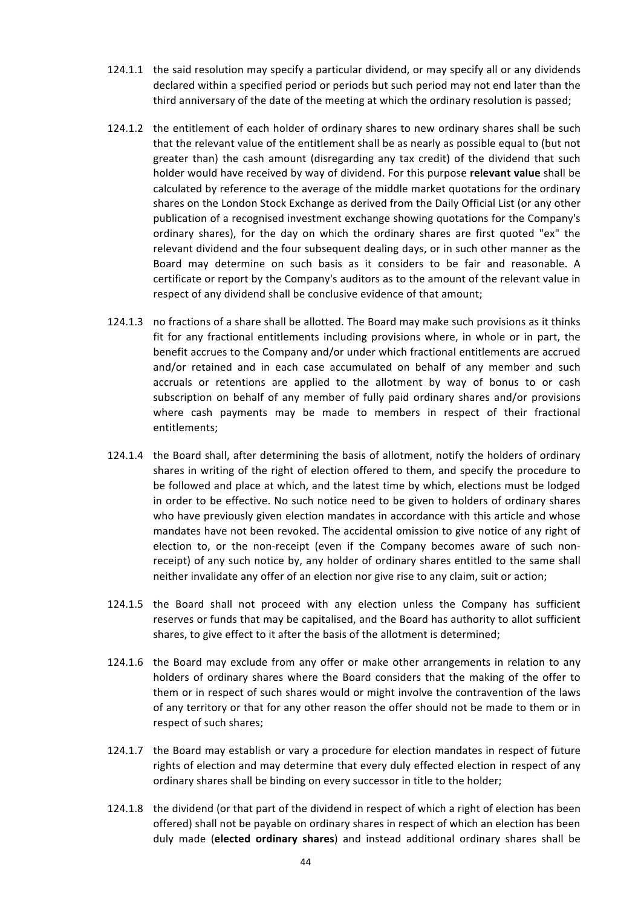124.1.1 the said resolution may specify a particular dividend, or may specify all or any dividends declared within a specified period or periods but such period may not end later than the third anniversary of the date of the meeting at which the ordinary resolution is passed;

124.1.2 the entitlement of each holder of ordinary shares to new ordinary shares shall be such that the relevant value of the entitlement shall be as nearly as possible equal to (but not greater than) the cash amount (disregarding any tax credit) of the dividend that such holder would have received by way of dividend. For this purpose **relevant value** shall be calculated by reference to the average of the middle market quotations for the ordinary shares on the London Stock Exchange as derived from the Daily Official List (or any other publication of a recognised investment exchange showing quotations for the Company's ordinary shares), for the day on which the ordinary shares are first quoted "ex" the relevant dividend and the four subsequent dealing days, or in such other manner as the Board may determine on such basis as it considers to be fair and reasonable. A certificate or report by the Company's auditors as to the amount of the relevant value in respect of any dividend shall be conclusive evidence of that amount;

124.1.3 no fractions of a share shall be allotted. The Board may make such provisions as it thinks fit for any fractional entitlements including provisions where, in whole or in part, the benefit accrues to the Company and/or under which fractional entitlements are accrued and/or retained and in each case accumulated on behalf of any member and such accruals or retentions are applied to the allotment by way of bonus to or cash subscription on behalf of any member of fully paid ordinary shares and/or provisions where cash payments may be made to members in respect of their fractional entitlements;

124.1.4 the Board shall, after determining the basis of allotment, notify the holders of ordinary shares in writing of the right of election offered to them, and specify the procedure to be followed and place at which, and the latest time by which, elections must be lodged in order to be effective. No such notice need to be given to holders of ordinary shares who have previously given election mandates in accordance with this article and whose mandates have not been revoked. The accidental omission to give notice of any right of election to, or the non-receipt (even if the Company becomes aware of such non-receipt) of any such notice by, any holder of ordinary shares entitled to the same shall neither invalidate any offer of an election nor give rise to any claim, suit or action;

124.1.5 the Board shall not proceed with any election unless the Company has sufficient reserves or funds that may be capitalised, and the Board has authority to allot sufficient shares, to give effect to it after the basis of the allotment is determined;

124.1.6 the Board may exclude from any offer or make other arrangements in relation to any holders of ordinary shares where the Board considers that the making of the offer to them or in respect of such shares would or might involve the contravention of the laws of any territory or that for any other reason the offer should not be made to them or in respect of such shares;

124.1.7 the Board may establish or vary a procedure for election mandates in respect of future rights of election and may determine that every duly effected election in respect of any ordinary shares shall be binding on every successor in title to the holder;

124.1.8 the dividend (or that part of the dividend in respect of which a right of election has been offered) shall not be payable on ordinary shares in respect of which an election has been duly made (**elected ordinary shares**) and instead additional ordinary shares shall be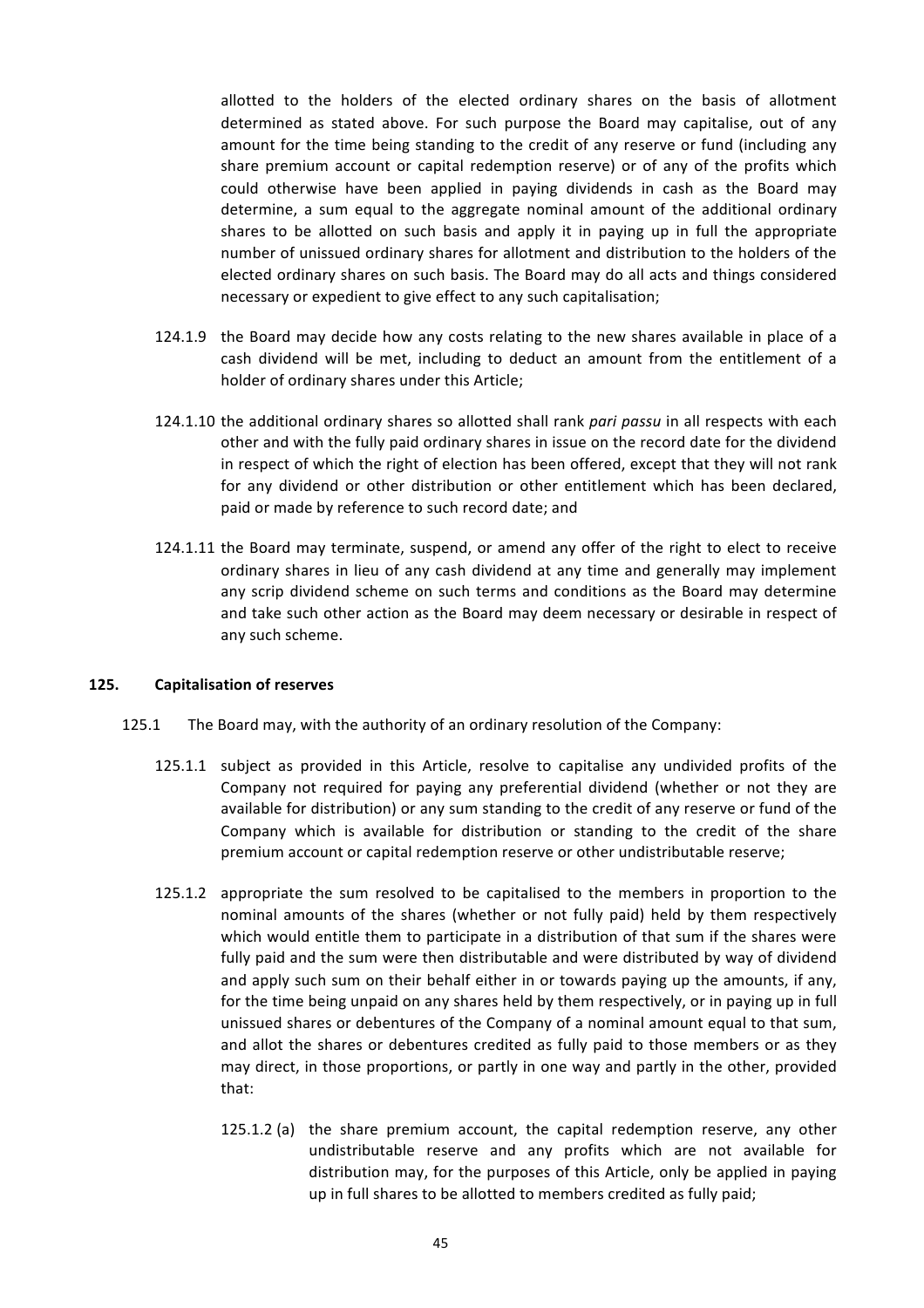allotted to the holders of the elected ordinary shares on the basis of allotment determined as stated above. For such purpose the Board may capitalise, out of any amount for the time being standing to the credit of any reserve or fund (including any share premium account or capital redemption reserve) or of any of the profits which could otherwise have been applied in paying dividends in cash as the Board may determine, a sum equal to the aggregate nominal amount of the additional ordinary shares to be allotted on such basis and apply it in paying up in full the appropriate number of unissued ordinary shares for allotment and distribution to the holders of the elected ordinary shares on such basis. The Board may do all acts and things considered necessary or expedient to give effect to any such capitalisation;

124.1.9 the Board may decide how any costs relating to the new shares available in place of a cash dividend will be met, including to deduct an amount from the entitlement of a holder of ordinary shares under this Article;

124.1.10 the additional ordinary shares so allotted shall rank *pari passu* in all respects with each other and with the fully paid ordinary shares in issue on the record date for the dividend in respect of which the right of election has been offered, except that they will not rank for any dividend or other distribution or other entitlement which has been declared, paid or made by reference to such record date; and

124.1.11 the Board may terminate, suspend, or amend any offer of the right to elect to receive ordinary shares in lieu of any cash dividend at any time and generally may implement any scrip dividend scheme on such terms and conditions as the Board may determine and take such other action as the Board may deem necessary or desirable in respect of any such scheme.

**125. Capitalisation of reserves**

125.1 The Board may, with the authority of an ordinary resolution of the Company:

125.1.1 subject as provided in this Article, resolve to capitalise any undivided profits of the Company not required for paying any preferential dividend (whether or not they are available for distribution) or any sum standing to the credit of any reserve or fund of the Company which is available for distribution or standing to the credit of the share premium account or capital redemption reserve or other undistributable reserve;

125.1.2 appropriate the sum resolved to be capitalised to the members in proportion to the nominal amounts of the shares (whether or not fully paid) held by them respectively which would entitle them to participate in a distribution of that sum if the shares were fully paid and the sum were then distributable and were distributed by way of dividend and apply such sum on their behalf either in or towards paying up the amounts, if any, for the time being unpaid on any shares held by them respectively, or in paying up in full unissued shares or debentures of the Company of a nominal amount equal to that sum, and allot the shares or debentures credited as fully paid to those members or as they may direct, in those proportions, or partly in one way and partly in the other, provided that:

125.1.2 (a) the share premium account, the capital redemption reserve, any other undistributable reserve and any profits which are not available for distribution may, for the purposes of this Article, only be applied in paying up in full shares to be allotted to members credited as fully paid;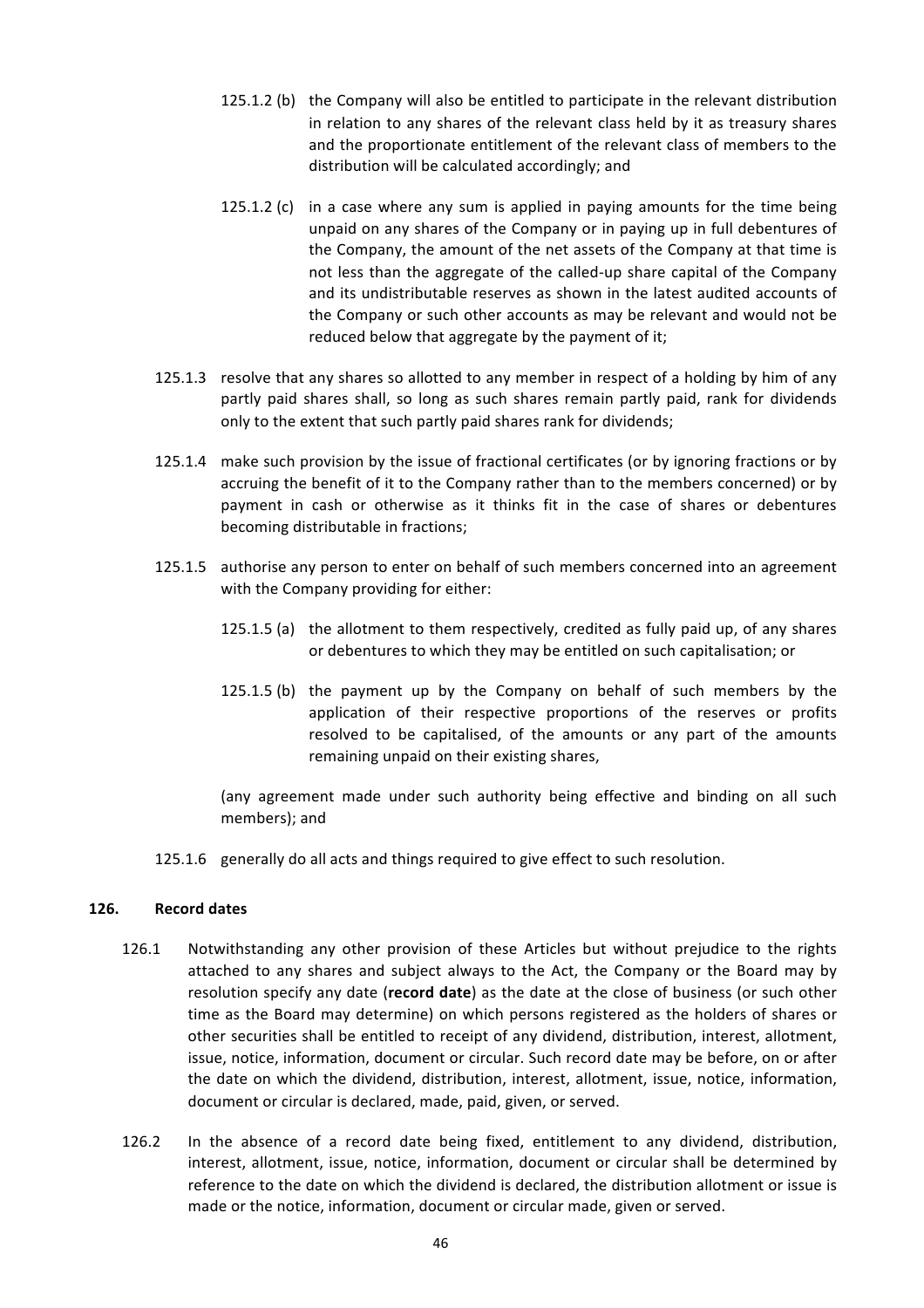125.1.2 (b) the Company will also be entitled to participate in the relevant distribution in relation to any shares of the relevant class held by it as treasury shares and the proportionate entitlement of the relevant class of members to the distribution will be calculated accordingly; and

125.1.2 (c) in a case where any sum is applied in paying amounts for the time being unpaid on any shares of the Company or in paying up in full debentures of the Company, the amount of the net assets of the Company at that time is not less than the aggregate of the called-up share capital of the Company and its undistributable reserves as shown in the latest audited accounts of the Company or such other accounts as may be relevant and would not be reduced below that aggregate by the payment of it;

125.1.3 resolve that any shares so allotted to any member in respect of a holding by him of any partly paid shares shall, so long as such shares remain partly paid, rank for dividends only to the extent that such partly paid shares rank for dividends;

125.1.4 make such provision by the issue of fractional certificates (or by ignoring fractions or by accruing the benefit of it to the Company rather than to the members concerned) or by payment in cash or otherwise as it thinks fit in the case of shares or debentures becoming distributable in fractions;

125.1.5 authorise any person to enter on behalf of such members concerned into an agreement with the Company providing for either:

125.1.5 (a) the allotment to them respectively, credited as fully paid up, of any shares or debentures to which they may be entitled on such capitalisation; or

125.1.5 (b) the payment up by the Company on behalf of such members by the application of their respective proportions of the reserves or profits resolved to be capitalised, of the amounts or any part of the amounts remaining unpaid on their existing shares,

(any agreement made under such authority being effective and binding on all such members); and

125.1.6 generally do all acts and things required to give effect to such resolution.

## 126. Record dates

126.1 Notwithstanding any other provision of these Articles but without prejudice to the rights attached to any shares and subject always to the Act, the Company or the Board may by resolution specify any date (**record date**) as the date at the close of business (or such other time as the Board may determine) on which persons registered as the holders of shares or other securities shall be entitled to receipt of any dividend, distribution, interest, allotment, issue, notice, information, document or circular. Such record date may be before, on or after the date on which the dividend, distribution, interest, allotment, issue, notice, information, document or circular is declared, made, paid, given, or served.

126.2 In the absence of a record date being fixed, entitlement to any dividend, distribution, interest, allotment, issue, notice, information, document or circular shall be determined by reference to the date on which the dividend is declared, the distribution allotment or issue is made or the notice, information, document or circular made, given or served.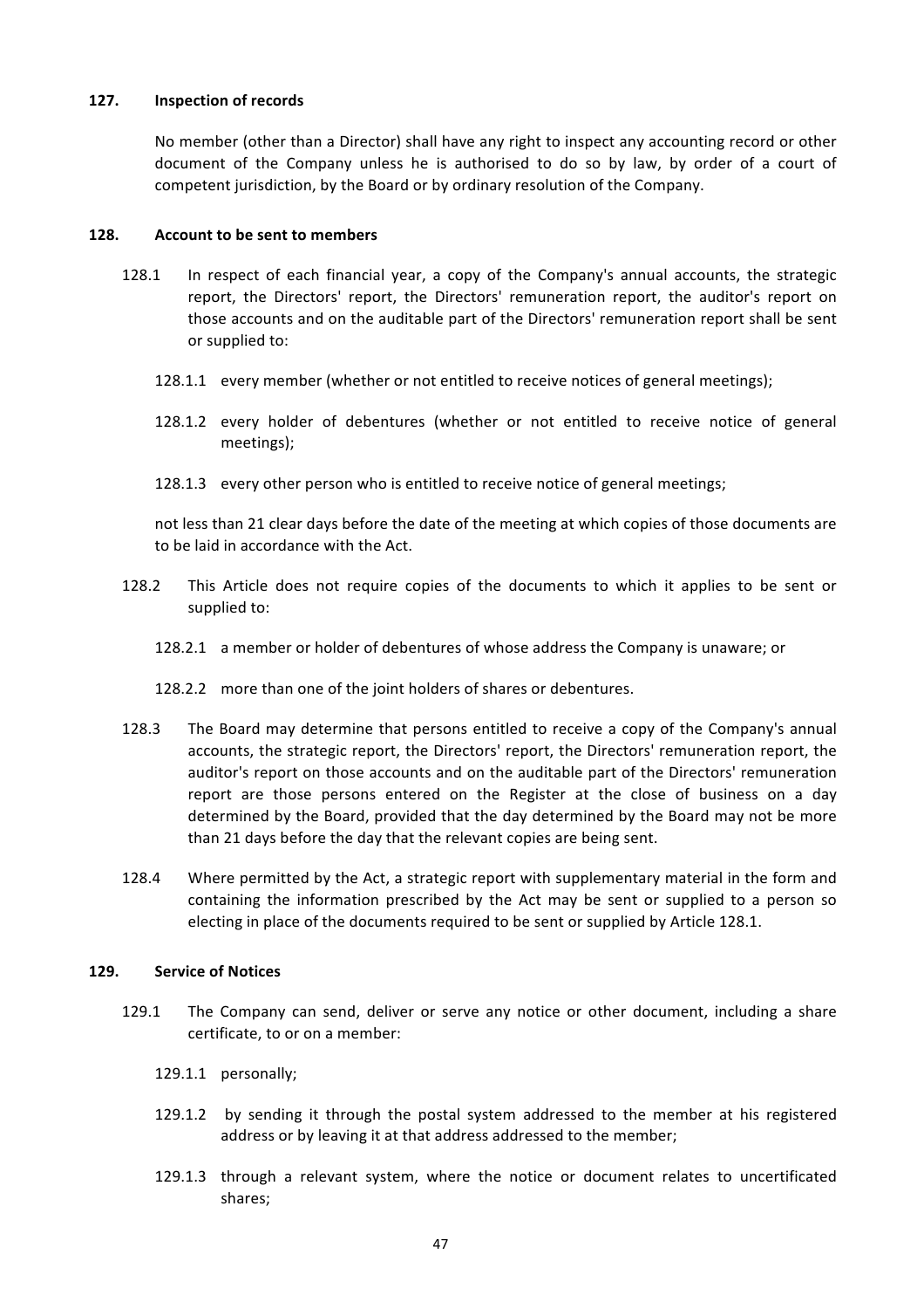## 127. Inspection of records

No member (other than a Director) shall have any right to inspect any accounting record or other document of the Company unless he is authorised to do so by law, by order of a court of competent jurisdiction, by the Board or by ordinary resolution of the Company.

## 128. Account to be sent to members

128.1 In respect of each financial year, a copy of the Company's annual accounts, the strategic report, the Directors' report, the Directors' remuneration report, the auditor's report on those accounts and on the auditable part of the Directors' remuneration report shall be sent or supplied to:

128.1.1 every member (whether or not entitled to receive notices of general meetings);

128.1.2 every holder of debentures (whether or not entitled to receive notice of general meetings);

128.1.3 every other person who is entitled to receive notice of general meetings;

not less than 21 clear days before the date of the meeting at which copies of those documents are to be laid in accordance with the Act.

128.2 This Article does not require copies of the documents to which it applies to be sent or supplied to:

128.2.1 a member or holder of debentures of whose address the Company is unaware; or

128.2.2 more than one of the joint holders of shares or debentures.

128.3 The Board may determine that persons entitled to receive a copy of the Company's annual accounts, the strategic report, the Directors' report, the Directors' remuneration report, the auditor's report on those accounts and on the auditable part of the Directors' remuneration report are those persons entered on the Register at the close of business on a day determined by the Board, provided that the day determined by the Board may not be more than 21 days before the day that the relevant copies are being sent.

128.4 Where permitted by the Act, a strategic report with supplementary material in the form and containing the information prescribed by the Act may be sent or supplied to a person so electing in place of the documents required to be sent or supplied by Article 128.1.

## 129. Service of Notices

129.1 The Company can send, deliver or serve any notice or other document, including a share certificate, to or on a member:

129.1.1 personally;

129.1.2 by sending it through the postal system addressed to the member at his registered address or by leaving it at that address addressed to the member;

129.1.3 through a relevant system, where the notice or document relates to uncertificated shares;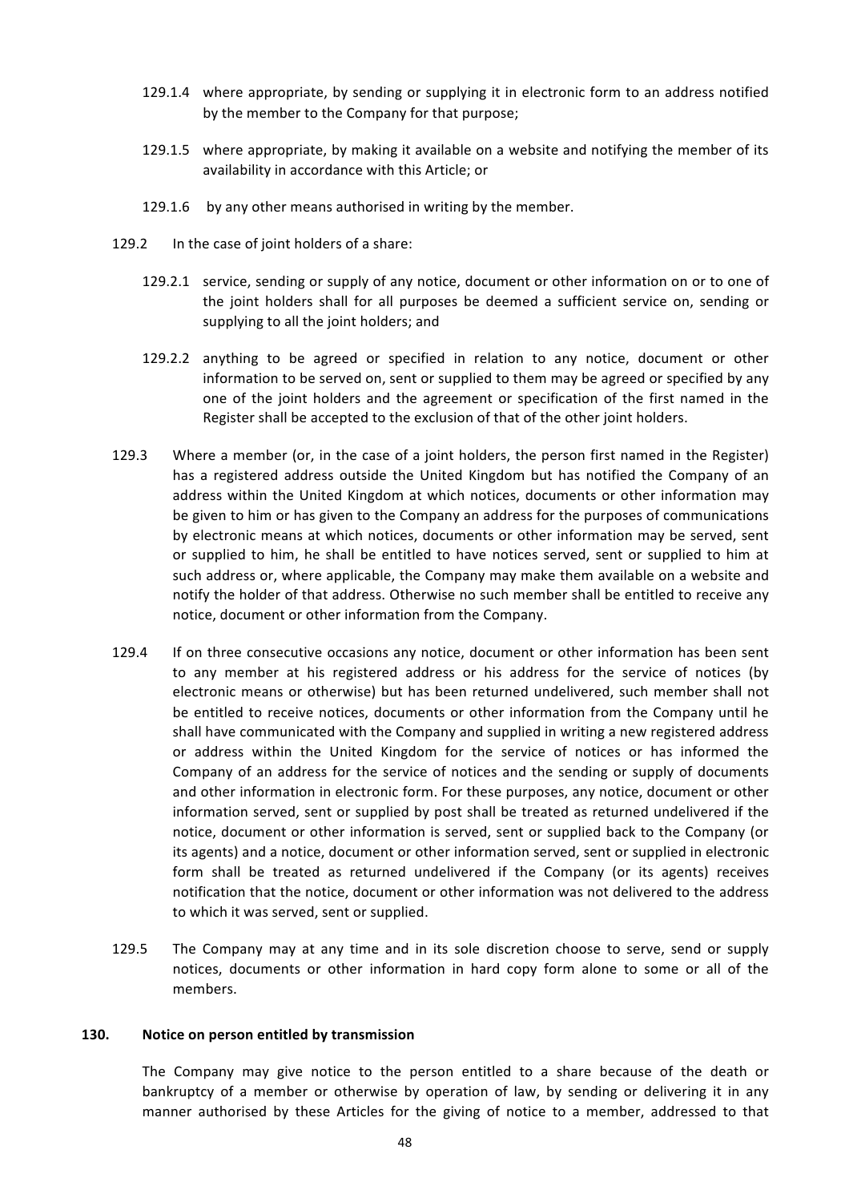129.1.4 where appropriate, by sending or supplying it in electronic form to an address notified by the member to the Company for that purpose;

129.1.5 where appropriate, by making it available on a website and notifying the member of its availability in accordance with this Article; or

129.1.6 by any other means authorised in writing by the member.

129.2 In the case of joint holders of a share:

129.2.1 service, sending or supply of any notice, document or other information on or to one of the joint holders shall for all purposes be deemed a sufficient service on, sending or supplying to all the joint holders; and

129.2.2 anything to be agreed or specified in relation to any notice, document or other information to be served on, sent or supplied to them may be agreed or specified by any one of the joint holders and the agreement or specification of the first named in the Register shall be accepted to the exclusion of that of the other joint holders.

129.3 Where a member (or, in the case of a joint holders, the person first named in the Register) has a registered address outside the United Kingdom but has notified the Company of an address within the United Kingdom at which notices, documents or other information may be given to him or has given to the Company an address for the purposes of communications by electronic means at which notices, documents or other information may be served, sent or supplied to him, he shall be entitled to have notices served, sent or supplied to him at such address or, where applicable, the Company may make them available on a website and notify the holder of that address. Otherwise no such member shall be entitled to receive any notice, document or other information from the Company.

129.4 If on three consecutive occasions any notice, document or other information has been sent to any member at his registered address or his address for the service of notices (by electronic means or otherwise) but has been returned undelivered, such member shall not be entitled to receive notices, documents or other information from the Company until he shall have communicated with the Company and supplied in writing a new registered address or address within the United Kingdom for the service of notices or has informed the Company of an address for the service of notices and the sending or supply of documents and other information in electronic form. For these purposes, any notice, document or other information served, sent or supplied by post shall be treated as returned undelivered if the notice, document or other information is served, sent or supplied back to the Company (or its agents) and a notice, document or other information served, sent or supplied in electronic form shall be treated as returned undelivered if the Company (or its agents) receives notification that the notice, document or other information was not delivered to the address to which it was served, sent or supplied.

129.5 The Company may at any time and in its sole discretion choose to serve, send or supply notices, documents or other information in hard copy form alone to some or all of the members.

**130. Notice on person entitled by transmission**

The Company may give notice to the person entitled to a share because of the death or bankruptcy of a member or otherwise by operation of law, by sending or delivering it in any manner authorised by these Articles for the giving of notice to a member, addressed to that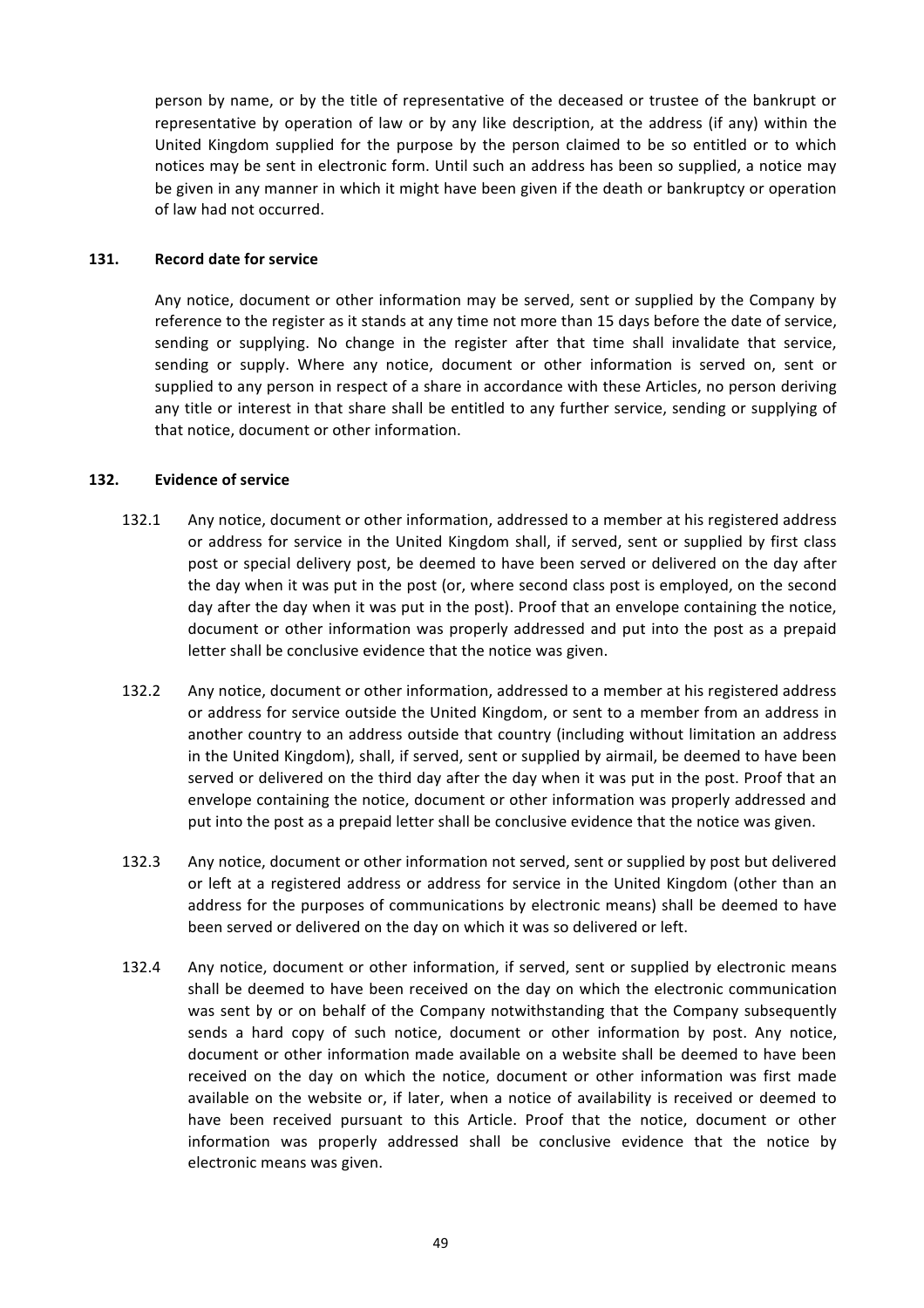person by name, or by the title of representative of the deceased or trustee of the bankrupt or representative by operation of law or by any like description, at the address (if any) within the United Kingdom supplied for the purpose by the person claimed to be so entitled or to which notices may be sent in electronic form. Until such an address has been so supplied, a notice may be given in any manner in which it might have been given if the death or bankruptcy or operation of law had not occurred.

### 131. Record date for service

Any notice, document or other information may be served, sent or supplied by the Company by reference to the register as it stands at any time not more than 15 days before the date of service, sending or supplying. No change in the register after that time shall invalidate that service, sending or supply. Where any notice, document or other information is served on, sent or supplied to any person in respect of a share in accordance with these Articles, no person deriving any title or interest in that share shall be entitled to any further service, sending or supplying of that notice, document or other information.

### 132. Evidence of service

132.1 Any notice, document or other information, addressed to a member at his registered address or address for service in the United Kingdom shall, if served, sent or supplied by first class post or special delivery post, be deemed to have been served or delivered on the day after the day when it was put in the post (or, where second class post is employed, on the second day after the day when it was put in the post). Proof that an envelope containing the notice, document or other information was properly addressed and put into the post as a prepaid letter shall be conclusive evidence that the notice was given.

132.2 Any notice, document or other information, addressed to a member at his registered address or address for service outside the United Kingdom, or sent to a member from an address in another country to an address outside that country (including without limitation an address in the United Kingdom), shall, if served, sent or supplied by airmail, be deemed to have been served or delivered on the third day after the day when it was put in the post. Proof that an envelope containing the notice, document or other information was properly addressed and put into the post as a prepaid letter shall be conclusive evidence that the notice was given.

132.3 Any notice, document or other information not served, sent or supplied by post but delivered or left at a registered address or address for service in the United Kingdom (other than an address for the purposes of communications by electronic means) shall be deemed to have been served or delivered on the day on which it was so delivered or left.

132.4 Any notice, document or other information, if served, sent or supplied by electronic means shall be deemed to have been received on the day on which the electronic communication was sent by or on behalf of the Company notwithstanding that the Company subsequently sends a hard copy of such notice, document or other information by post. Any notice, document or other information made available on a website shall be deemed to have been received on the day on which the notice, document or other information was first made available on the website or, if later, when a notice of availability is received or deemed to have been received pursuant to this Article. Proof that the notice, document or other information was properly addressed shall be conclusive evidence that the notice by electronic means was given.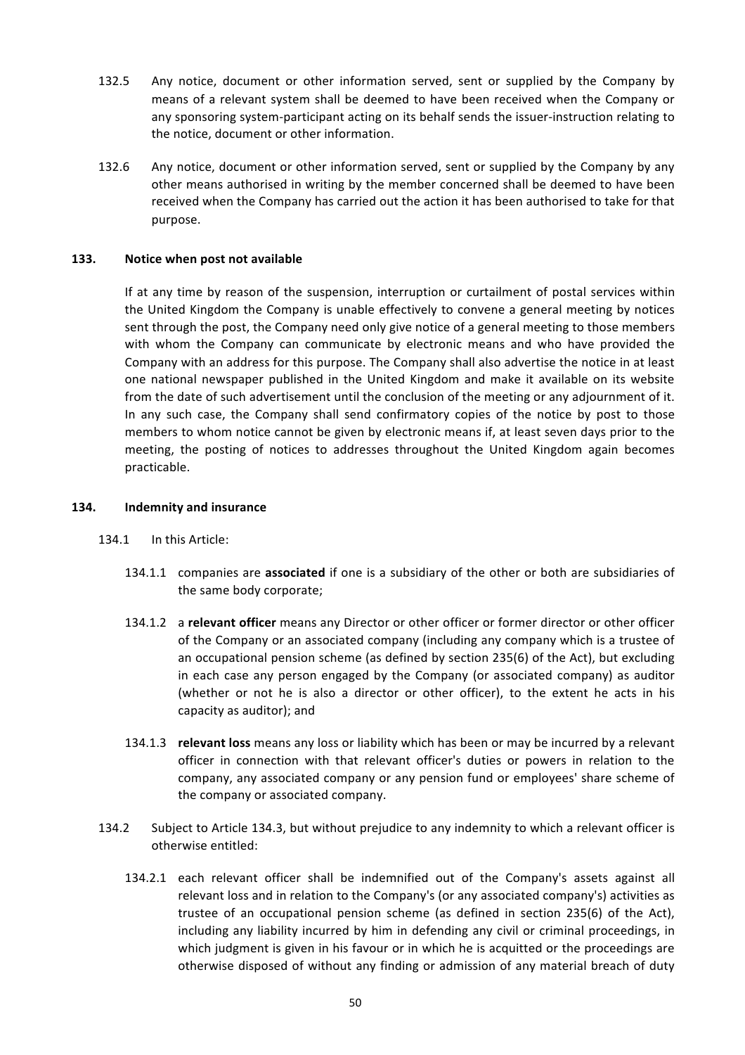132.5 Any notice, document or other information served, sent or supplied by the Company by means of a relevant system shall be deemed to have been received when the Company or any sponsoring system-participant acting on its behalf sends the issuer-instruction relating to the notice, document or other information.

132.6 Any notice, document or other information served, sent or supplied by the Company by any other means authorised in writing by the member concerned shall be deemed to have been received when the Company has carried out the action it has been authorised to take for that purpose.

## 133. Notice when post not available

If at any time by reason of the suspension, interruption or curtailment of postal services within the United Kingdom the Company is unable effectively to convene a general meeting by notices sent through the post, the Company need only give notice of a general meeting to those members with whom the Company can communicate by electronic means and who have provided the Company with an address for this purpose. The Company shall also advertise the notice in at least one national newspaper published in the United Kingdom and make it available on its website from the date of such advertisement until the conclusion of the meeting or any adjournment of it. In any such case, the Company shall send confirmatory copies of the notice by post to those members to whom notice cannot be given by electronic means if, at least seven days prior to the meeting, the posting of notices to addresses throughout the United Kingdom again becomes practicable.

## 134. Indemnity and insurance

134.1 In this Article:

134.1.1 companies are **associated** if one is a subsidiary of the other or both are subsidiaries of the same body corporate;

134.1.2 a **relevant officer** means any Director or other officer or former director or other officer of the Company or an associated company (including any company which is a trustee of an occupational pension scheme (as defined by section 235(6) of the Act), but excluding in each case any person engaged by the Company (or associated company) as auditor (whether or not he is also a director or other officer), to the extent he acts in his capacity as auditor); and

134.1.3 **relevant loss** means any loss or liability which has been or may be incurred by a relevant officer in connection with that relevant officer's duties or powers in relation to the company, any associated company or any pension fund or employees' share scheme of the company or associated company.

134.2 Subject to Article 134.3, but without prejudice to any indemnity to which a relevant officer is otherwise entitled:

134.2.1 each relevant officer shall be indemnified out of the Company's assets against all relevant loss and in relation to the Company's (or any associated company's) activities as trustee of an occupational pension scheme (as defined in section 235(6) of the Act), including any liability incurred by him in defending any civil or criminal proceedings, in which judgment is given in his favour or in which he is acquitted or the proceedings are otherwise disposed of without any finding or admission of any material breach of duty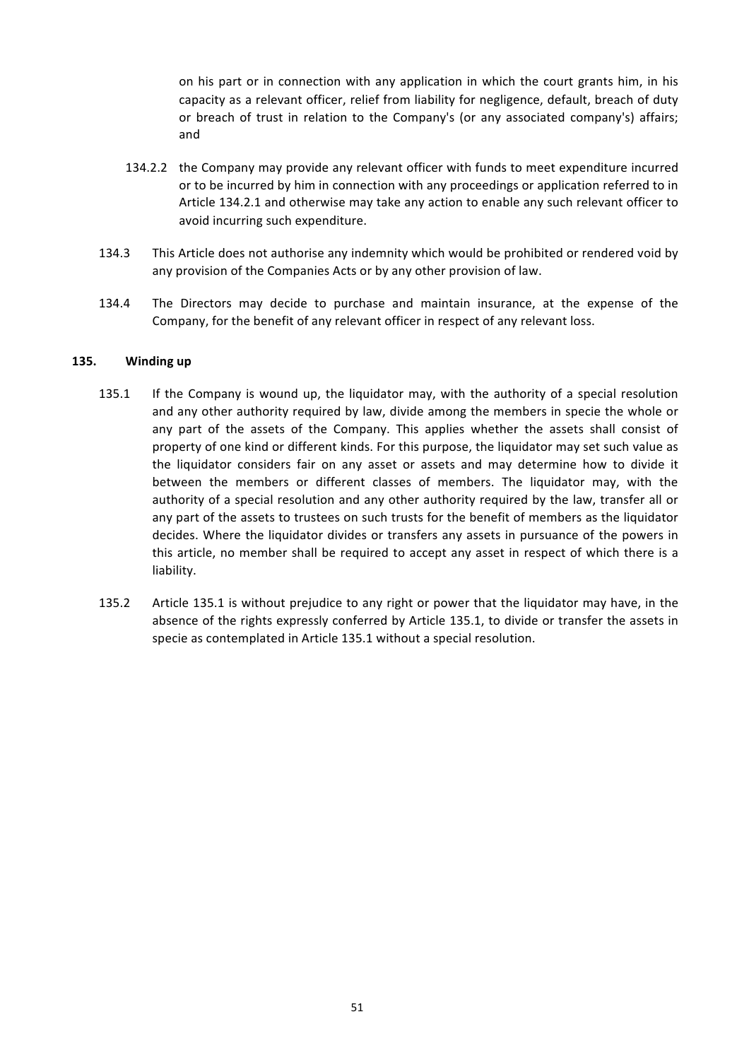on his part or in connection with any application in which the court grants him, in his capacity as a relevant officer, relief from liability for negligence, default, breach of duty or breach of trust in relation to the Company's (or any associated company's) affairs; and

134.2.2 the Company may provide any relevant officer with funds to meet expenditure incurred or to be incurred by him in connection with any proceedings or application referred to in Article 134.2.1 and otherwise may take any action to enable any such relevant officer to avoid incurring such expenditure.

134.3 This Article does not authorise any indemnity which would be prohibited or rendered void by any provision of the Companies Acts or by any other provision of law.

134.4 The Directors may decide to purchase and maintain insurance, at the expense of the Company, for the benefit of any relevant officer in respect of any relevant loss.

## 135. Winding up

135.1 If the Company is wound up, the liquidator may, with the authority of a special resolution and any other authority required by law, divide among the members in specie the whole or any part of the assets of the Company. This applies whether the assets shall consist of property of one kind or different kinds. For this purpose, the liquidator may set such value as the liquidator considers fair on any asset or assets and may determine how to divide it between the members or different classes of members. The liquidator may, with the authority of a special resolution and any other authority required by the law, transfer all or any part of the assets to trustees on such trusts for the benefit of members as the liquidator decides. Where the liquidator divides or transfers any assets in pursuance of the powers in this article, no member shall be required to accept any asset in respect of which there is a liability.

135.2 Article 135.1 is without prejudice to any right or power that the liquidator may have, in the absence of the rights expressly conferred by Article 135.1, to divide or transfer the assets in specie as contemplated in Article 135.1 without a special resolution.